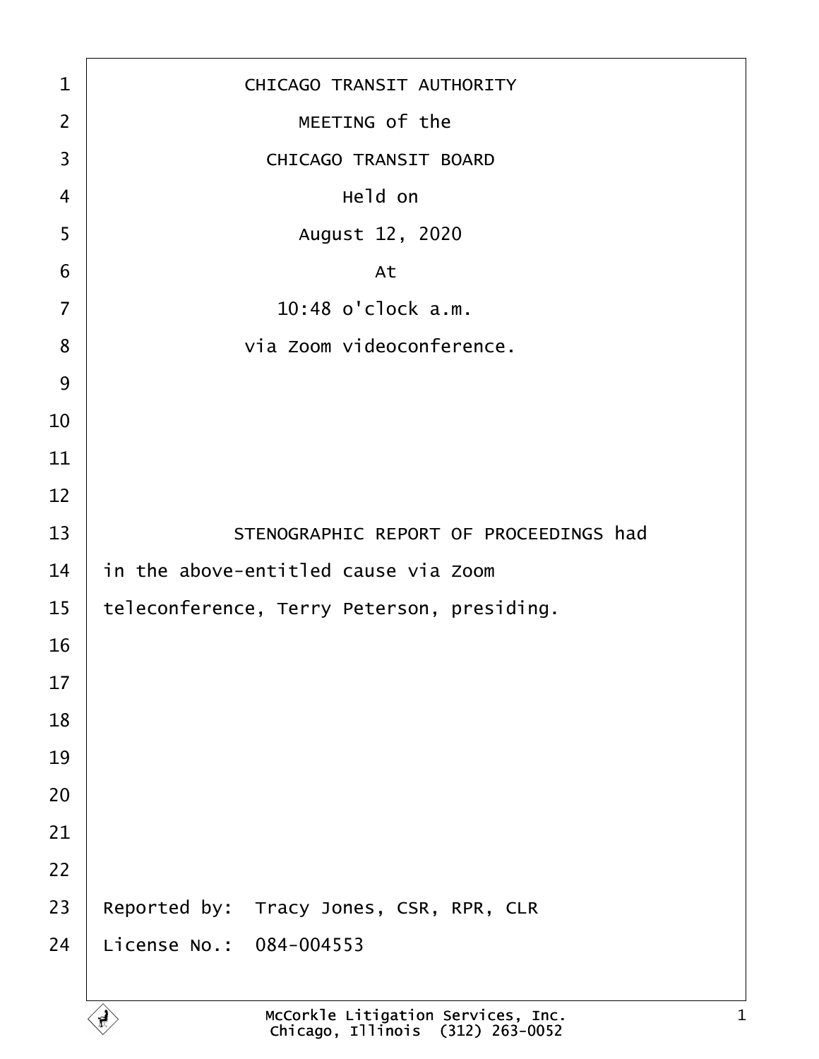CHICAGO TRANSIT AUTHORITY

MEETING of the

CHICAGO TRANSIT BOARD

Held on

August 12, 2020

At

10:48 o'clock a.m.

via Zoom videoconference.

STENOGRAPHIC REPORT OF PROCEEDINGS had in the above-entitled cause via Zoom teleconference, Terry Peterson, presiding.

Reported by: Tracy Jones, CSR, RPR, CLR

License No.: 084-004553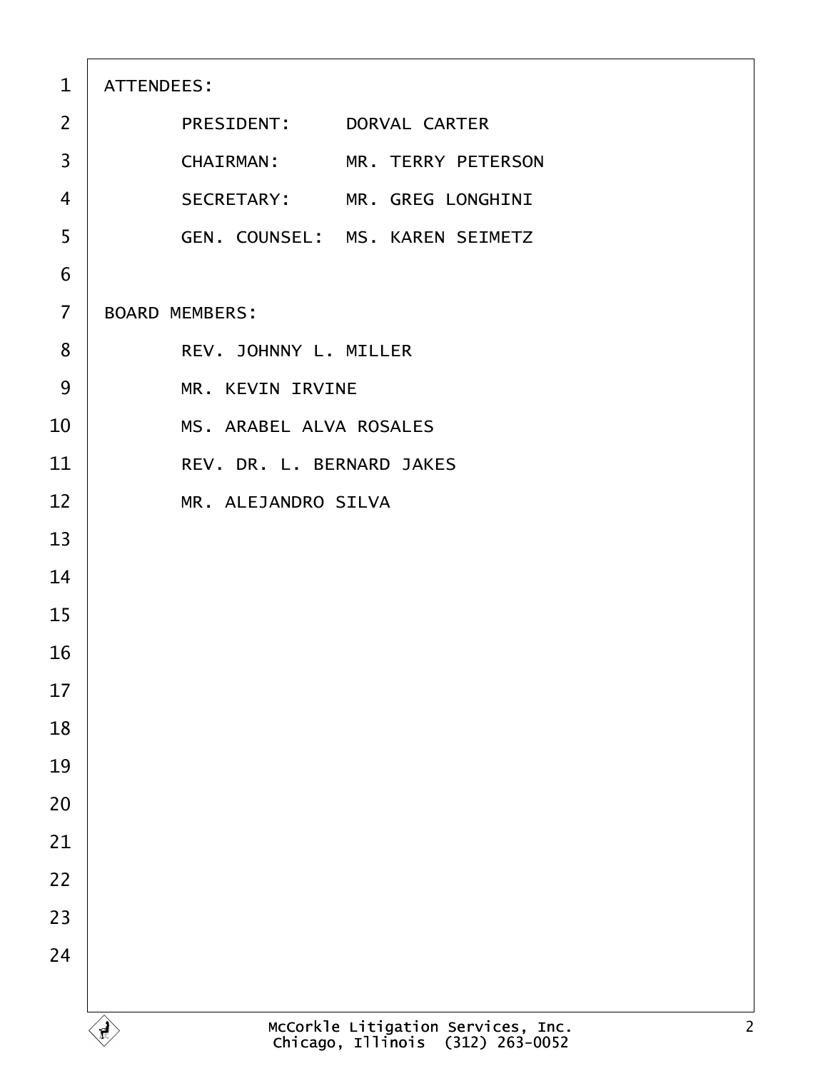ATTENDEES:

PRESIDENT: DORVAL CARTER

CHAIRMAN: MR. TERRY PETERSON

SECRETARY: MR. GREG LONGHINI

GEN. COUNSEL: MS. KAREN SEIMETZ

BOARD MEMBERS:

REV. JOHNNY L. MILLER

MR. KEVIN IRVINE

MS. ARABEL ALVA ROSALES

REV. DR. L. BERNARD JAKES

MR. ALEJANDRO SILVA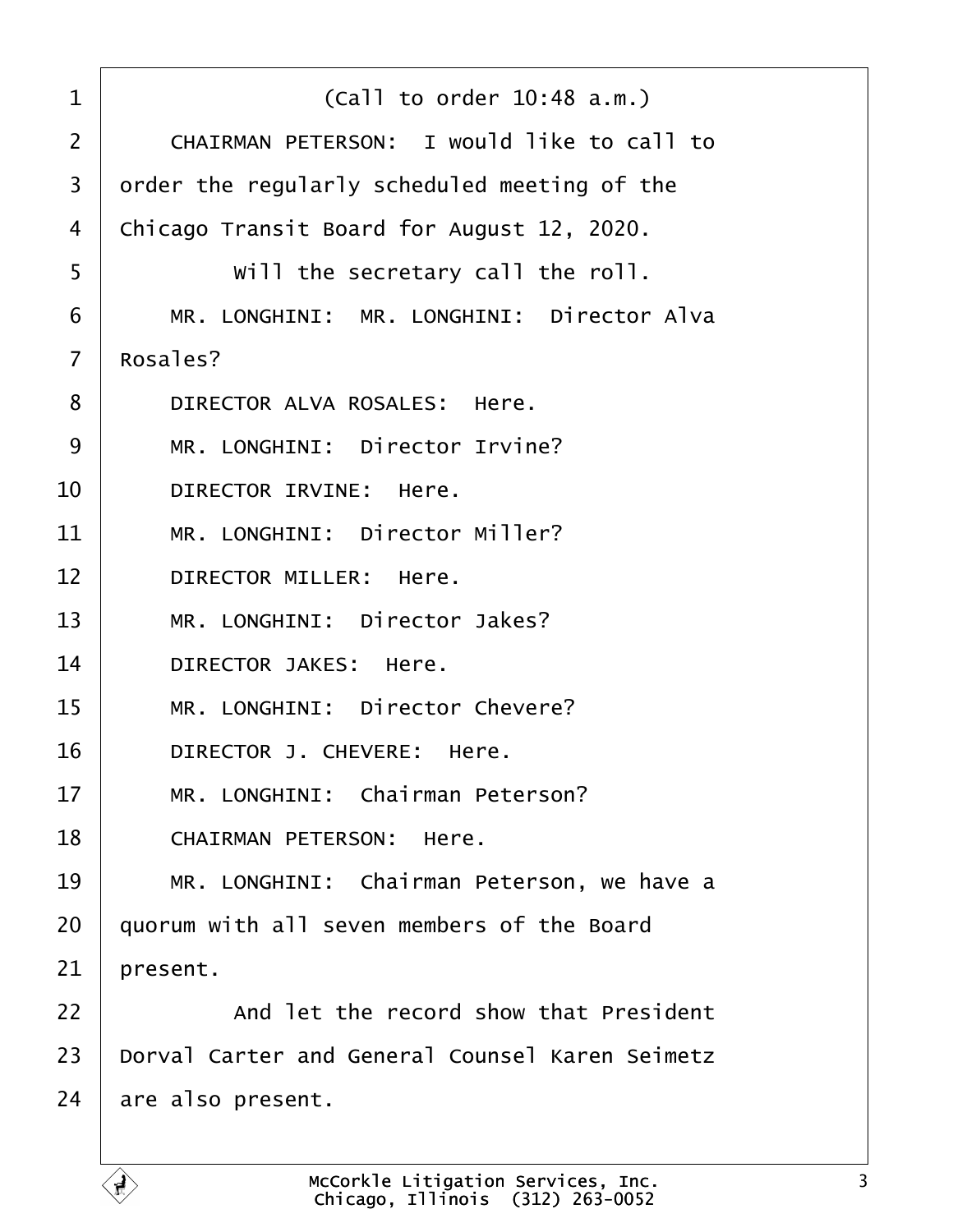(Call to order 10:48 a.m.)

CHAIRMAN PETERSON: I would like to call to order the regularly scheduled meeting of the Chicago Transit Board for August 12, 2020.

Will the secretary call the roll.

MR. LONGHINI: MR. LONGHINI: Director Alva Rosales?

DIRECTOR ALVA ROSALES: Here.

MR. LONGHINI: Director Irvine?

DIRECTOR IRVINE: Here.

MR. LONGHINI: Director Miller?

DIRECTOR MILLER: Here.

MR. LONGHINI: Director Jakes?

DIRECTOR JAKES: Here.

MR. LONGHINI: Director Chevere?

DIRECTOR J. CHEVERE: Here.

MR. LONGHINI: Chairman Peterson?

CHAIRMAN PETERSON: Here.

MR. LONGHINI: Chairman Peterson, we have a quorum with all seven members of the Board present.

And let the record show that President Dorval Carter and General Counsel Karen Seimetz are also present.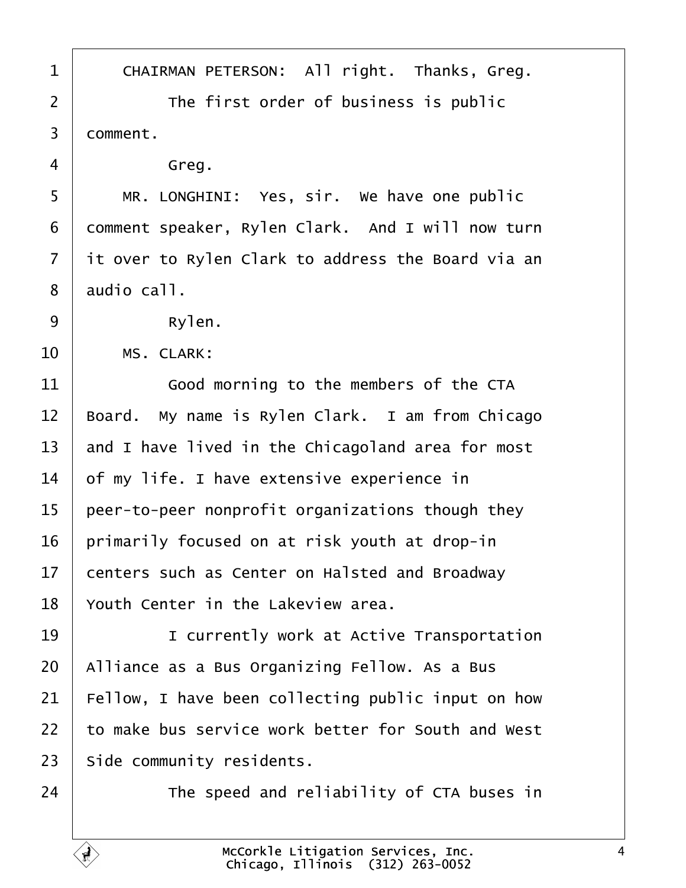CHAIRMAN PETERSON: All right. Thanks, Greg.

The first order of business is public comment.

Greg.

MR. LONGHINI: Yes, sir. We have one public comment speaker, Rylen Clark. And I will now turn it over to Rylen Clark to address the Board via an audio call.

Rylen.

MS. CLARK:

Good morning to the members of the CTA Board. My name is Rylen Clark. I am from Chicago and I have lived in the Chicagoland area for most of my life. I have extensive experience in peer-to-peer nonprofit organizations though they primarily focused on at risk youth at drop-in centers such as Center on Halsted and Broadway Youth Center in the Lakeview area.

I currently work at Active Transportation Alliance as a Bus Organizing Fellow. As a Bus Fellow, I have been collecting public input on how to make bus service work better for South and West Side community residents.

The speed and reliability of CTA buses in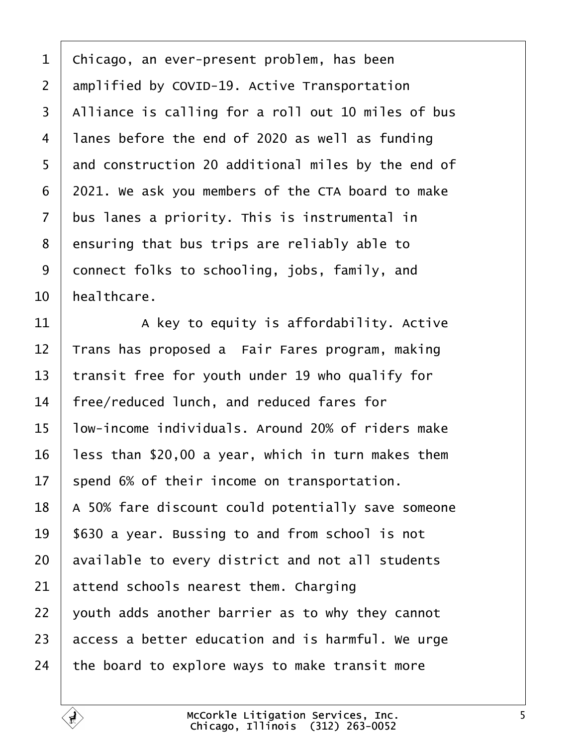Chicago, an ever-present problem, has been amplified by COVID-19. Active Transportation Alliance is calling for a roll out 10 miles of bus lanes before the end of 2020 as well as funding and construction 20 additional miles by the end of 2021. We ask you members of the CTA board to make bus lanes a priority. This is instrumental in ensuring that bus trips are reliably able to connect folks to schooling, jobs, family, and healthcare.

A key to equity is affordability. Active Trans has proposed a Fair Fares program, making transit free for youth under 19 who qualify for free/reduced lunch, and reduced fares for low-income individuals. Around 20% of riders make less than $20,00 a year, which in turn makes them spend 6% of their income on transportation. A 50% fare discount could potentially save someone $630 a year. Bussing to and from school is not available to every district and not all students attend schools nearest them. Charging youth adds another barrier as to why they cannot access a better education and is harmful. We urge the board to explore ways to make transit more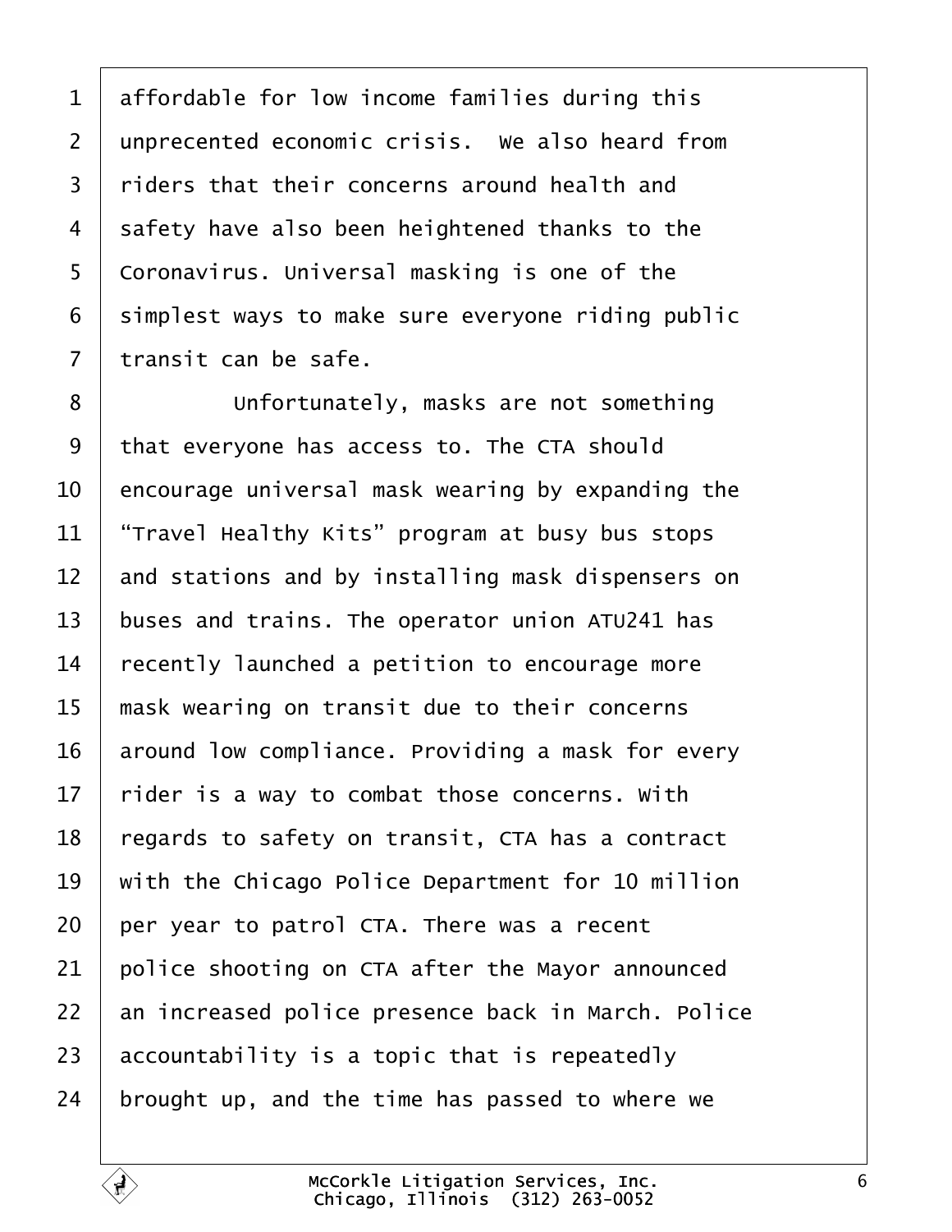affordable for low income families during this unprecented economic crisis. We also heard from riders that their concerns around health and safety have also been heightened thanks to the Coronavirus. Universal masking is one of the simplest ways to make sure everyone riding public transit can be safe.

Unfortunately, masks are not something that everyone has access to. The CTA should encourage universal mask wearing by expanding the "Travel Healthy Kits" program at busy bus stops and stations and by installing mask dispensers on buses and trains. The operator union ATU241 has recently launched a petition to encourage more mask wearing on transit due to their concerns around low compliance. Providing a mask for every rider is a way to combat those concerns. With regards to safety on transit, CTA has a contract with the Chicago Police Department for 10 million per year to patrol CTA. There was a recent police shooting on CTA after the Mayor announced an increased police presence back in March. Police accountability is a topic that is repeatedly brought up, and the time has passed to where we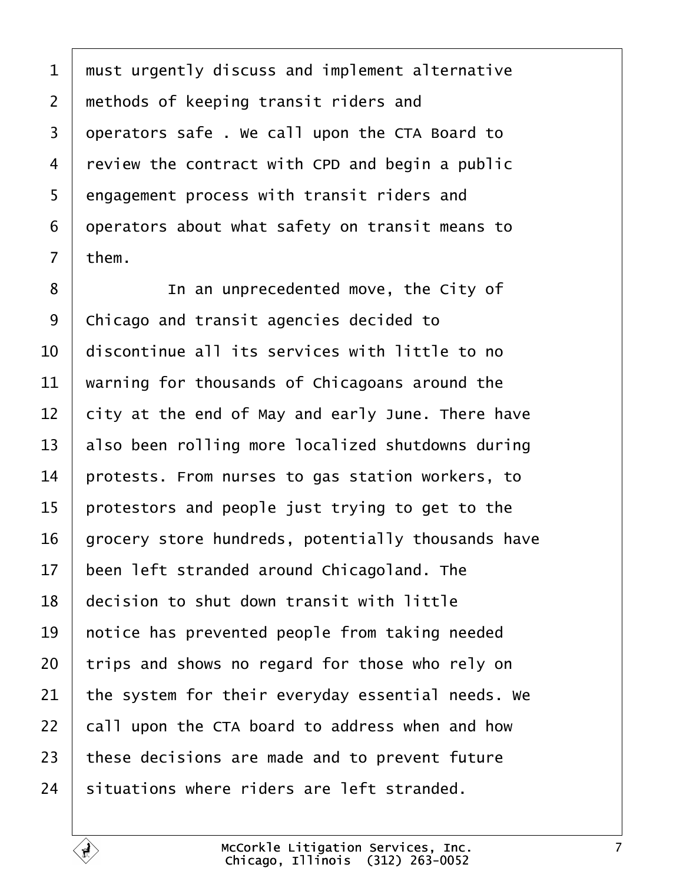must urgently discuss and implement alternative methods of keeping transit riders and operators safe . We call upon the CTA Board to review the contract with CPD and begin a public engagement process with transit riders and operators about what safety on transit means to them.

In an unprecedented move, the City of Chicago and transit agencies decided to discontinue all its services with little to no warning for thousands of Chicagoans around the city at the end of May and early June. There have also been rolling more localized shutdowns during protests. From nurses to gas station workers, to protestors and people just trying to get to the grocery store hundreds, potentially thousands have been left stranded around Chicagoland. The decision to shut down transit with little notice has prevented people from taking needed trips and shows no regard for those who rely on the system for their everyday essential needs. We call upon the CTA board to address when and how these decisions are made and to prevent future situations where riders are left stranded.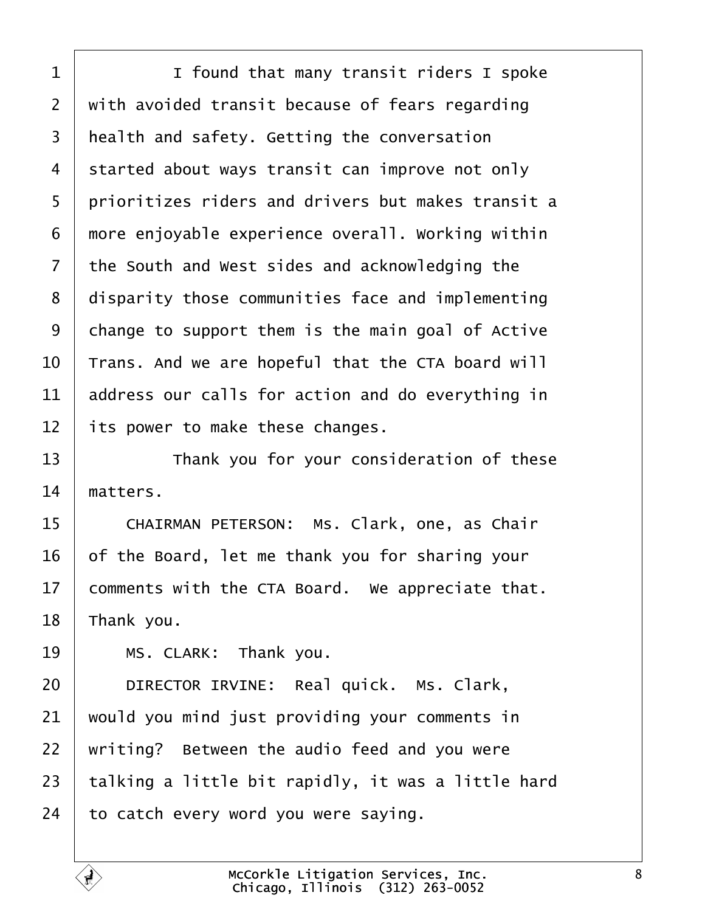I found that many transit riders I spoke with avoided transit because of fears regarding health and safety. Getting the conversation started about ways transit can improve not only prioritizes riders and drivers but makes transit a more enjoyable experience overall. Working within the South and West sides and acknowledging the disparity those communities face and implementing change to support them is the main goal of Active Trans. And we are hopeful that the CTA board will address our calls for action and do everything in its power to make these changes.

Thank you for your consideration of these matters.

CHAIRMAN PETERSON: Ms. Clark, one, as Chair of the Board, let me thank you for sharing your comments with the CTA Board. We appreciate that. Thank you.

MS. CLARK: Thank you.

DIRECTOR IRVINE: Real quick. Ms. Clark, would you mind just providing your comments in writing? Between the audio feed and you were talking a little bit rapidly, it was a little hard to catch every word you were saying.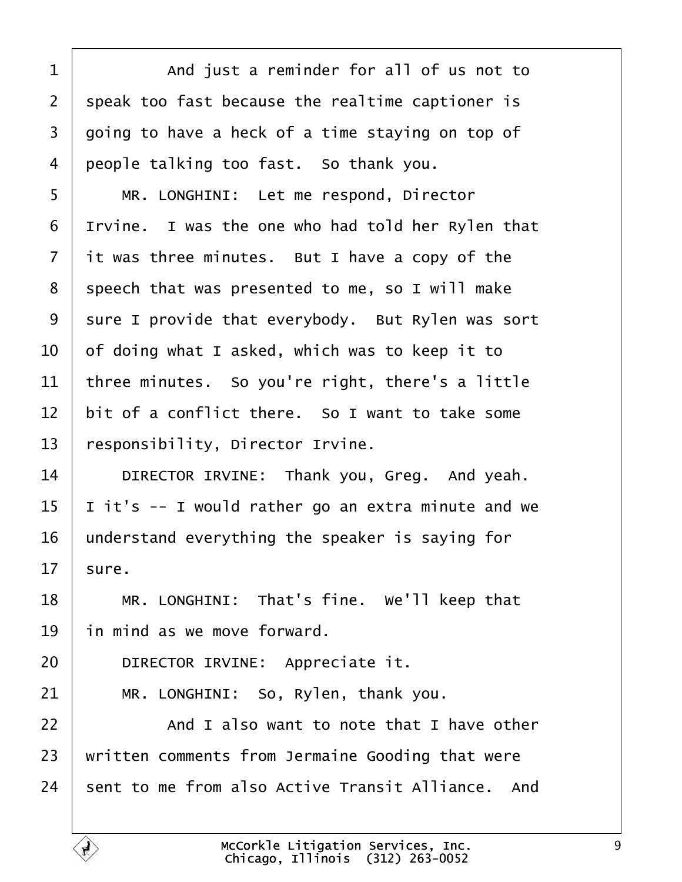And just a reminder for all of us not to speak too fast because the realtime captioner is going to have a heck of a time staying on top of people talking too fast. So thank you.

MR. LONGHINI: Let me respond, Director Irvine. I was the one who had told her Rylen that it was three minutes. But I have a copy of the speech that was presented to me, so I will make sure I provide that everybody. But Rylen was sort of doing what I asked, which was to keep it to three minutes. So you're right, there's a little bit of a conflict there. So I want to take some responsibility, Director Irvine.

DIRECTOR IRVINE: Thank you, Greg. And yeah. I it's -- I would rather go an extra minute and we understand everything the speaker is saying for sure.

MR. LONGHINI: That's fine. We'll keep that in mind as we move forward.

DIRECTOR IRVINE: Appreciate it.

MR. LONGHINI: So, Rylen, thank you.

And I also want to note that I have other written comments from Jermaine Gooding that were sent to me from also Active Transit Alliance. And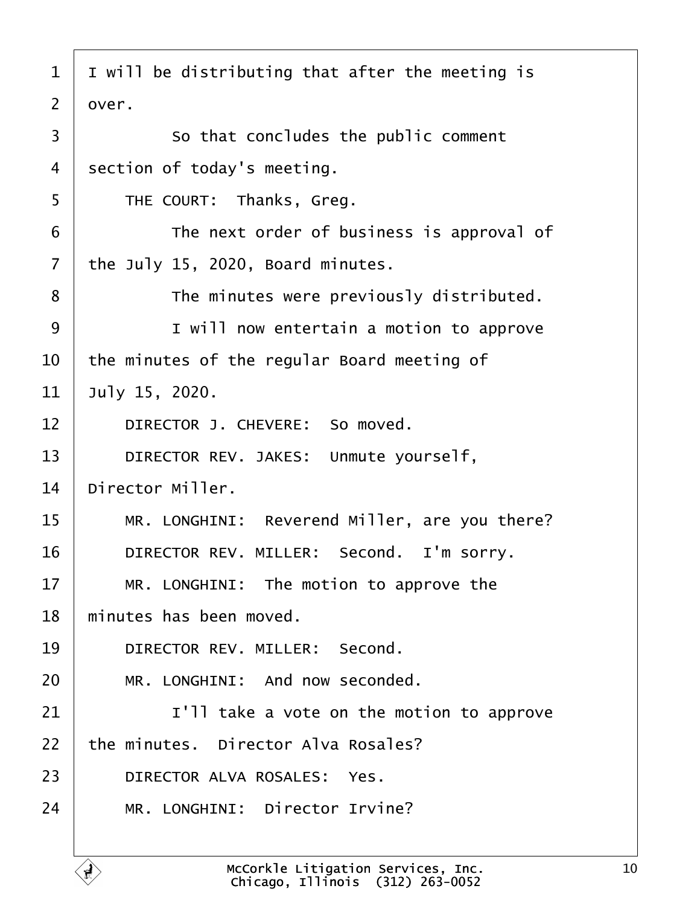1 I will be distributing that after the meeting is

2 over.

3 So that concludes the public comment

4 section of today's meeting.

5 THE COURT: Thanks, Greg.

6 The next order of business is approval of

7 the July 15, 2020, Board minutes.

8 The minutes were previously distributed.

9 I will now entertain a motion to approve

10 the minutes of the regular Board meeting of

11 July 15, 2020.

12 DIRECTOR J. CHEVERE: So moved.

13 DIRECTOR REV. JAKES: Unmute yourself,

14 Director Miller.

15 MR. LONGHINI: Reverend Miller, are you there?

16 DIRECTOR REV. MILLER: Second. I'm sorry.

17 MR. LONGHINI: The motion to approve the

18 minutes has been moved.

19 DIRECTOR REV. MILLER: Second.

20 MR. LONGHINI: And now seconded.

21 I'll take a vote on the motion to approve

22 the minutes. Director Alva Rosales?

23 DIRECTOR ALVA ROSALES: Yes.

24 MR. LONGHINI: Director Irvine?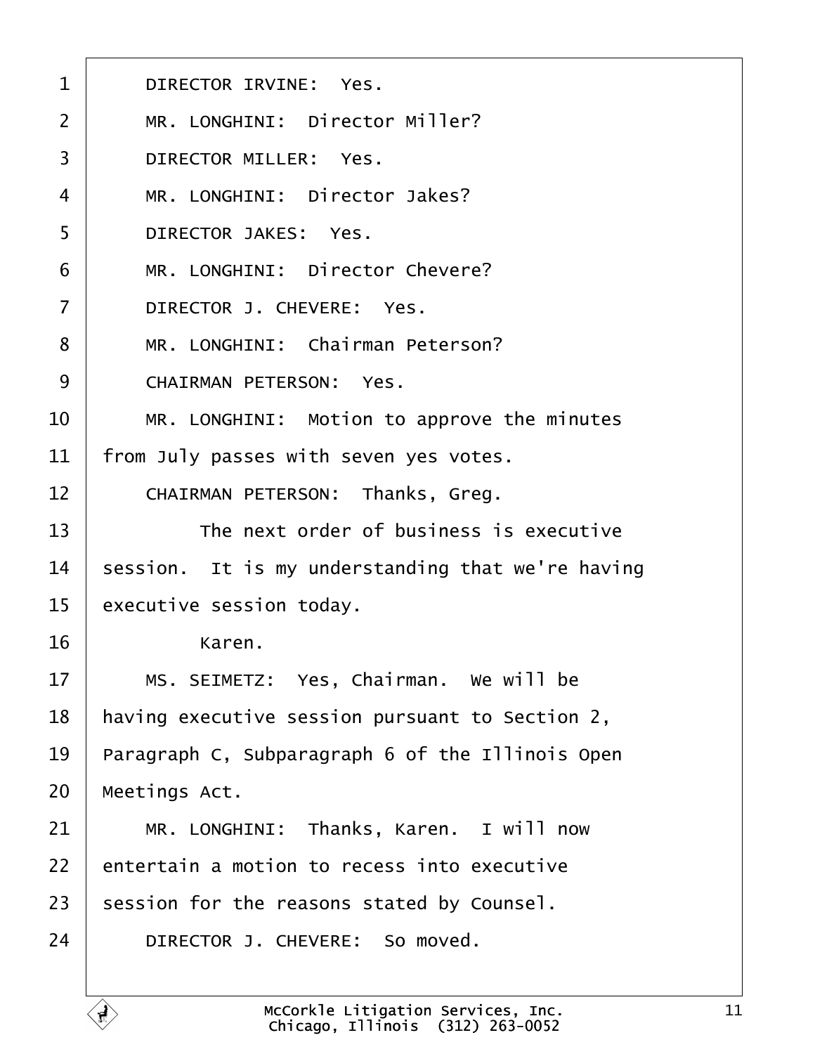DIRECTOR IRVINE: Yes.

MR. LONGHINI: Director Miller?

DIRECTOR MILLER: Yes.

MR. LONGHINI: Director Jakes?

DIRECTOR JAKES: Yes.

MR. LONGHINI: Director Chevere?

DIRECTOR J. CHEVERE: Yes.

MR. LONGHINI: Chairman Peterson?

CHAIRMAN PETERSON: Yes.

MR. LONGHINI: Motion to approve the minutes from July passes with seven yes votes.

CHAIRMAN PETERSON: Thanks, Greg.

The next order of business is executive session. It is my understanding that we're having executive session today.

Karen.

MS. SEIMETZ: Yes, Chairman. We will be having executive session pursuant to Section 2, Paragraph C, Subparagraph 6 of the Illinois Open Meetings Act.

MR. LONGHINI: Thanks, Karen. I will now entertain a motion to recess into executive session for the reasons stated by Counsel.

DIRECTOR J. CHEVERE: So moved.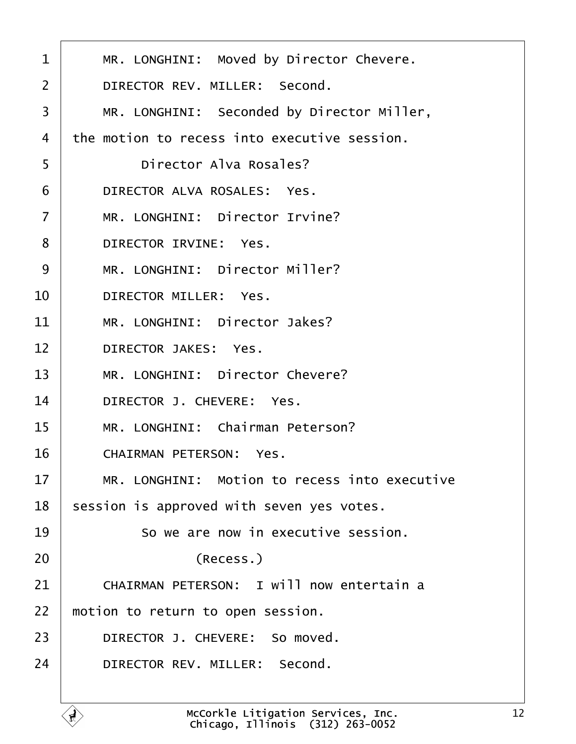MR. LONGHINI: Moved by Director Chevere.

DIRECTOR REV. MILLER: Second.

MR. LONGHINI: Seconded by Director Miller, the motion to recess into executive session.

Director Alva Rosales?

DIRECTOR ALVA ROSALES: Yes.

MR. LONGHINI: Director Irvine?

DIRECTOR IRVINE: Yes.

MR. LONGHINI: Director Miller?

DIRECTOR MILLER: Yes.

MR. LONGHINI: Director Jakes?

DIRECTOR JAKES: Yes.

MR. LONGHINI: Director Chevere?

DIRECTOR J. CHEVERE: Yes.

MR. LONGHINI: Chairman Peterson?

CHAIRMAN PETERSON: Yes.

MR. LONGHINI: Motion to recess into executive session is approved with seven yes votes.

So we are now in executive session.

(Recess.)

CHAIRMAN PETERSON: I will now entertain a motion to return to open session.

DIRECTOR J. CHEVERE: So moved.

DIRECTOR REV. MILLER: Second.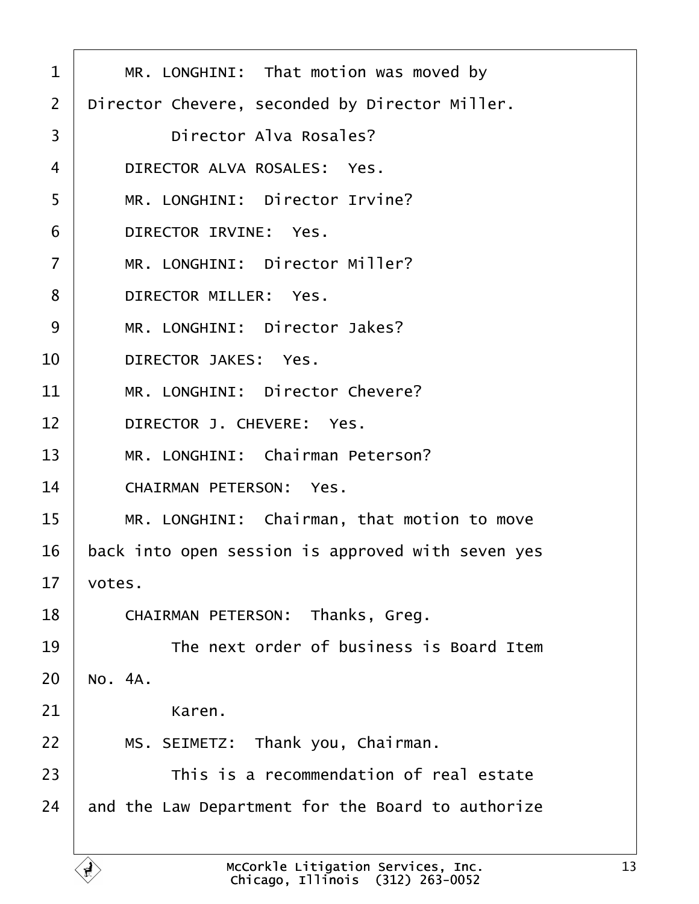MR. LONGHINI: That motion was moved by Director Chevere, seconded by Director Miller.

Director Alva Rosales?

DIRECTOR ALVA ROSALES: Yes.

MR. LONGHINI: Director Irvine?

DIRECTOR IRVINE: Yes.

MR. LONGHINI: Director Miller?

DIRECTOR MILLER: Yes.

MR. LONGHINI: Director Jakes?

DIRECTOR JAKES: Yes.

MR. LONGHINI: Director Chevere?

DIRECTOR J. CHEVERE: Yes.

MR. LONGHINI: Chairman Peterson?

CHAIRMAN PETERSON: Yes.

MR. LONGHINI: Chairman, that motion to move back into open session is approved with seven yes votes.

CHAIRMAN PETERSON: Thanks, Greg.

The next order of business is Board Item No. 4A.

Karen.

MS. SEIMETZ: Thank you, Chairman.

This is a recommendation of real estate and the Law Department for the Board to authorize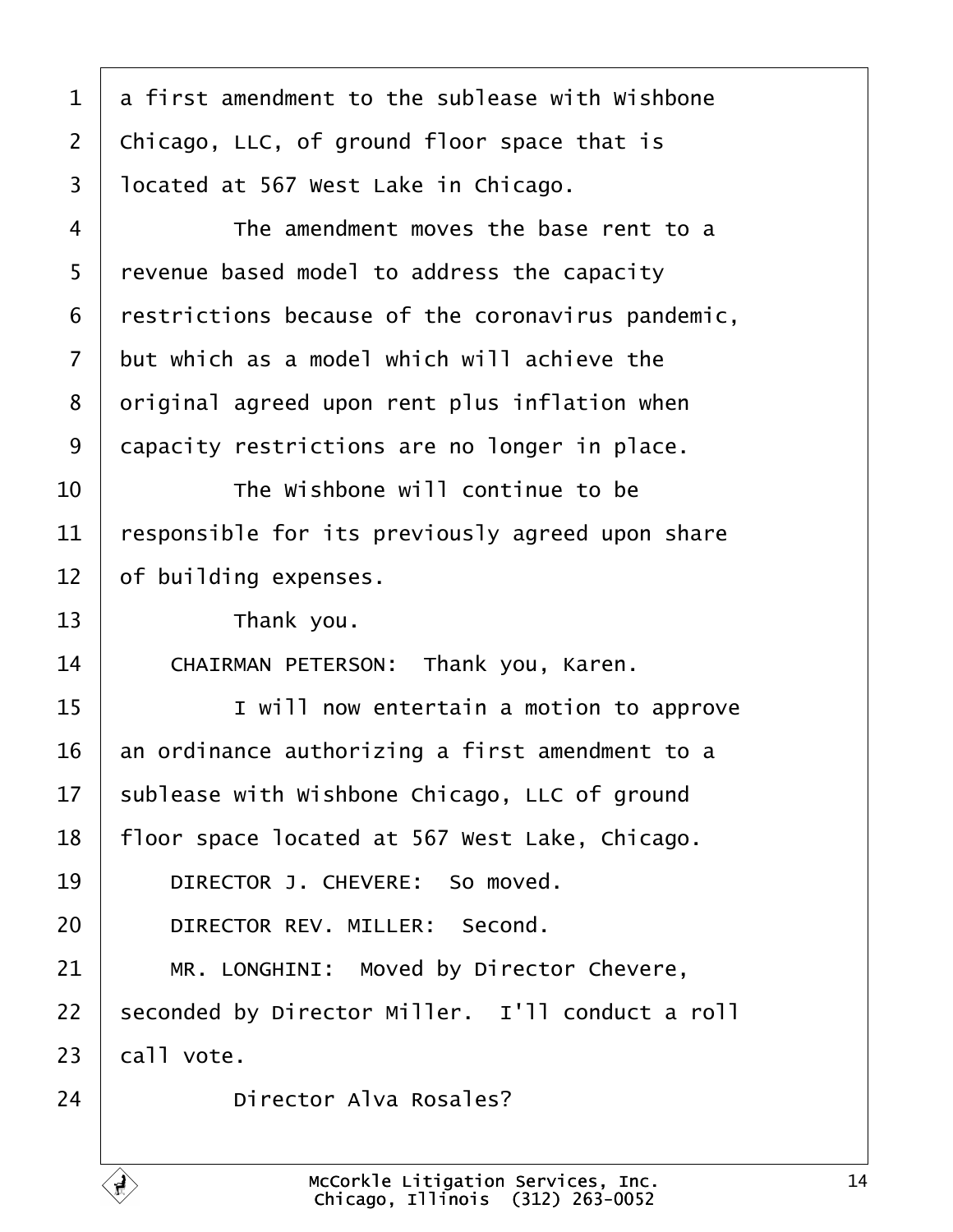a first amendment to the sublease with Wishbone Chicago, LLC, of ground floor space that is located at 567 West Lake in Chicago.

The amendment moves the base rent to a revenue based model to address the capacity restrictions because of the coronavirus pandemic, but which as a model which will achieve the original agreed upon rent plus inflation when capacity restrictions are no longer in place.

The Wishbone will continue to be responsible for its previously agreed upon share of building expenses.

Thank you.

CHAIRMAN PETERSON: Thank you, Karen.

I will now entertain a motion to approve an ordinance authorizing a first amendment to a sublease with Wishbone Chicago, LLC of ground floor space located at 567 West Lake, Chicago.

DIRECTOR J. CHEVERE: So moved.

DIRECTOR REV. MILLER: Second.

MR. LONGHINI: Moved by Director Chevere, seconded by Director Miller. I'll conduct a roll call vote.

Director Alva Rosales?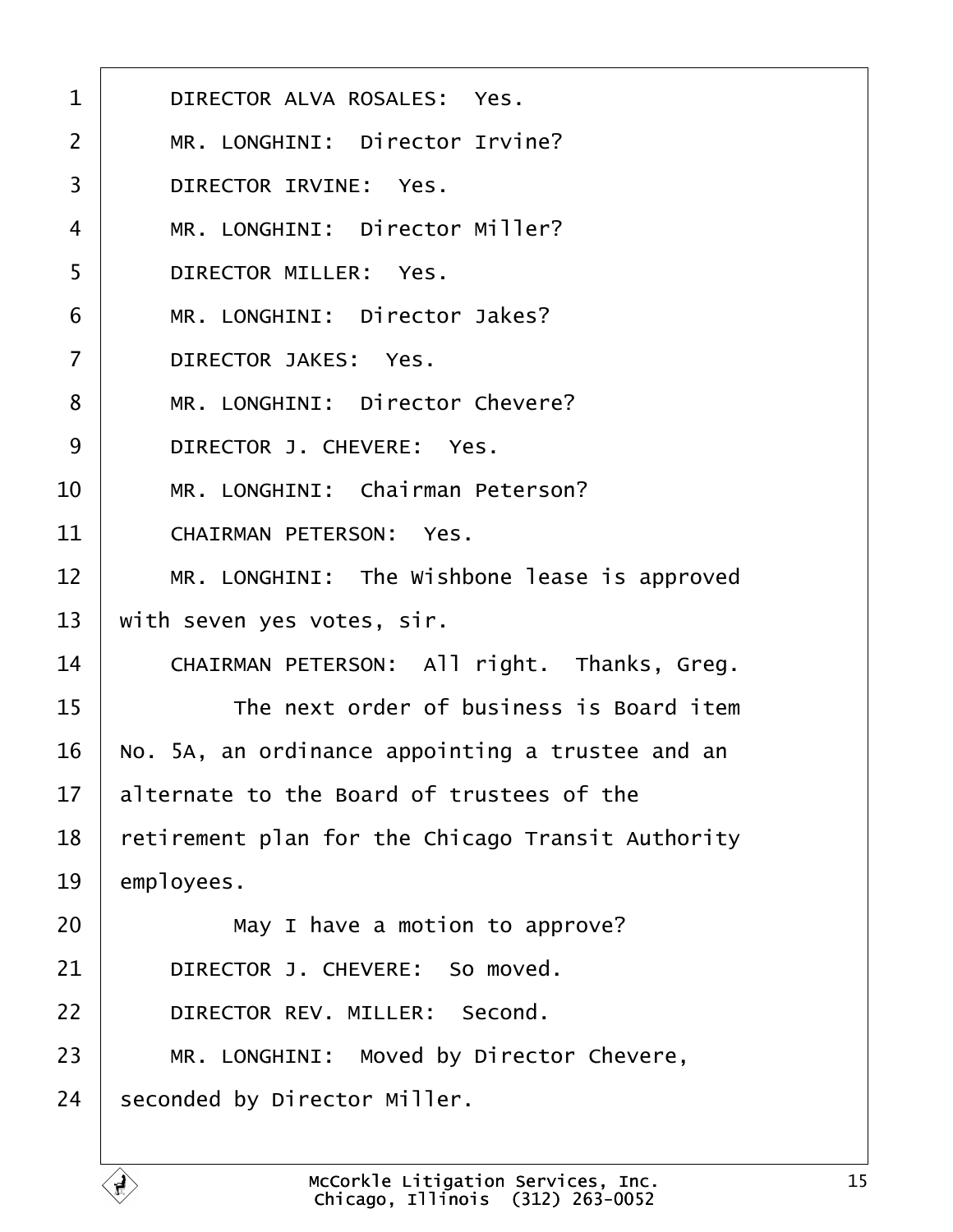DIRECTOR ALVA ROSALES: Yes.

MR. LONGHINI: Director Irvine?

DIRECTOR IRVINE: Yes.

MR. LONGHINI: Director Miller?

DIRECTOR MILLER: Yes.

MR. LONGHINI: Director Jakes?

DIRECTOR JAKES: Yes.

MR. LONGHINI: Director Chevere?

DIRECTOR J. CHEVERE: Yes.

MR. LONGHINI: Chairman Peterson?

CHAIRMAN PETERSON: Yes.

MR. LONGHINI: The Wishbone lease is approved with seven yes votes, sir.

CHAIRMAN PETERSON: All right. Thanks, Greg.

The next order of business is Board item No. 5A, an ordinance appointing a trustee and an alternate to the Board of trustees of the retirement plan for the Chicago Transit Authority employees.

May I have a motion to approve?

DIRECTOR J. CHEVERE: So moved.

DIRECTOR REV. MILLER: Second.

MR. LONGHINI: Moved by Director Chevere, seconded by Director Miller.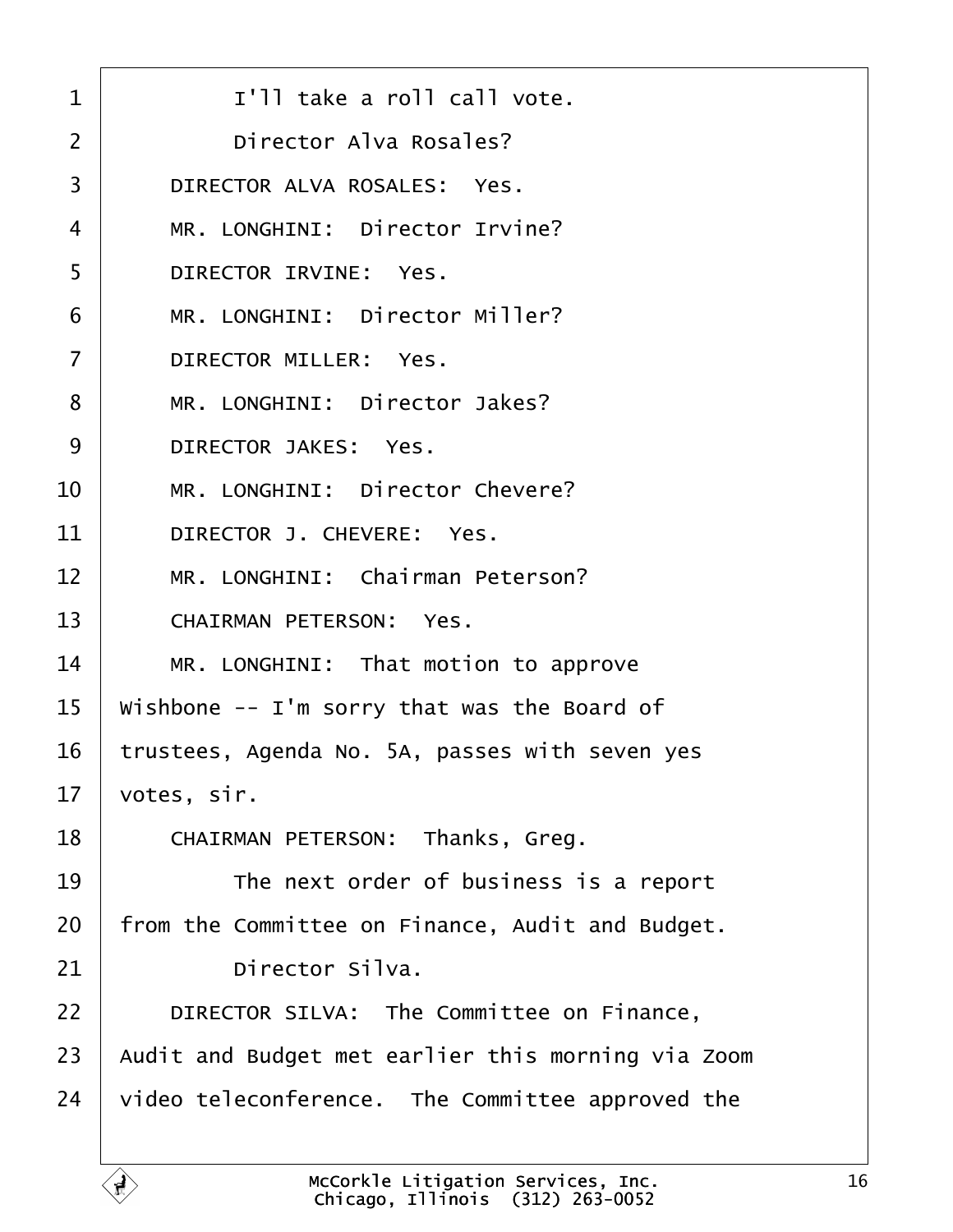1 I'll take a roll call vote.

2 Director Alva Rosales?

3 DIRECTOR ALVA ROSALES: Yes.

4 MR. LONGHINI: Director Irvine?

5 DIRECTOR IRVINE: Yes.

6 MR. LONGHINI: Director Miller?

7 DIRECTOR MILLER: Yes.

8 MR. LONGHINI: Director Jakes?

9 DIRECTOR JAKES: Yes.

10 MR. LONGHINI: Director Chevere?

11 DIRECTOR J. CHEVERE: Yes.

12 MR. LONGHINI: Chairman Peterson?

13 CHAIRMAN PETERSON: Yes.

14 MR. LONGHINI: That motion to approve

15 Wishbone -- I'm sorry that was the Board of

16 trustees, Agenda No. 5A, passes with seven yes

17 votes, sir.

18 CHAIRMAN PETERSON: Thanks, Greg.

19 The next order of business is a report

20 from the Committee on Finance, Audit and Budget.

21 Director Silva.

22 DIRECTOR SILVA: The Committee on Finance,

23 Audit and Budget met earlier this morning via Zoom

24 video teleconference. The Committee approved the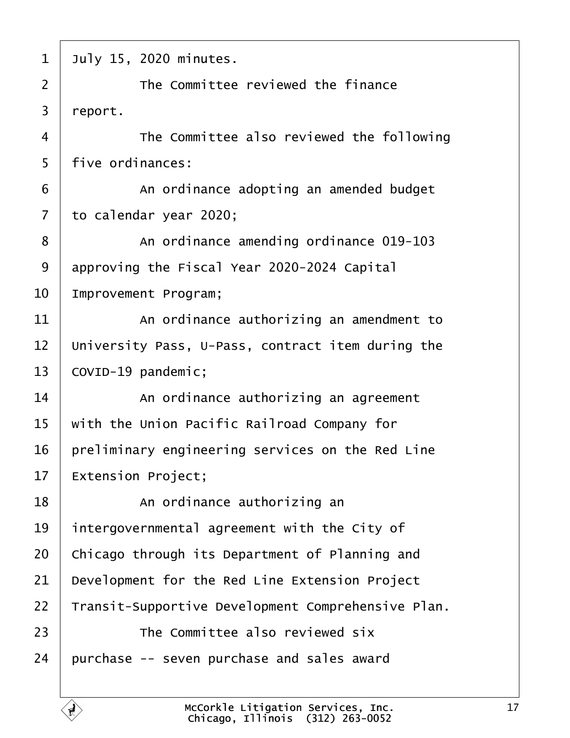1 July 15, 2020 minutes.

2 The Committee reviewed the finance

3 report.

4 The Committee also reviewed the following

5 five ordinances:

6 An ordinance adopting an amended budget

7 to calendar year 2020;

8 An ordinance amending ordinance 019-103

9 approving the Fiscal Year 2020-2024 Capital

10 Improvement Program;

11 An ordinance authorizing an amendment to

12 University Pass, U-Pass, contract item during the

13 COVID-19 pandemic;

14 An ordinance authorizing an agreement

15 with the Union Pacific Railroad Company for

16 preliminary engineering services on the Red Line

17 Extension Project;

18 An ordinance authorizing an

19 intergovernmental agreement with the City of

20 Chicago through its Department of Planning and

21 Development for the Red Line Extension Project

22 Transit-Supportive Development Comprehensive Plan.

23 The Committee also reviewed six

24 purchase -- seven purchase and sales award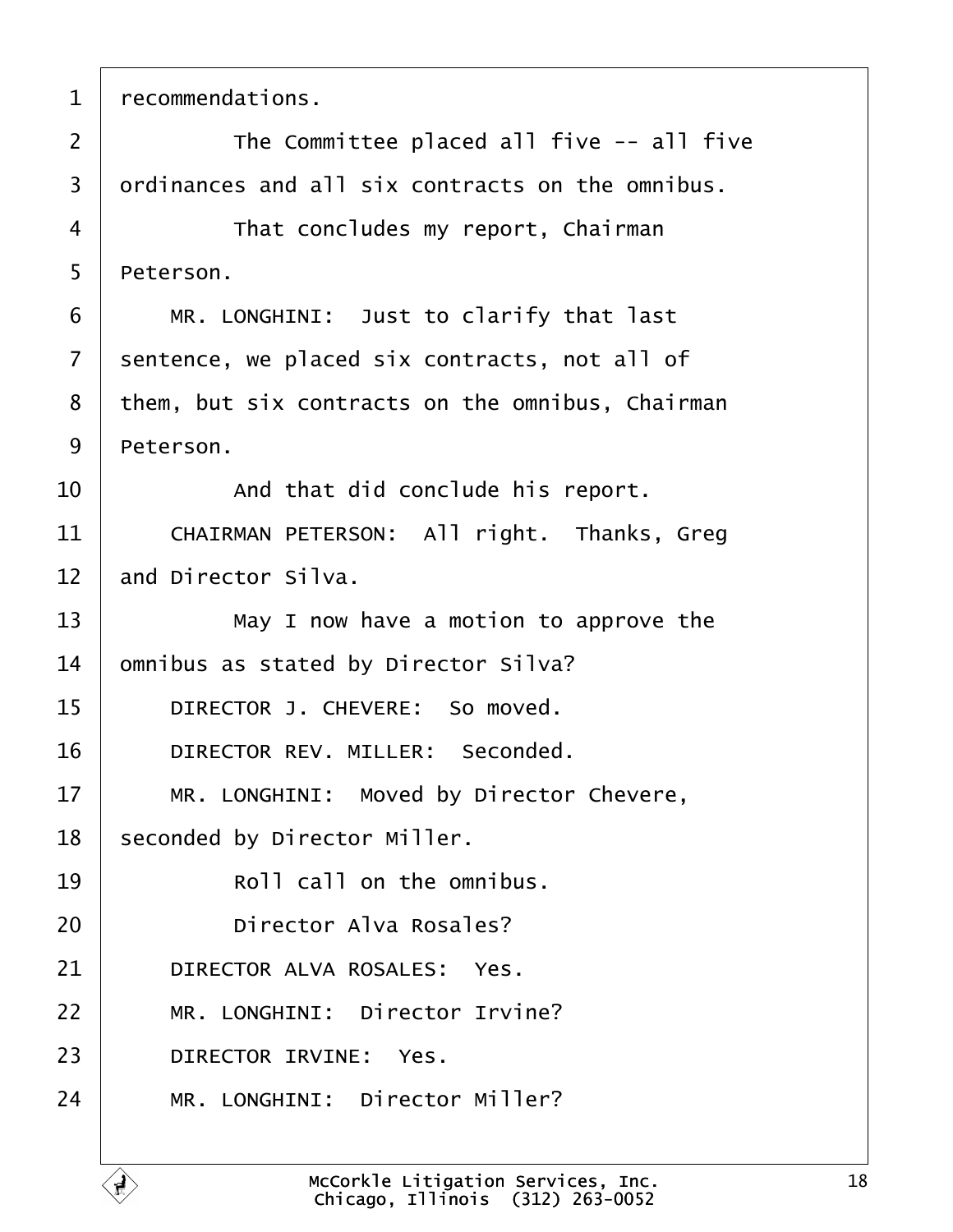recommendations.

The Committee placed all five -- all five ordinances and all six contracts on the omnibus.

That concludes my report, Chairman Peterson.

MR. LONGHINI: Just to clarify that last sentence, we placed six contracts, not all of them, but six contracts on the omnibus, Chairman Peterson.

And that did conclude his report.

CHAIRMAN PETERSON: All right. Thanks, Greg and Director Silva.

May I now have a motion to approve the omnibus as stated by Director Silva?

DIRECTOR J. CHEVERE: So moved.

DIRECTOR REV. MILLER: Seconded.

MR. LONGHINI: Moved by Director Chevere, seconded by Director Miller.

Roll call on the omnibus.

Director Alva Rosales?

DIRECTOR ALVA ROSALES: Yes.

MR. LONGHINI: Director Irvine?

DIRECTOR IRVINE: Yes.

MR. LONGHINI: Director Miller?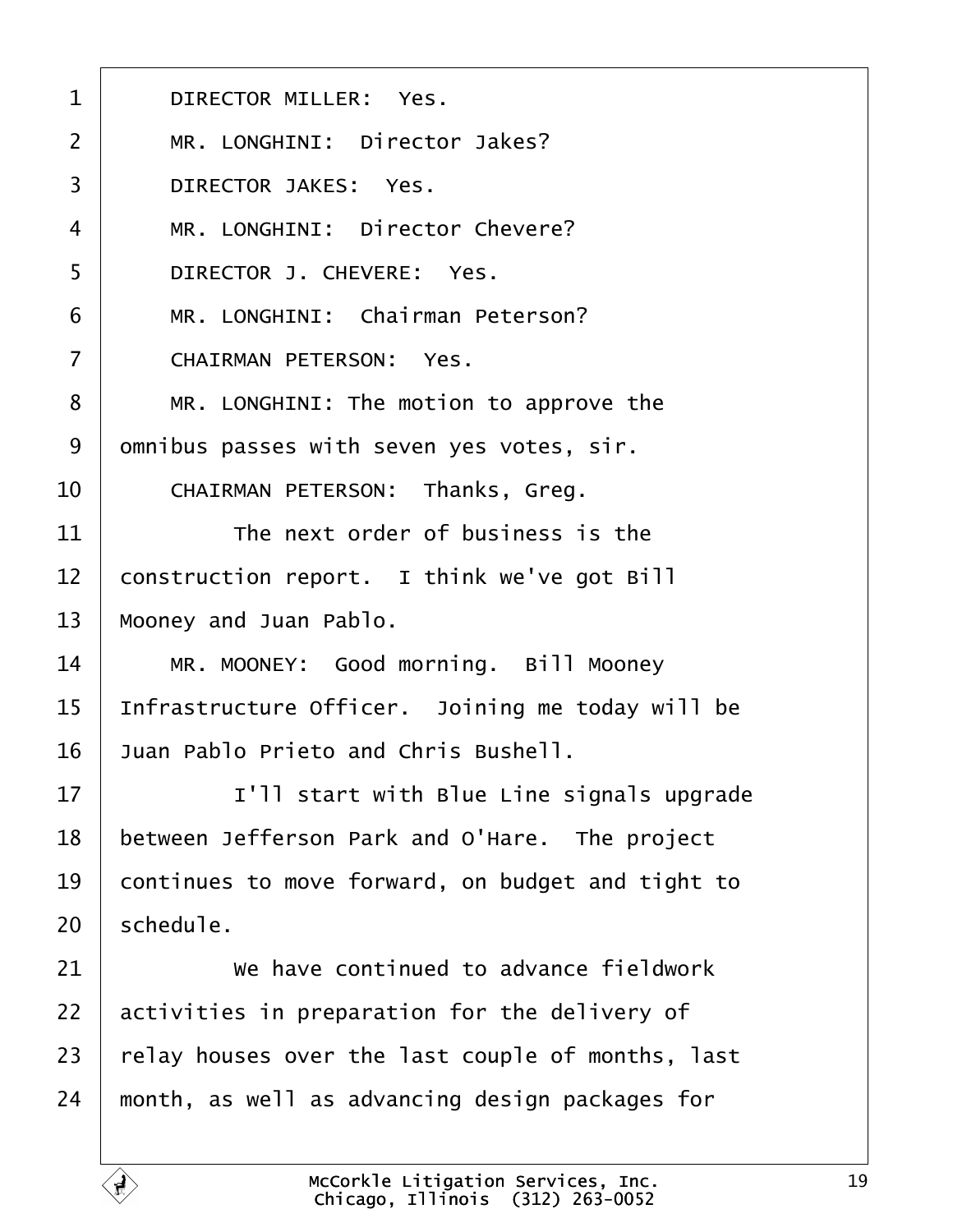DIRECTOR MILLER: Yes.

MR. LONGHINI: Director Jakes?

DIRECTOR JAKES: Yes.

MR. LONGHINI: Director Chevere?

DIRECTOR J. CHEVERE: Yes.

MR. LONGHINI: Chairman Peterson?

CHAIRMAN PETERSON: Yes.

MR. LONGHINI: The motion to approve the omnibus passes with seven yes votes, sir.

CHAIRMAN PETERSON: Thanks, Greg.

The next order of business is the construction report. I think we've got Bill Mooney and Juan Pablo.

MR. MOONEY: Good morning. Bill Mooney Infrastructure Officer. Joining me today will be Juan Pablo Prieto and Chris Bushell.

I'll start with Blue Line signals upgrade between Jefferson Park and O'Hare. The project continues to move forward, on budget and tight to schedule.

We have continued to advance fieldwork activities in preparation for the delivery of relay houses over the last couple of months, last month, as well as advancing design packages for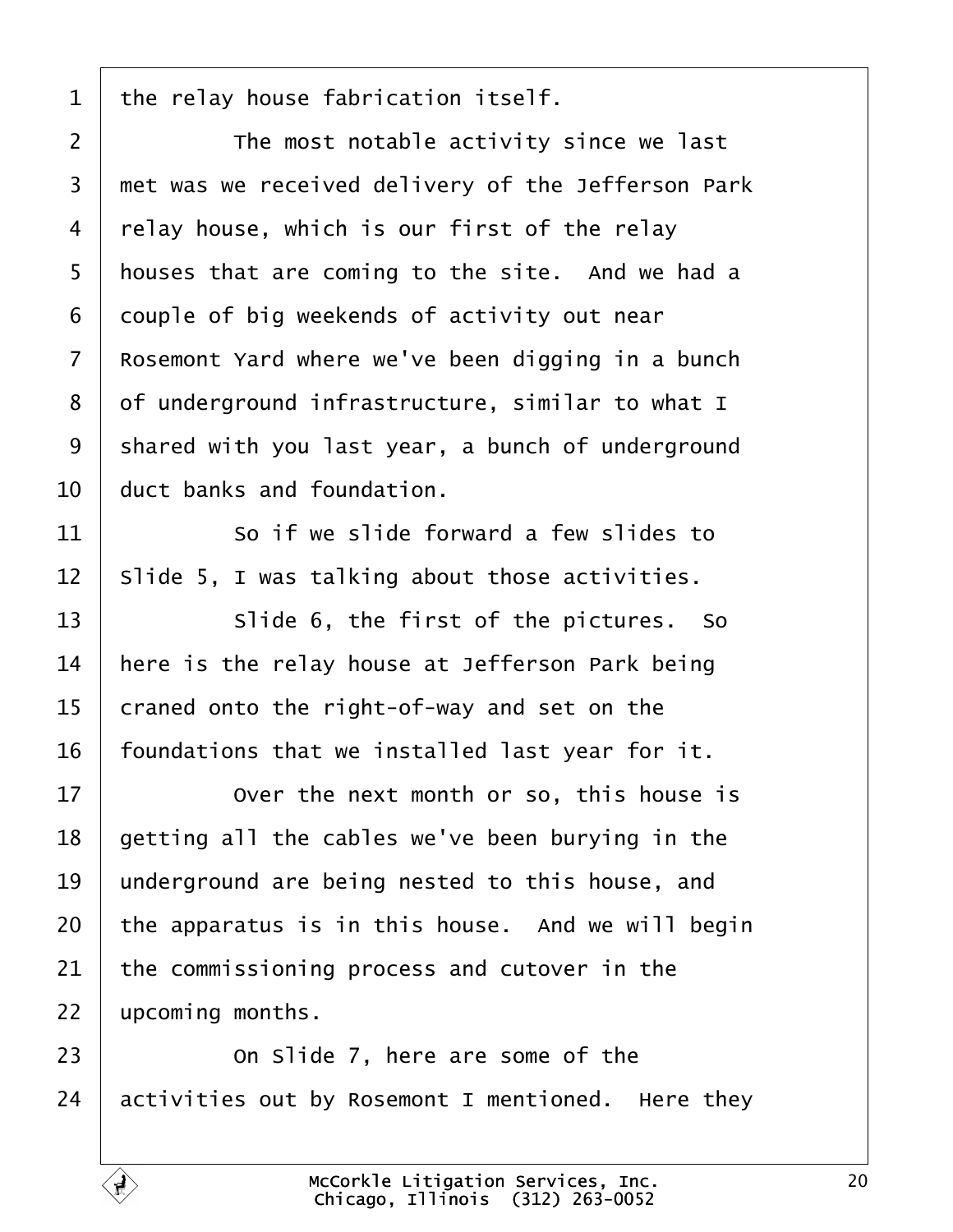1 the relay house fabrication itself.

2 The most notable activity since we last

3 met was we received delivery of the Jefferson Park

4 relay house, which is our first of the relay

5 houses that are coming to the site. And we had a

6 couple of big weekends of activity out near

7 Rosemont Yard where we've been digging in a bunch

8 of underground infrastructure, similar to what I

9 shared with you last year, a bunch of underground

10 duct banks and foundation.

11 So if we slide forward a few slides to

12 Slide 5, I was talking about those activities.

13 Slide 6, the first of the pictures. So

14 here is the relay house at Jefferson Park being

15 craned onto the right-of-way and set on the

16 foundations that we installed last year for it.

17 Over the next month or so, this house is

18 getting all the cables we've been burying in the

19 underground are being nested to this house, and

20 the apparatus is in this house. And we will begin

21 the commissioning process and cutover in the

22 upcoming months.

23 On Slide 7, here are some of the

24 activities out by Rosemont I mentioned. Here they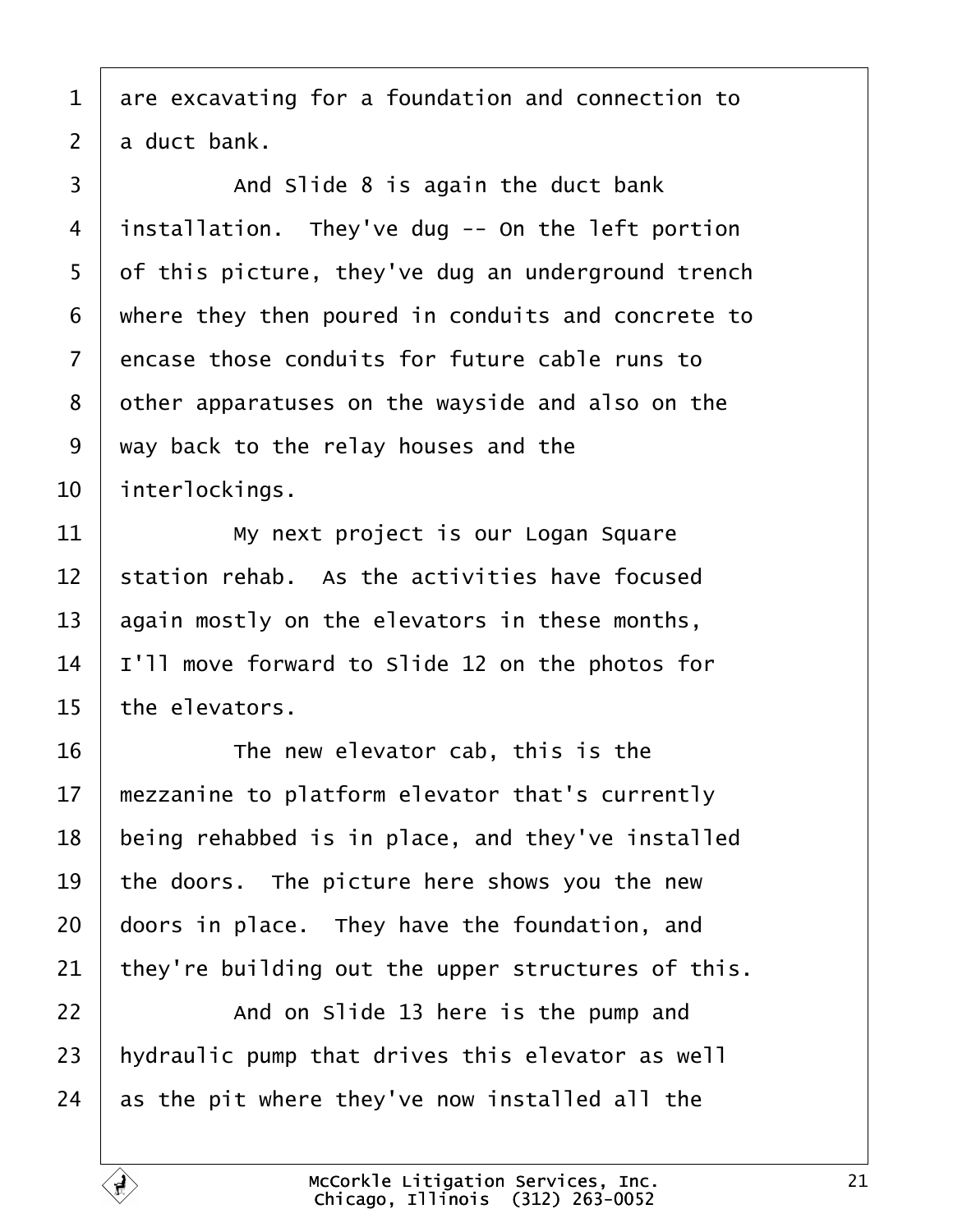are excavating for a foundation and connection to a duct bank.

And Slide 8 is again the duct bank installation. They've dug -- On the left portion of this picture, they've dug an underground trench where they then poured in conduits and concrete to encase those conduits for future cable runs to other apparatuses on the wayside and also on the way back to the relay houses and the interlockings.

My next project is our Logan Square station rehab. As the activities have focused again mostly on the elevators in these months, I'll move forward to Slide 12 on the photos for the elevators.

The new elevator cab, this is the mezzanine to platform elevator that's currently being rehabbed is in place, and they've installed the doors. The picture here shows you the new doors in place. They have the foundation, and they're building out the upper structures of this.

And on Slide 13 here is the pump and hydraulic pump that drives this elevator as well as the pit where they've now installed all the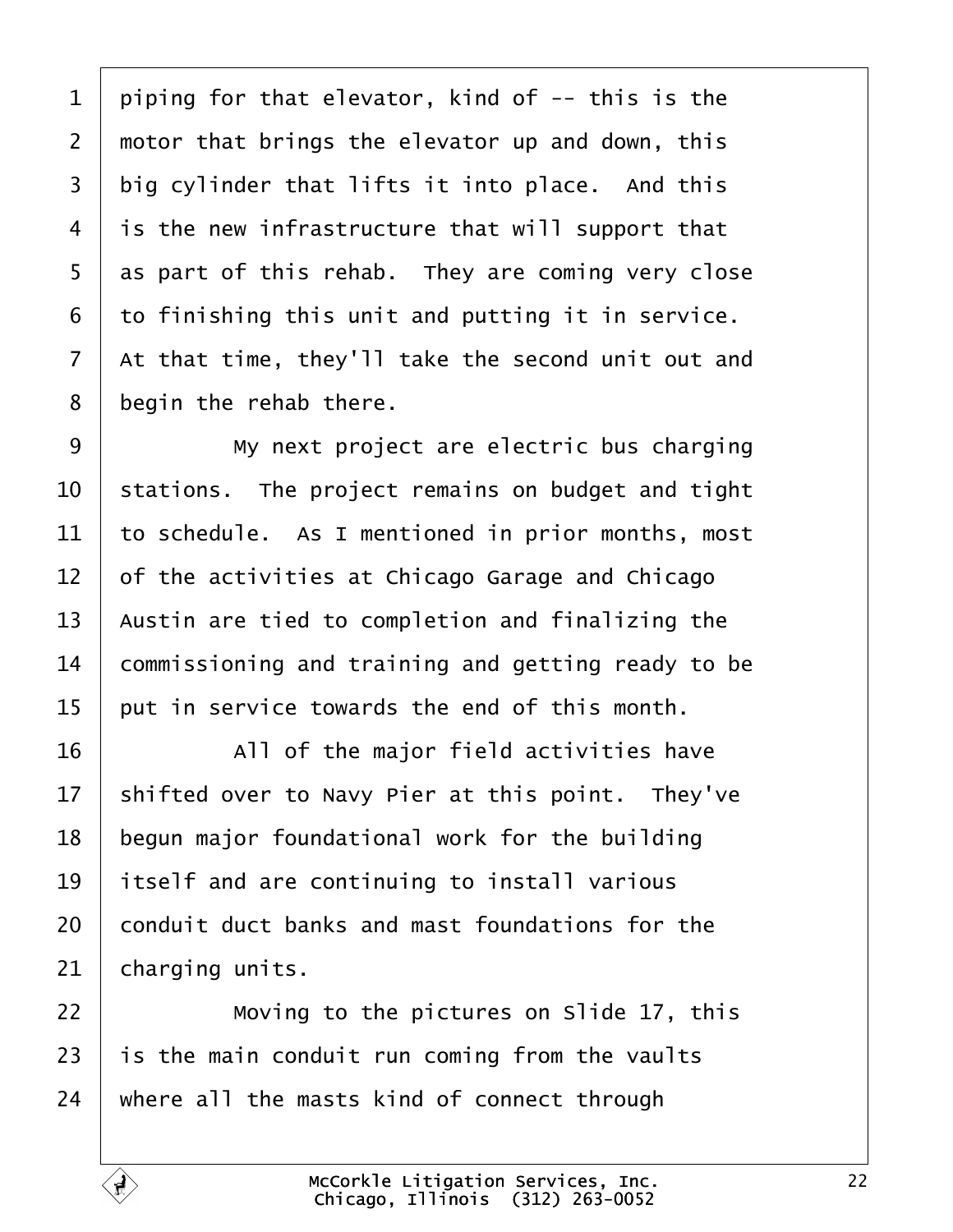piping for that elevator, kind of -- this is the motor that brings the elevator up and down, this big cylinder that lifts it into place. And this is the new infrastructure that will support that as part of this rehab. They are coming very close to finishing this unit and putting it in service. At that time, they'll take the second unit out and begin the rehab there.

My next project are electric bus charging stations. The project remains on budget and tight to schedule. As I mentioned in prior months, most of the activities at Chicago Garage and Chicago Austin are tied to completion and finalizing the commissioning and training and getting ready to be put in service towards the end of this month.

All of the major field activities have shifted over to Navy Pier at this point. They've begun major foundational work for the building itself and are continuing to install various conduit duct banks and mast foundations for the charging units.

Moving to the pictures on Slide 17, this is the main conduit run coming from the vaults where all the masts kind of connect through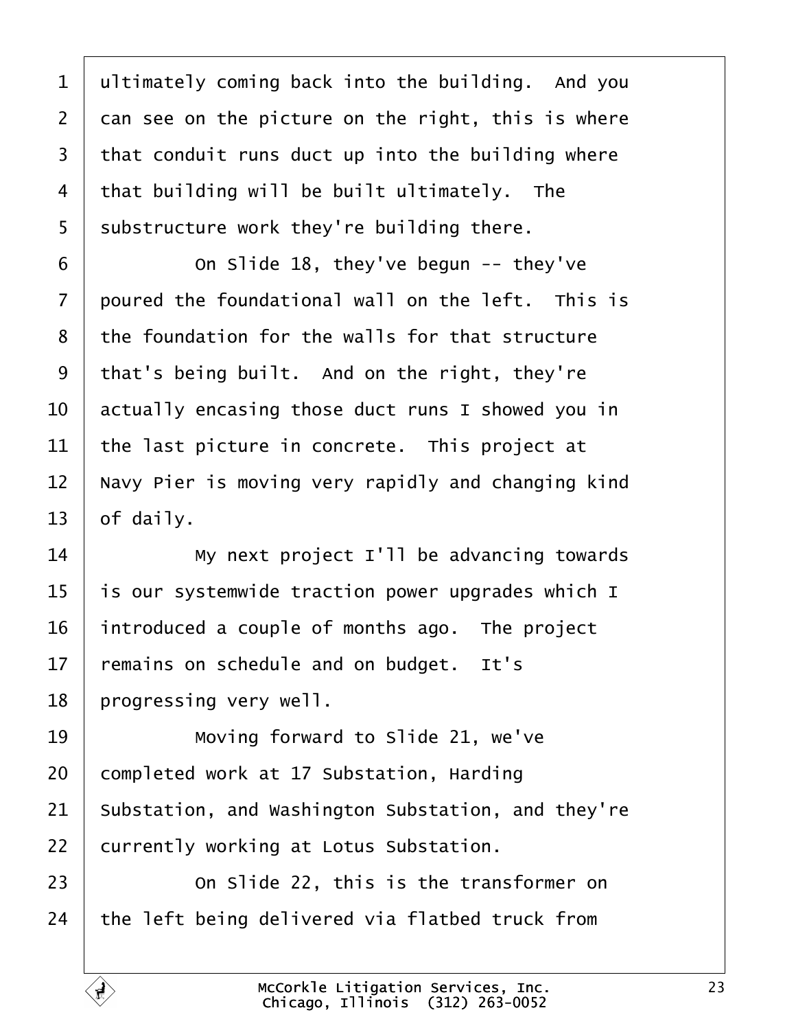ultimately coming back into the building. And you can see on the picture on the right, this is where that conduit runs duct up into the building where that building will be built ultimately. The substructure work they're building there.

On Slide 18, they've begun -- they've poured the foundational wall on the left. This is the foundation for the walls for that structure that's being built. And on the right, they're actually encasing those duct runs I showed you in the last picture in concrete. This project at Navy Pier is moving very rapidly and changing kind of daily.

My next project I'll be advancing towards is our systemwide traction power upgrades which I introduced a couple of months ago. The project remains on schedule and on budget. It's progressing very well.

Moving forward to Slide 21, we've completed work at 17 Substation, Harding Substation, and Washington Substation, and they're currently working at Lotus Substation.

On Slide 22, this is the transformer on the left being delivered via flatbed truck from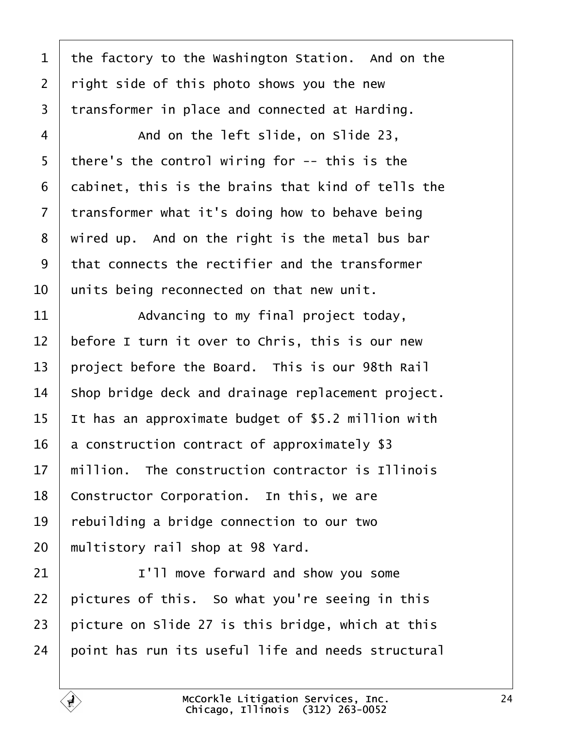1 the factory to the Washington Station. And on the
2 right side of this photo shows you the new
3 transformer in place and connected at Harding.
4 And on the left slide, on Slide 23,
5 there's the control wiring for -- this is the
6 cabinet, this is the brains that kind of tells the
7 transformer what it's doing how to behave being
8 wired up. And on the right is the metal bus bar
9 that connects the rectifier and the transformer
10 units being reconnected on that new unit.
11 Advancing to my final project today,
12 before I turn it over to Chris, this is our new
13 project before the Board. This is our 98th Rail
14 Shop bridge deck and drainage replacement project.
15 It has an approximate budget of $5.2 million with
16 a construction contract of approximately $3
17 million. The construction contractor is Illinois
18 Constructor Corporation. In this, we are
19 rebuilding a bridge connection to our two
20 multistory rail shop at 98 Yard.
21 I'll move forward and show you some
22 pictures of this. So what you're seeing in this
23 picture on Slide 27 is this bridge, which at this
24 point has run its useful life and needs structural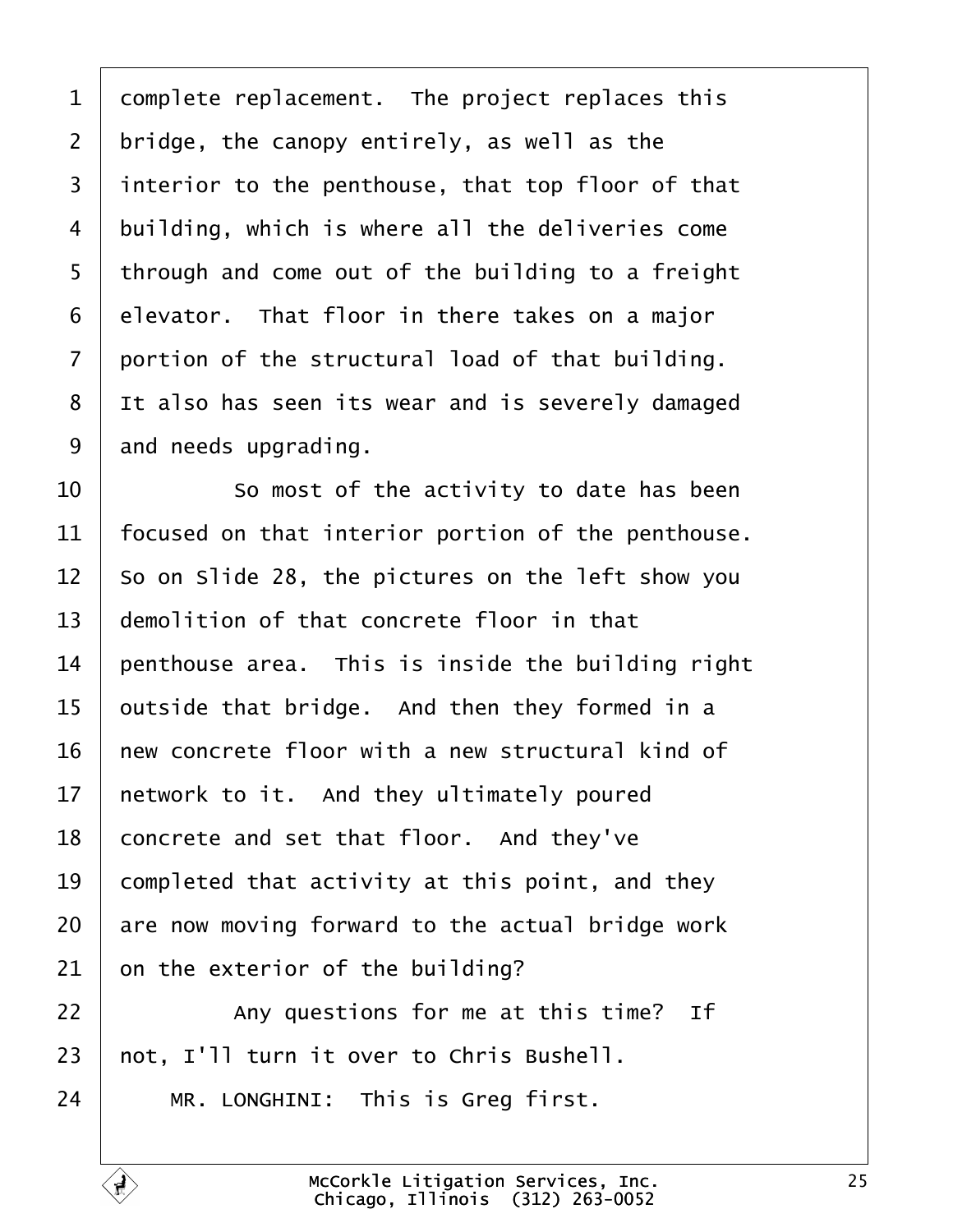1 complete replacement. The project replaces this
2 bridge, the canopy entirely, as well as the
3 interior to the penthouse, that top floor of that
4 building, which is where all the deliveries come
5 through and come out of the building to a freight
6 elevator. That floor in there takes on a major
7 portion of the structural load of that building.
8 It also has seen its wear and is severely damaged
9 and needs upgrading.

10 So most of the activity to date has been
11 focused on that interior portion of the penthouse.
12 So on Slide 28, the pictures on the left show you
13 demolition of that concrete floor in that
14 penthouse area. This is inside the building right
15 outside that bridge. And then they formed in a
16 new concrete floor with a new structural kind of
17 network to it. And they ultimately poured
18 concrete and set that floor. And they've
19 completed that activity at this point, and they
20 are now moving forward to the actual bridge work
21 on the exterior of the building?

22 Any questions for me at this time? If
23 not, I'll turn it over to Chris Bushell.

24 MR. LONGHINI: This is Greg first.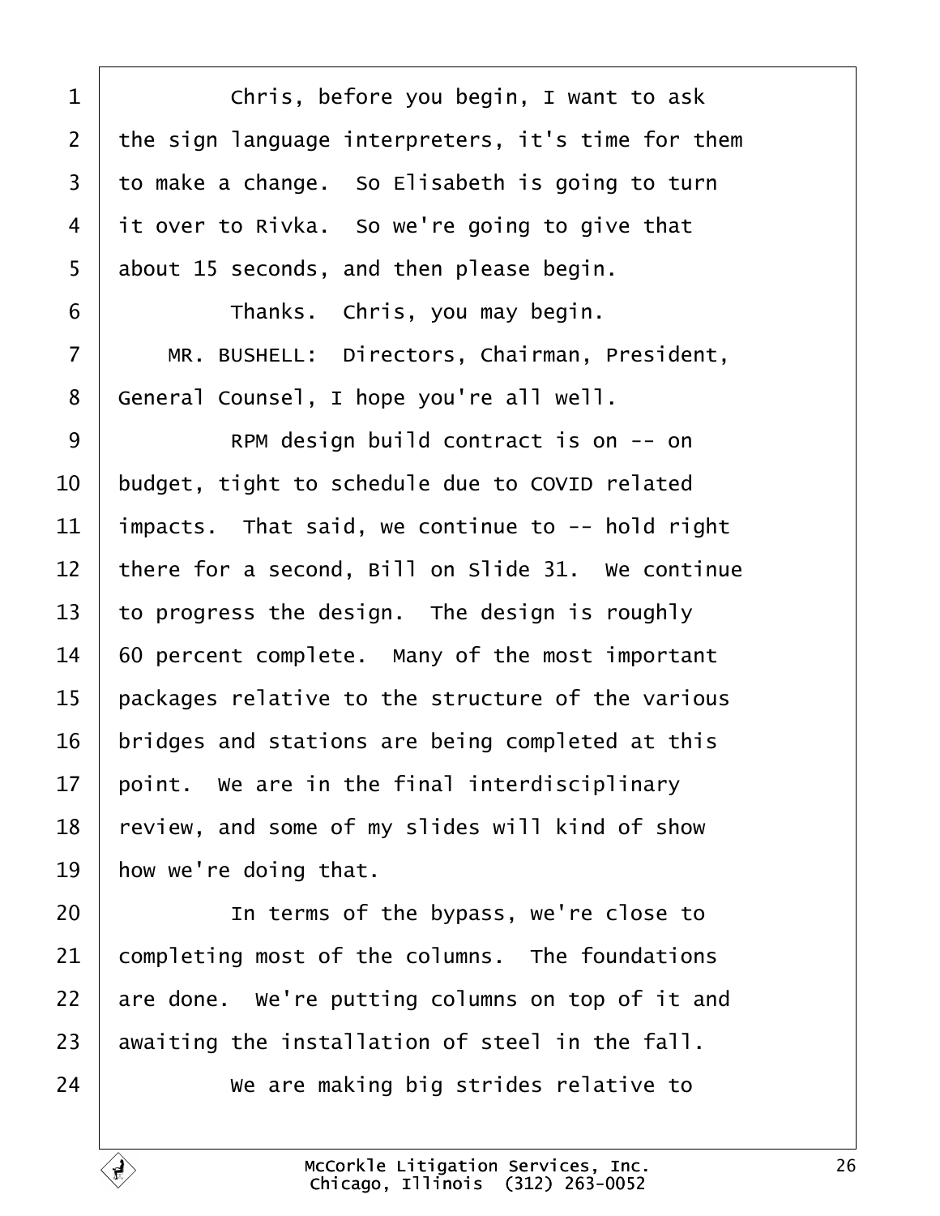Chris, before you begin, I want to ask the sign language interpreters, it's time for them to make a change. So Elisabeth is going to turn it over to Rivka. So we're going to give that about 15 seconds, and then please begin.

Thanks. Chris, you may begin.

MR. BUSHELL: Directors, Chairman, President, General Counsel, I hope you're all well.

RPM design build contract is on -- on budget, tight to schedule due to COVID related impacts. That said, we continue to -- hold right there for a second, Bill on Slide 31. We continue to progress the design. The design is roughly 60 percent complete. Many of the most important packages relative to the structure of the various bridges and stations are being completed at this point. We are in the final interdisciplinary review, and some of my slides will kind of show how we're doing that.

In terms of the bypass, we're close to completing most of the columns. The foundations are done. We're putting columns on top of it and awaiting the installation of steel in the fall.

We are making big strides relative to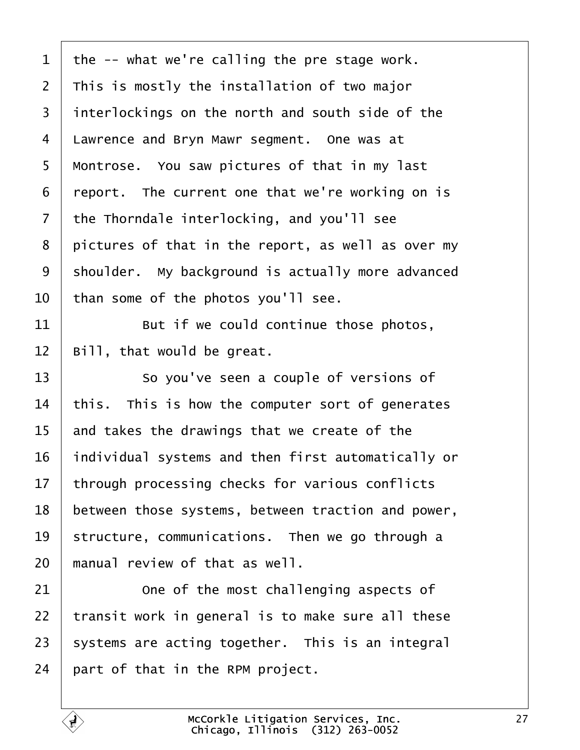the -- what we're calling the pre stage work. This is mostly the installation of two major interlockings on the north and south side of the Lawrence and Bryn Mawr segment. One was at Montrose. You saw pictures of that in my last report. The current one that we're working on is the Thorndale interlocking, and you'll see pictures of that in the report, as well as over my shoulder. My background is actually more advanced than some of the photos you'll see.

But if we could continue those photos, Bill, that would be great.

So you've seen a couple of versions of this. This is how the computer sort of generates and takes the drawings that we create of the individual systems and then first automatically or through processing checks for various conflicts between those systems, between traction and power, structure, communications. Then we go through a manual review of that as well.

One of the most challenging aspects of transit work in general is to make sure all these systems are acting together. This is an integral part of that in the RPM project.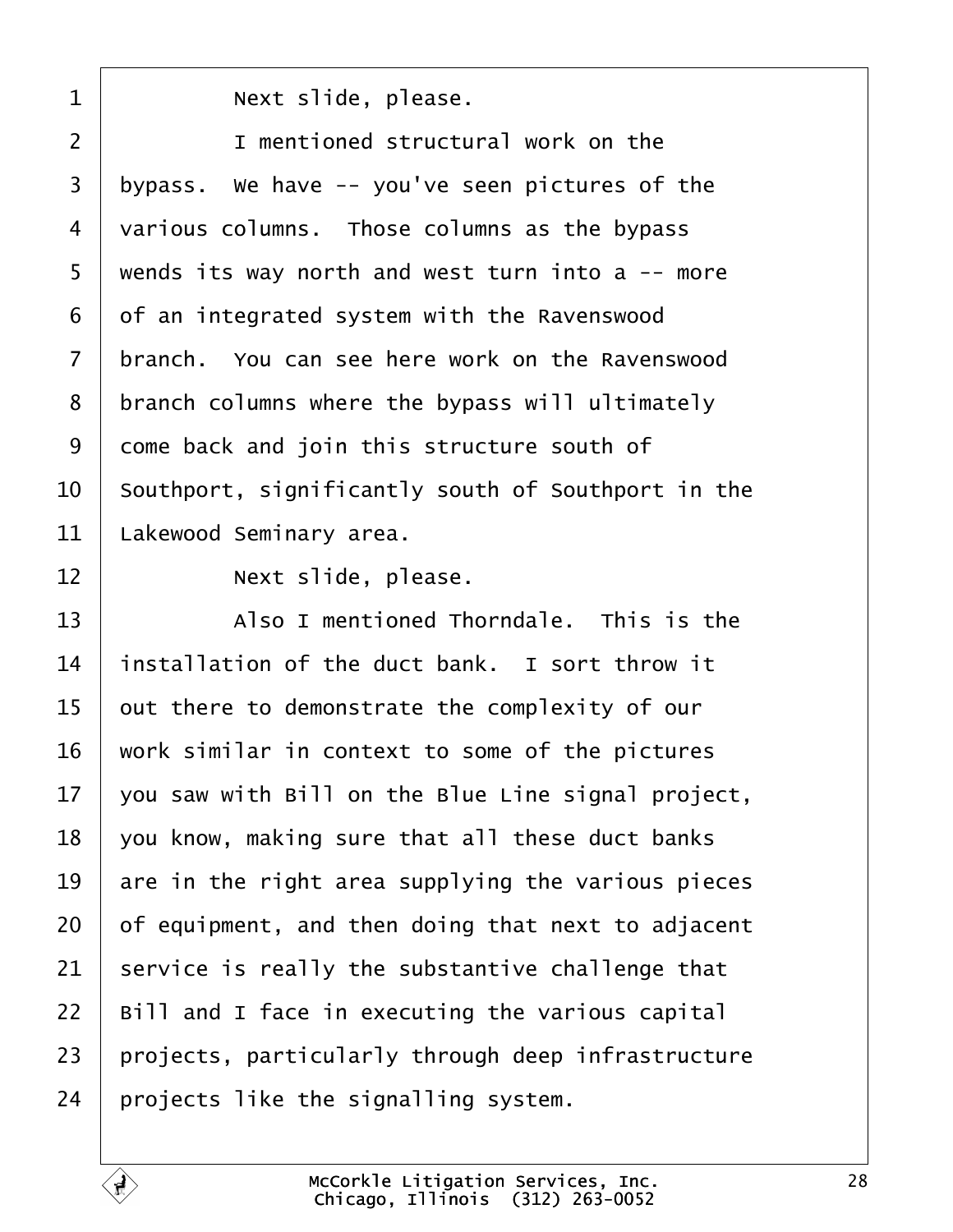Next slide, please.

I mentioned structural work on the bypass. We have -- you've seen pictures of the various columns. Those columns as the bypass wends its way north and west turn into a -- more of an integrated system with the Ravenswood branch. You can see here work on the Ravenswood branch columns where the bypass will ultimately come back and join this structure south of Southport, significantly south of Southport in the Lakewood Seminary area.

Next slide, please.

Also I mentioned Thorndale. This is the installation of the duct bank. I sort throw it out there to demonstrate the complexity of our work similar in context to some of the pictures you saw with Bill on the Blue Line signal project, you know, making sure that all these duct banks are in the right area supplying the various pieces of equipment, and then doing that next to adjacent service is really the substantive challenge that Bill and I face in executing the various capital projects, particularly through deep infrastructure projects like the signalling system.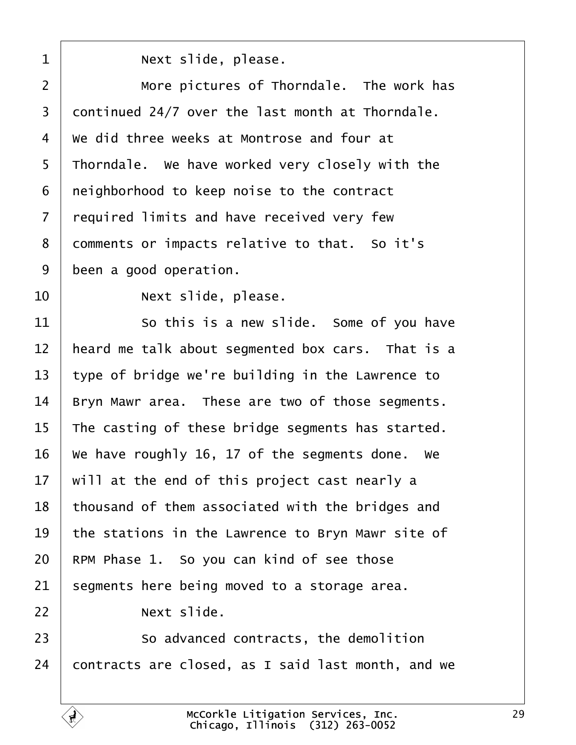1 Next slide, please.

2 More pictures of Thorndale. The work has

3 continued 24/7 over the last month at Thorndale.

4 We did three weeks at Montrose and four at

5 Thorndale. We have worked very closely with the

6 neighborhood to keep noise to the contract

7 required limits and have received very few

8 comments or impacts relative to that. So it's

9 been a good operation.

10 Next slide, please.

11 So this is a new slide. Some of you have

12 heard me talk about segmented box cars. That is a

13 type of bridge we're building in the Lawrence to

14 Bryn Mawr area. These are two of those segments.

15 The casting of these bridge segments has started.

16 We have roughly 16, 17 of the segments done. We

17 will at the end of this project cast nearly a

18 thousand of them associated with the bridges and

19 the stations in the Lawrence to Bryn Mawr site of

20 RPM Phase 1. So you can kind of see those

21 segments here being moved to a storage area.

22 Next slide.

23 So advanced contracts, the demolition

24 contracts are closed, as I said last month, and we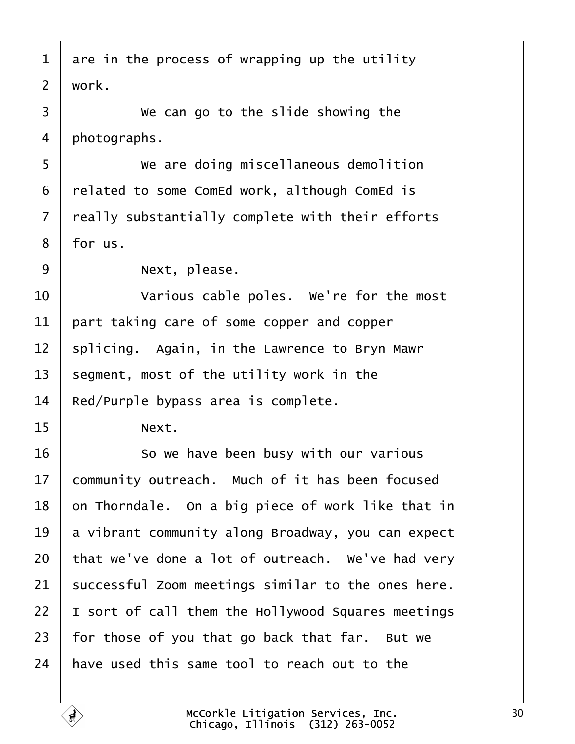are in the process of wrapping up the utility work.

We can go to the slide showing the photographs.

We are doing miscellaneous demolition related to some ComEd work, although ComEd is really substantially complete with their efforts for us.

Next, please.

Various cable poles. We're for the most part taking care of some copper and copper splicing. Again, in the Lawrence to Bryn Mawr segment, most of the utility work in the Red/Purple bypass area is complete.

Next.

So we have been busy with our various community outreach. Much of it has been focused on Thorndale. On a big piece of work like that in a vibrant community along Broadway, you can expect that we've done a lot of outreach. We've had very successful Zoom meetings similar to the ones here. I sort of call them the Hollywood Squares meetings for those of you that go back that far. But we have used this same tool to reach out to the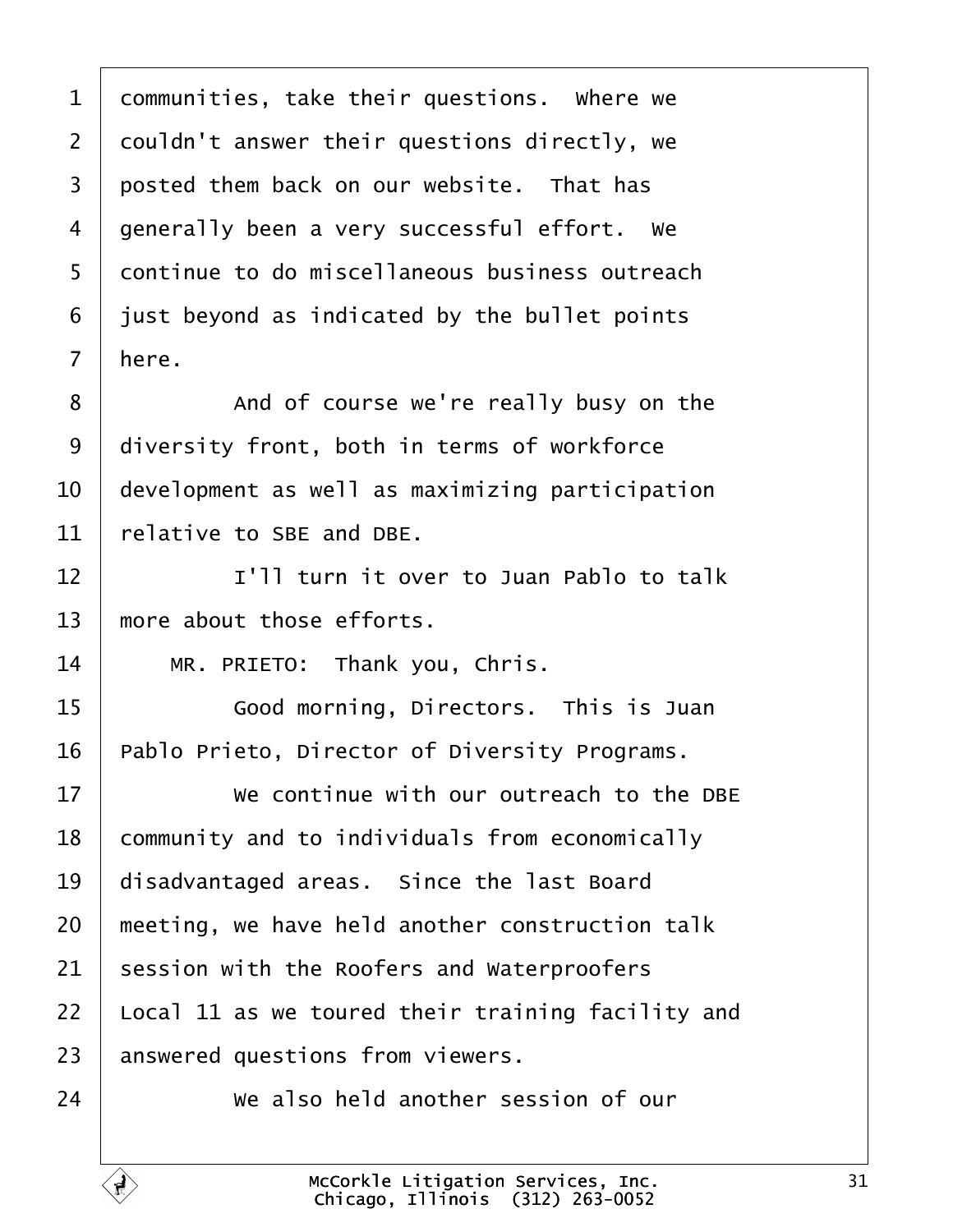communities, take their questions. Where we couldn't answer their questions directly, we posted them back on our website. That has generally been a very successful effort. We continue to do miscellaneous business outreach just beyond as indicated by the bullet points here.

And of course we're really busy on the diversity front, both in terms of workforce development as well as maximizing participation relative to SBE and DBE.

I'll turn it over to Juan Pablo to talk more about those efforts.

MR. PRIETO: Thank you, Chris.

Good morning, Directors. This is Juan Pablo Prieto, Director of Diversity Programs.

We continue with our outreach to the DBE community and to individuals from economically disadvantaged areas. Since the last Board meeting, we have held another construction talk session with the Roofers and Waterproofers Local 11 as we toured their training facility and answered questions from viewers.

We also held another session of our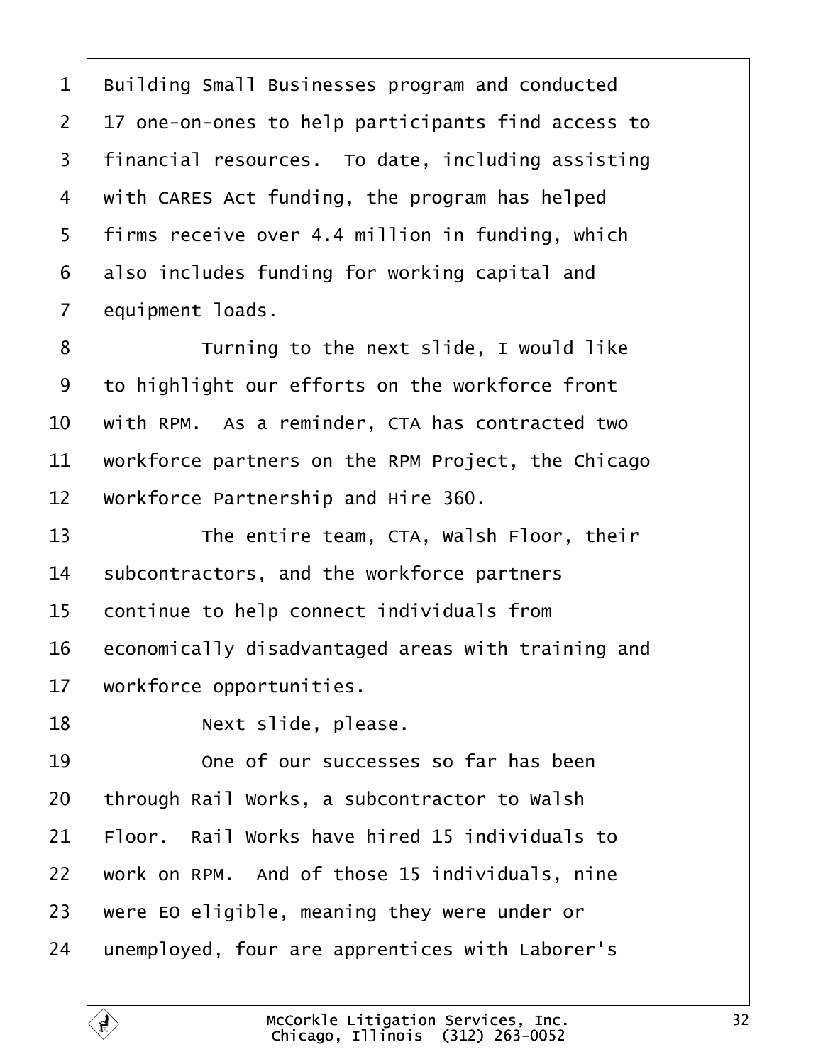Building Small Businesses program and conducted 17 one-on-ones to help participants find access to financial resources. To date, including assisting with CARES Act funding, the program has helped firms receive over 4.4 million in funding, which also includes funding for working capital and equipment loads.

Turning to the next slide, I would like to highlight our efforts on the workforce front with RPM. As a reminder, CTA has contracted two workforce partners on the RPM Project, the Chicago Workforce Partnership and Hire 360.

The entire team, CTA, Walsh Floor, their subcontractors, and the workforce partners continue to help connect individuals from economically disadvantaged areas with training and workforce opportunities.

Next slide, please.

One of our successes so far has been through Rail Works, a subcontractor to Walsh Floor. Rail Works have hired 15 individuals to work on RPM. And of those 15 individuals, nine were EO eligible, meaning they were under or unemployed, four are apprentices with Laborer's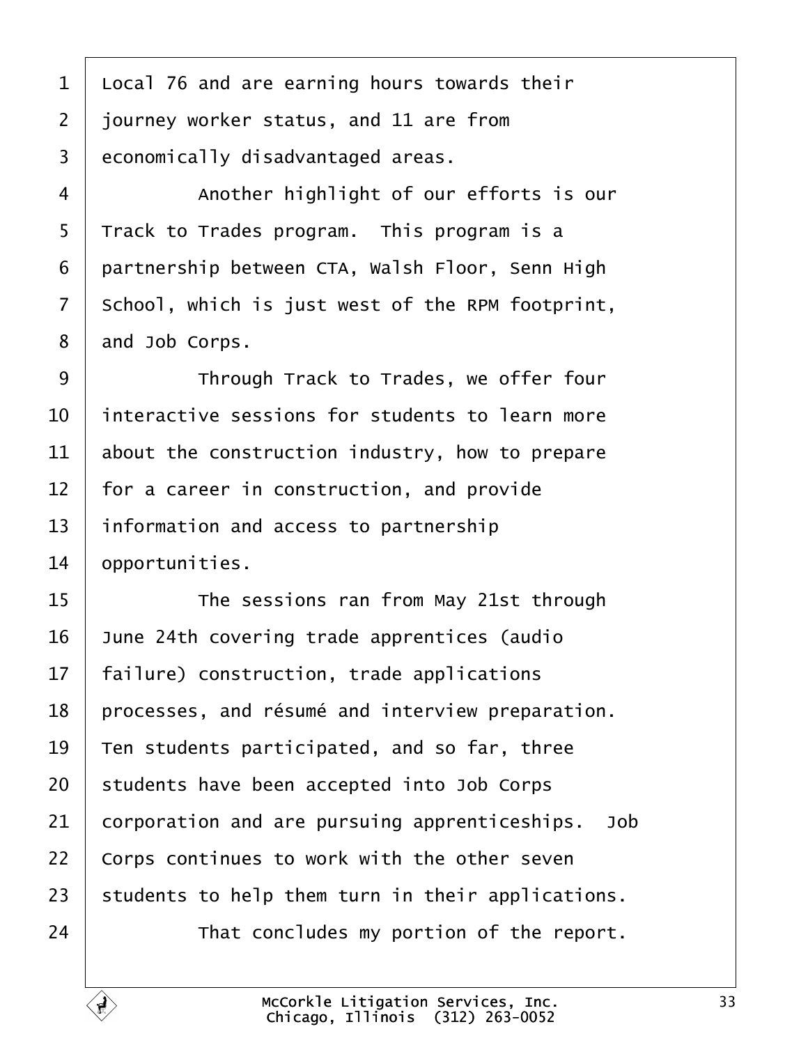Local 76 and are earning hours towards their journey worker status, and 11 are from economically disadvantaged areas.

Another highlight of our efforts is our Track to Trades program. This program is a partnership between CTA, Walsh Floor, Senn High School, which is just west of the RPM footprint, and Job Corps.

Through Track to Trades, we offer four interactive sessions for students to learn more about the construction industry, how to prepare for a career in construction, and provide information and access to partnership opportunities.

The sessions ran from May 21st through June 24th covering trade apprentices (audio failure) construction, trade applications processes, and résumé and interview preparation. Ten students participated, and so far, three students have been accepted into Job Corps corporation and are pursuing apprenticeships. Job Corps continues to work with the other seven students to help them turn in their applications.

That concludes my portion of the report.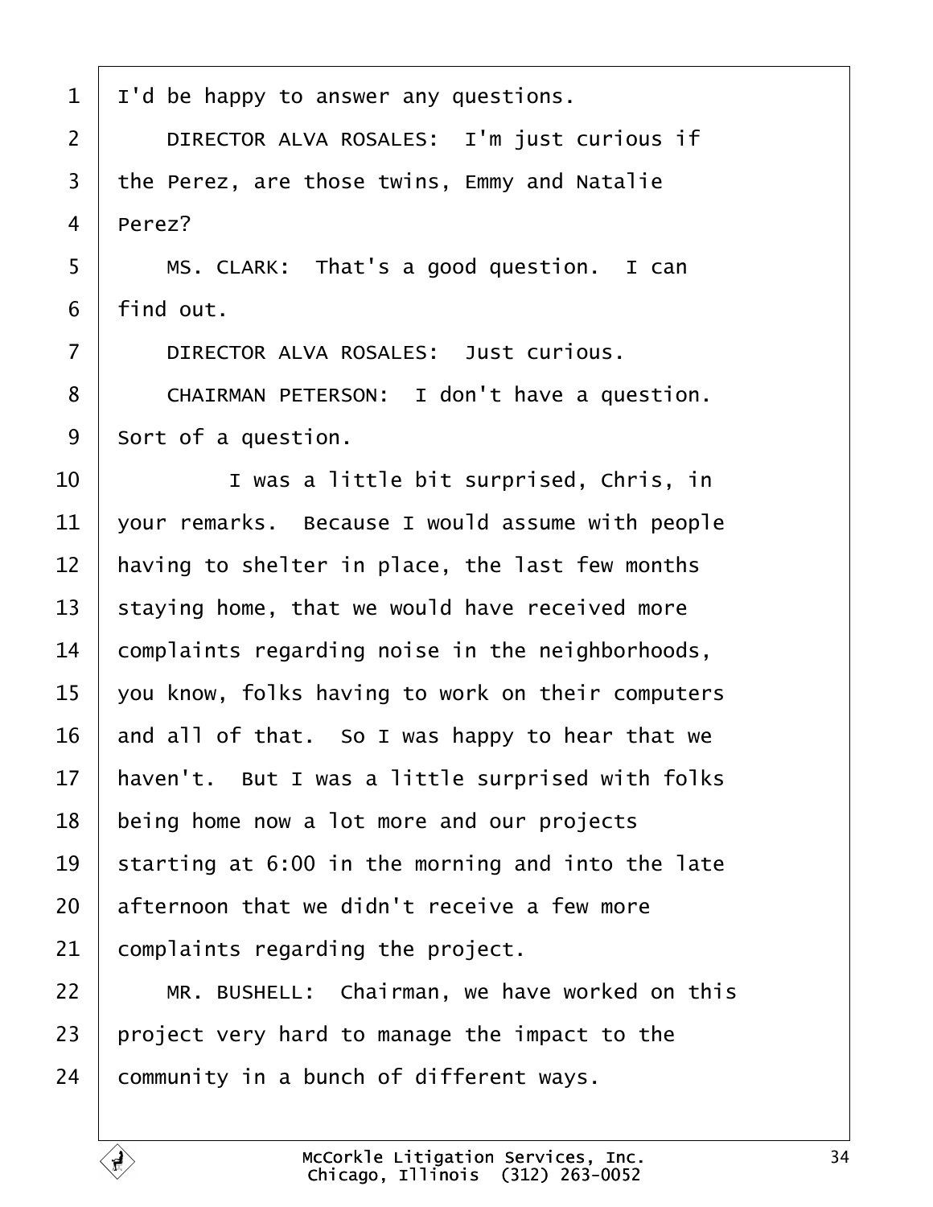I'd be happy to answer any questions.

DIRECTOR ALVA ROSALES: I'm just curious if the Perez, are those twins, Emmy and Natalie Perez?

MS. CLARK: That's a good question. I can find out.

DIRECTOR ALVA ROSALES: Just curious.

CHAIRMAN PETERSON: I don't have a question. Sort of a question.

I was a little bit surprised, Chris, in your remarks. Because I would assume with people having to shelter in place, the last few months staying home, that we would have received more complaints regarding noise in the neighborhoods, you know, folks having to work on their computers and all of that. So I was happy to hear that we haven't. But I was a little surprised with folks being home now a lot more and our projects starting at 6:00 in the morning and into the late afternoon that we didn't receive a few more complaints regarding the project.

MR. BUSHELL: Chairman, we have worked on this project very hard to manage the impact to the community in a bunch of different ways.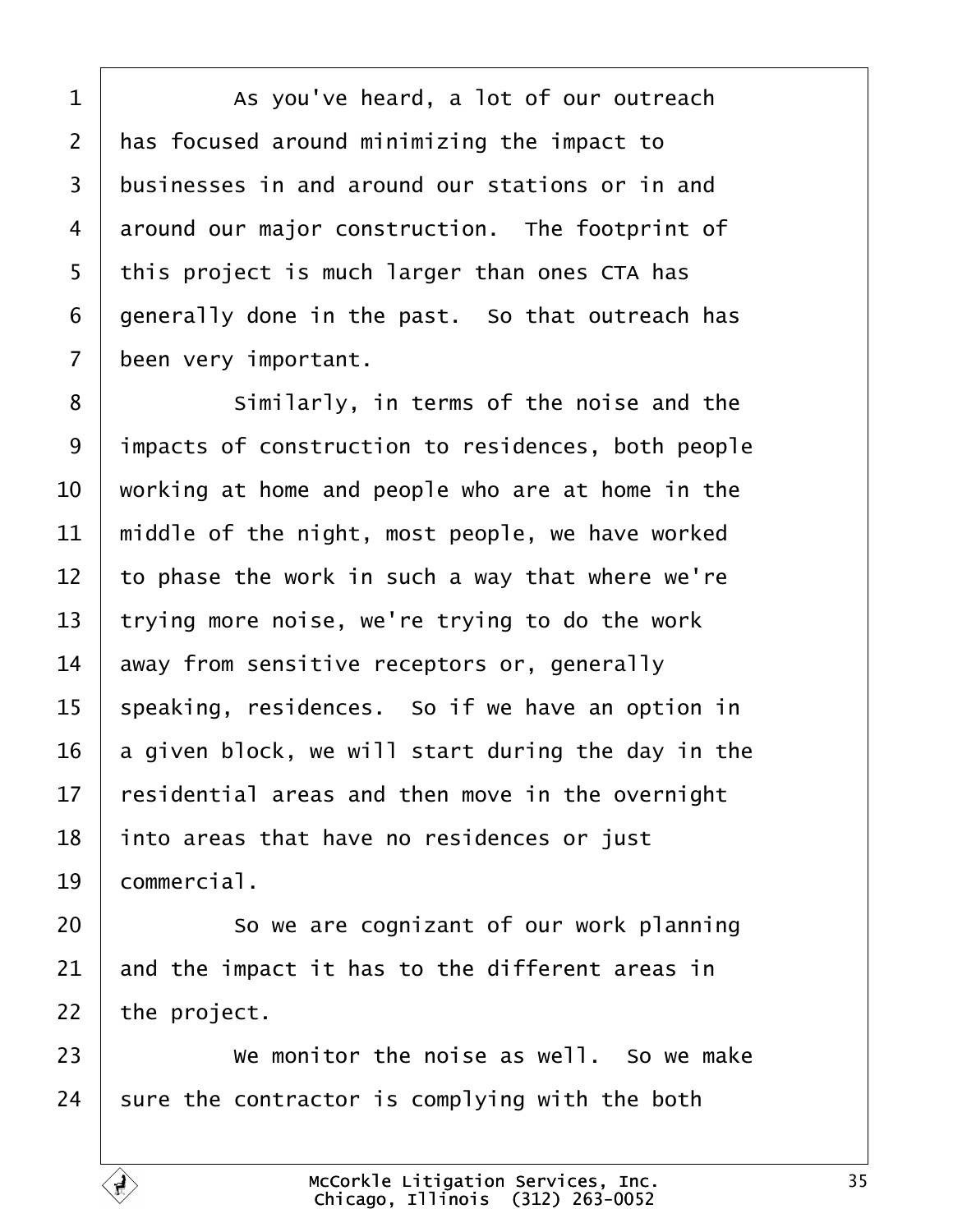As you've heard, a lot of our outreach has focused around minimizing the impact to businesses in and around our stations or in and around our major construction. The footprint of this project is much larger than ones CTA has generally done in the past. So that outreach has been very important.

Similarly, in terms of the noise and the impacts of construction to residences, both people working at home and people who are at home in the middle of the night, most people, we have worked to phase the work in such a way that where we're trying more noise, we're trying to do the work away from sensitive receptors or, generally speaking, residences. So if we have an option in a given block, we will start during the day in the residential areas and then move in the overnight into areas that have no residences or just commercial.

So we are cognizant of our work planning and the impact it has to the different areas in the project.

We monitor the noise as well. So we make sure the contractor is complying with the both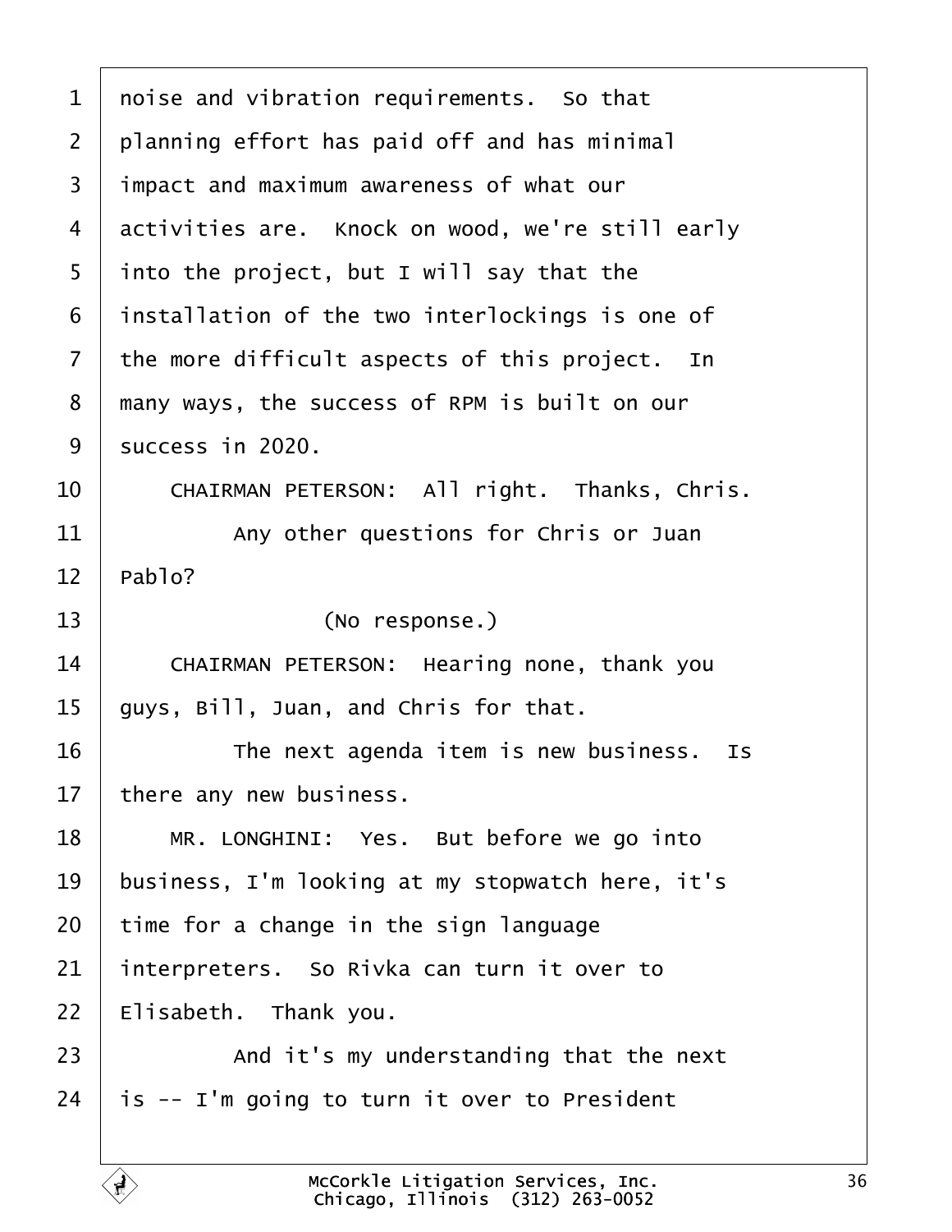1 noise and vibration requirements. So that
2 planning effort has paid off and has minimal
3 impact and maximum awareness of what our
4 activities are. Knock on wood, we're still early
5 into the project, but I will say that the
6 installation of the two interlockings is one of
7 the more difficult aspects of this project. In
8 many ways, the success of RPM is built on our
9 success in 2020.
10 CHAIRMAN PETERSON: All right. Thanks, Chris.
11 Any other questions for Chris or Juan
12 Pablo?
13 (No response.)
14 CHAIRMAN PETERSON: Hearing none, thank you
15 guys, Bill, Juan, and Chris for that.
16 The next agenda item is new business. Is
17 there any new business.
18 MR. LONGHINI: Yes. But before we go into
19 business, I'm looking at my stopwatch here, it's
20 time for a change in the sign language
21 interpreters. So Rivka can turn it over to
22 Elisabeth. Thank you.
23 And it's my understanding that the next
24 is -- I'm going to turn it over to President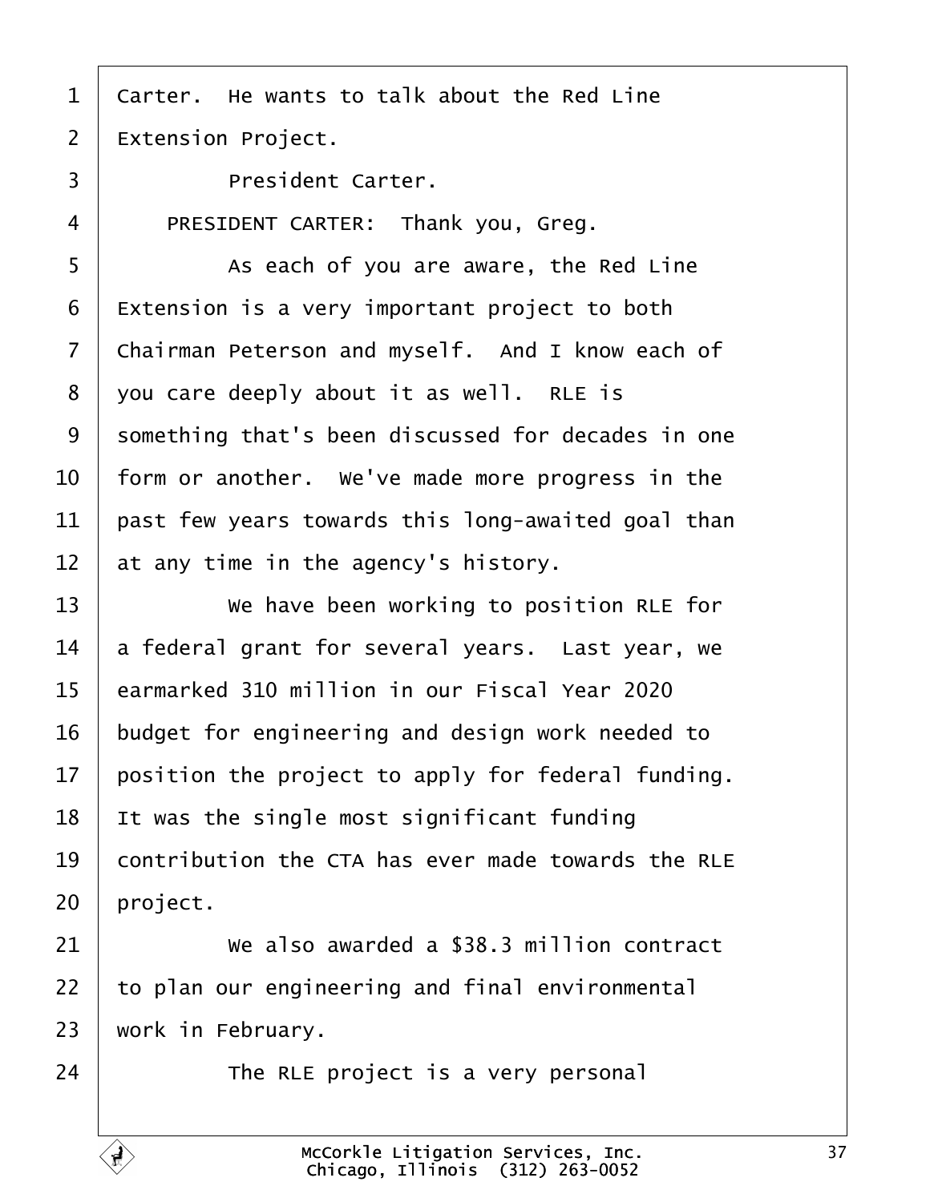Carter. He wants to talk about the Red Line Extension Project.

President Carter.

PRESIDENT CARTER: Thank you, Greg.

As each of you are aware, the Red Line Extension is a very important project to both Chairman Peterson and myself. And I know each of you care deeply about it as well. RLE is something that's been discussed for decades in one form or another. We've made more progress in the past few years towards this long-awaited goal than at any time in the agency's history.

We have been working to position RLE for a federal grant for several years. Last year, we earmarked 310 million in our Fiscal Year 2020 budget for engineering and design work needed to position the project to apply for federal funding. It was the single most significant funding contribution the CTA has ever made towards the RLE project.

We also awarded a $38.3 million contract to plan our engineering and final environmental work in February.

The RLE project is a very personal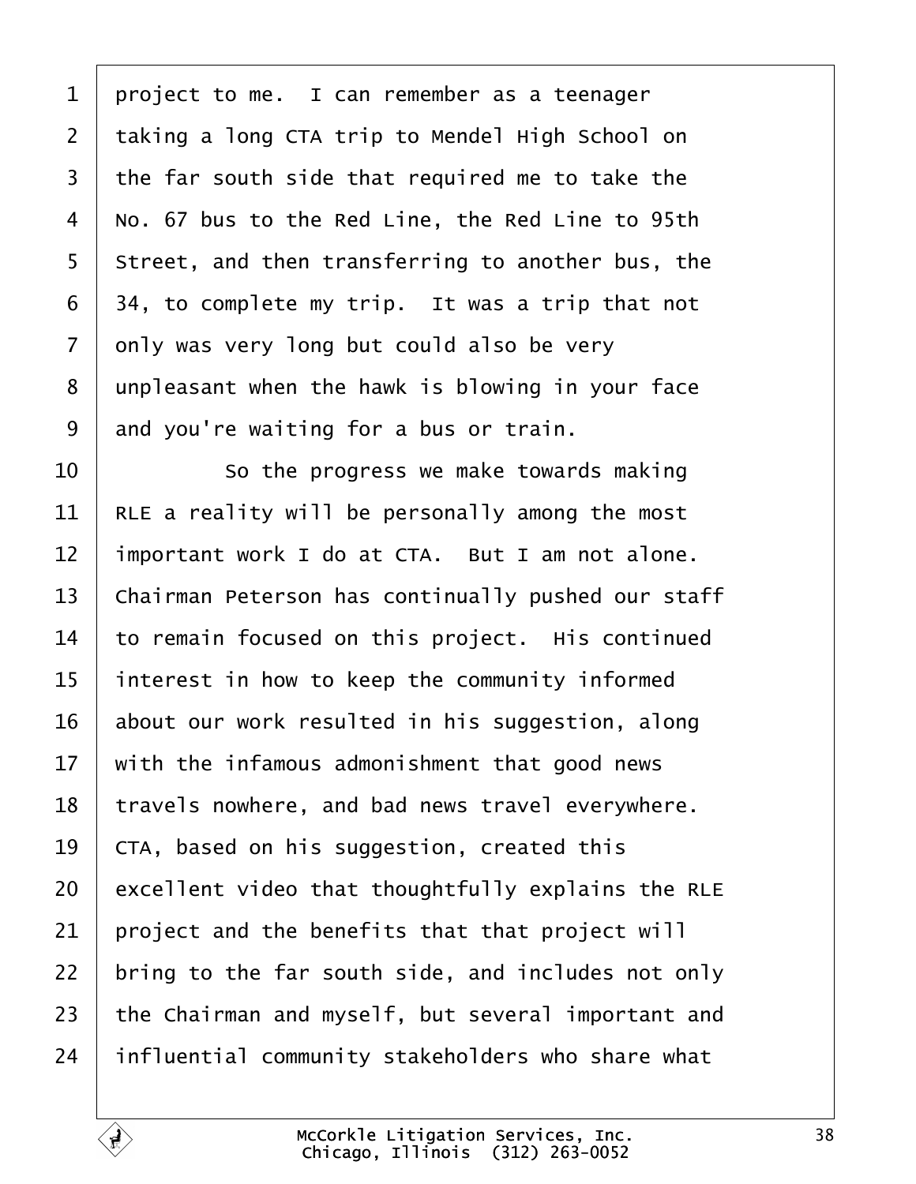project to me. I can remember as a teenager taking a long CTA trip to Mendel High School on the far south side that required me to take the No. 67 bus to the Red Line, the Red Line to 95th Street, and then transferring to another bus, the 34, to complete my trip. It was a trip that not only was very long but could also be very unpleasant when the hawk is blowing in your face and you're waiting for a bus or train.

So the progress we make towards making RLE a reality will be personally among the most important work I do at CTA. But I am not alone. Chairman Peterson has continually pushed our staff to remain focused on this project. His continued interest in how to keep the community informed about our work resulted in his suggestion, along with the infamous admonishment that good news travels nowhere, and bad news travel everywhere. CTA, based on his suggestion, created this excellent video that thoughtfully explains the RLE project and the benefits that that project will bring to the far south side, and includes not only the Chairman and myself, but several important and influential community stakeholders who share what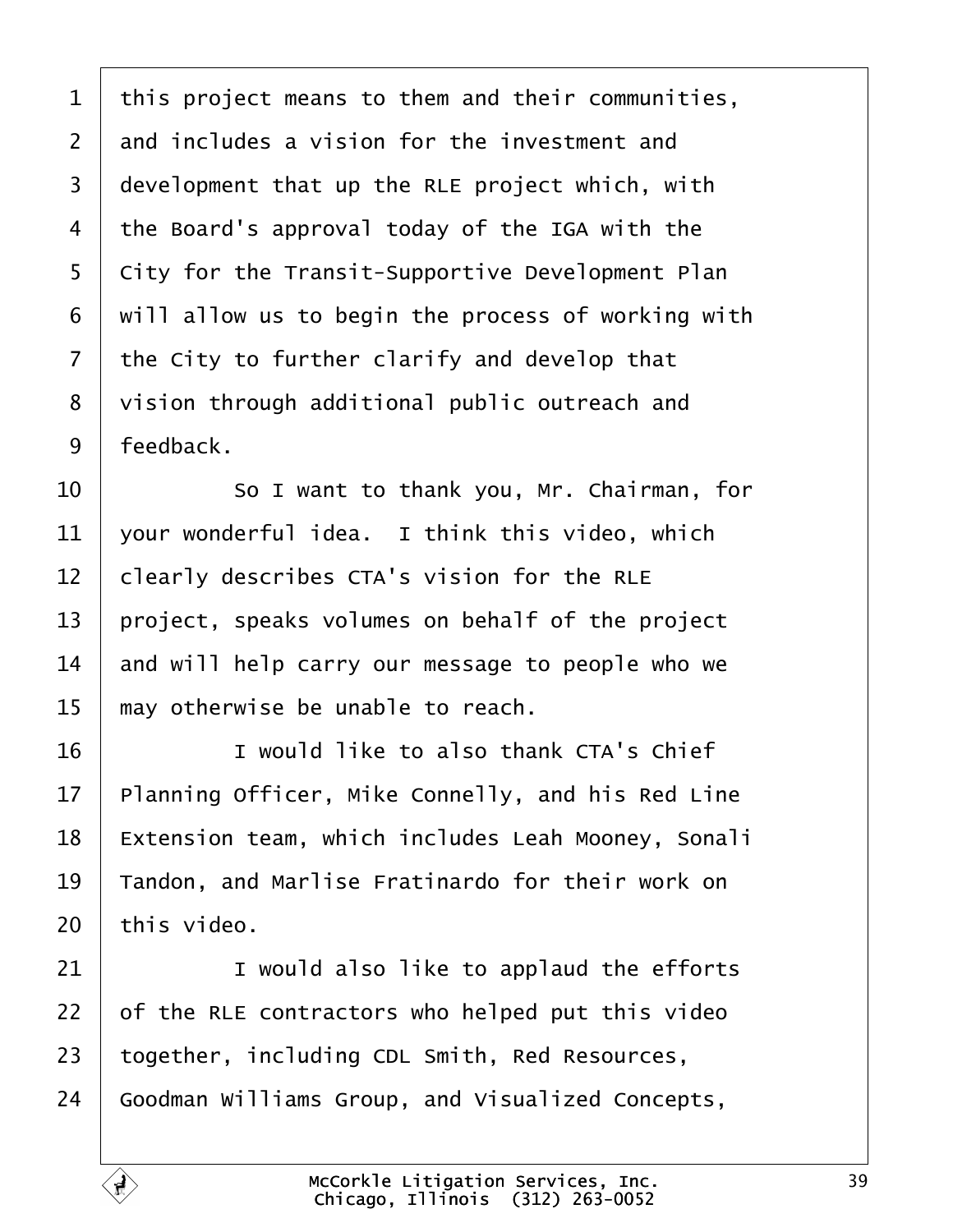1 this project means to them and their communities,
2 and includes a vision for the investment and
3 development that up the RLE project which, with
4 the Board's approval today of the IGA with the
5 City for the Transit-Supportive Development Plan
6 will allow us to begin the process of working with
7 the City to further clarify and develop that
8 vision through additional public outreach and
9 feedback.
10 So I want to thank you, Mr. Chairman, for
11 your wonderful idea. I think this video, which
12 clearly describes CTA's vision for the RLE
13 project, speaks volumes on behalf of the project
14 and will help carry our message to people who we
15 may otherwise be unable to reach.
16 I would like to also thank CTA's Chief
17 Planning Officer, Mike Connelly, and his Red Line
18 Extension team, which includes Leah Mooney, Sonali
19 Tandon, and Marlise Fratinardo for their work on
20 this video.
21 I would also like to applaud the efforts
22 of the RLE contractors who helped put this video
23 together, including CDL Smith, Red Resources,
24 Goodman Williams Group, and Visualized Concepts,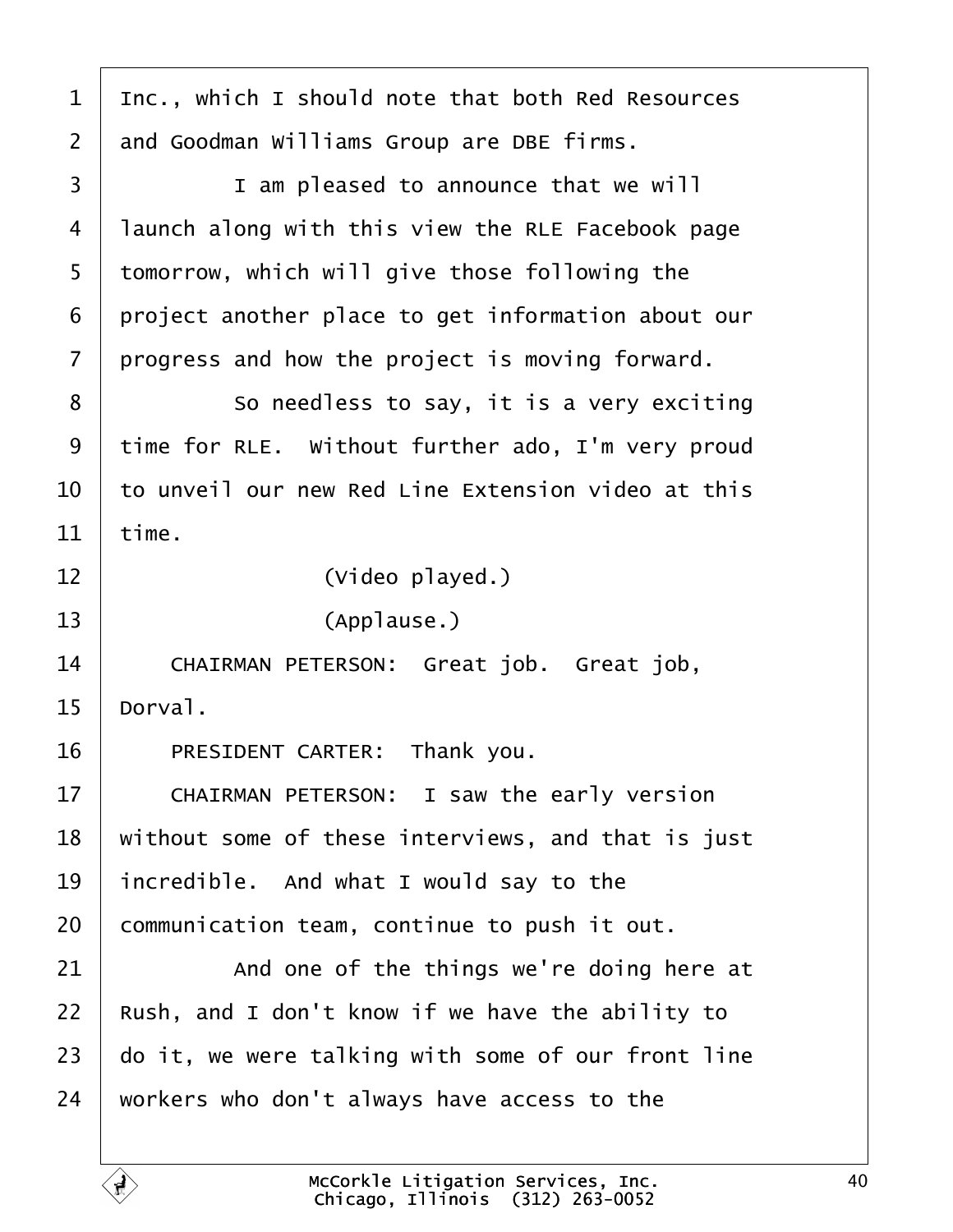1 Inc., which I should note that both Red Resources
2 and Goodman Williams Group are DBE firms.
3 I am pleased to announce that we will
4 launch along with this view the RLE Facebook page
5 tomorrow, which will give those following the
6 project another place to get information about our
7 progress and how the project is moving forward.
8 So needless to say, it is a very exciting
9 time for RLE. Without further ado, I'm very proud
10 to unveil our new Red Line Extension video at this
11 time.
12 (Video played.)
13 (Applause.)
14 CHAIRMAN PETERSON: Great job. Great job,
15 Dorval.
16 PRESIDENT CARTER: Thank you.
17 CHAIRMAN PETERSON: I saw the early version
18 without some of these interviews, and that is just
19 incredible. And what I would say to the
20 communication team, continue to push it out.
21 And one of the things we're doing here at
22 Rush, and I don't know if we have the ability to
23 do it, we were talking with some of our front line
24 workers who don't always have access to the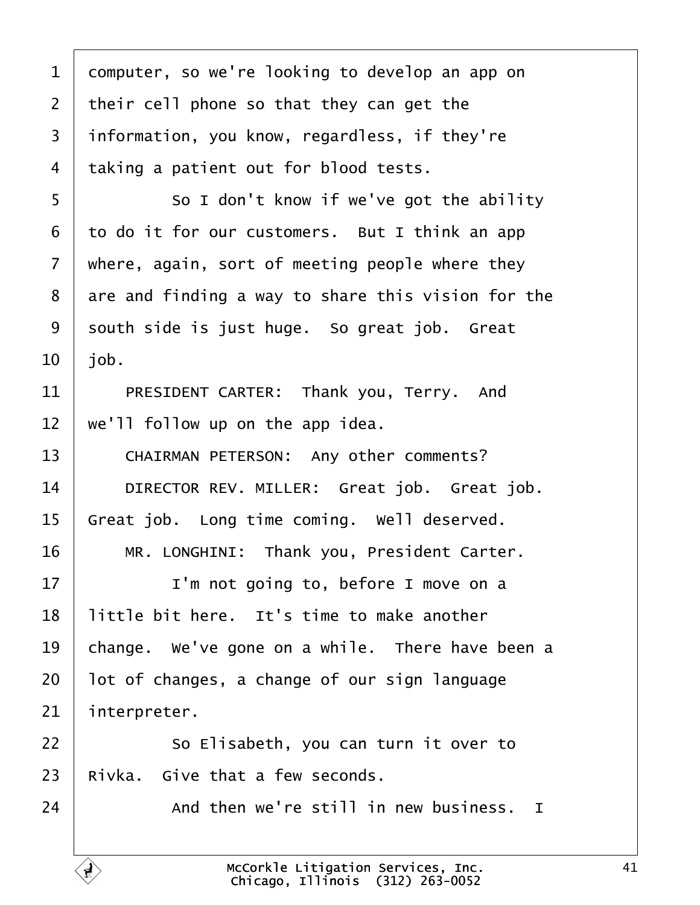1 computer, so we're looking to develop an app on
2 their cell phone so that they can get the
3 information, you know, regardless, if they're
4 taking a patient out for blood tests.
5 So I don't know if we've got the ability
6 to do it for our customers. But I think an app
7 where, again, sort of meeting people where they
8 are and finding a way to share this vision for the
9 south side is just huge. So great job. Great
10 job.
11 PRESIDENT CARTER: Thank you, Terry. And
12 we'll follow up on the app idea.
13 CHAIRMAN PETERSON: Any other comments?
14 DIRECTOR REV. MILLER: Great job. Great job.
15 Great job. Long time coming. Well deserved.
16 MR. LONGHINI: Thank you, President Carter.
17 I'm not going to, before I move on a
18 little bit here. It's time to make another
19 change. We've gone on a while. There have been a
20 lot of changes, a change of our sign language
21 interpreter.
22 So Elisabeth, you can turn it over to
23 Rivka. Give that a few seconds.
24 And then we're still in new business. I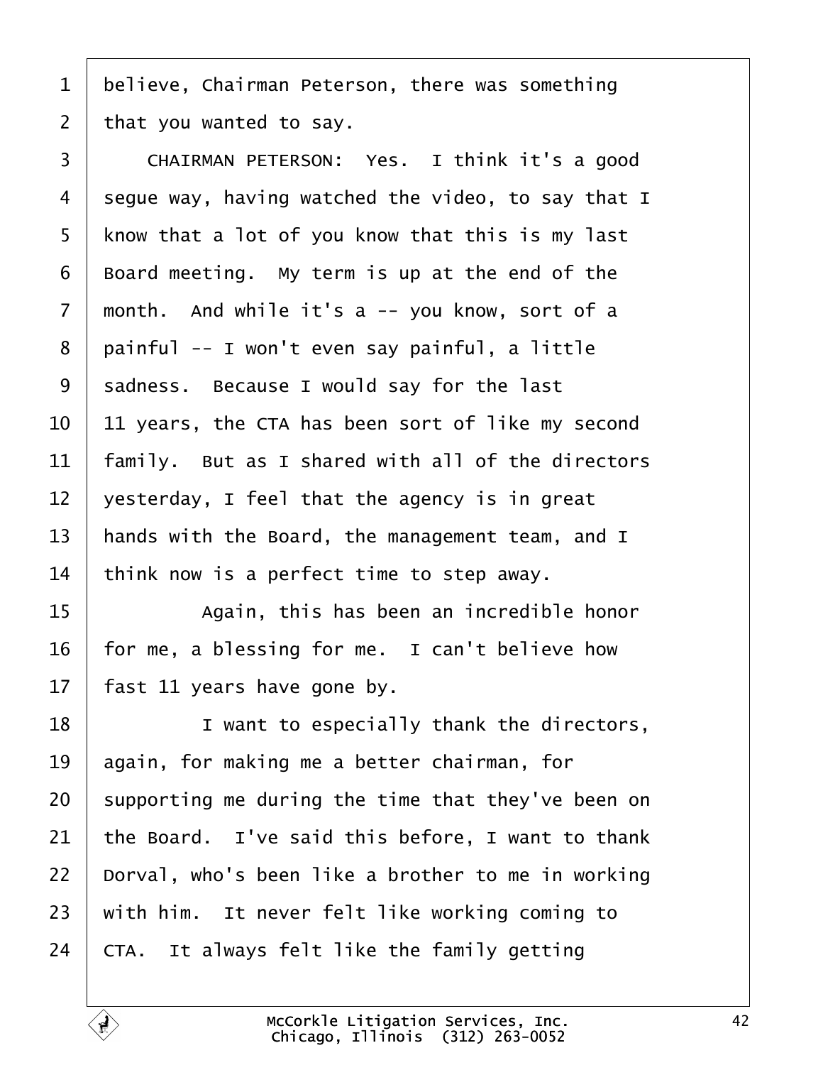believe, Chairman Peterson, there was something that you wanted to say.

CHAIRMAN PETERSON: Yes. I think it's a good segue way, having watched the video, to say that I know that a lot of you know that this is my last Board meeting. My term is up at the end of the month. And while it's a -- you know, sort of a painful -- I won't even say painful, a little sadness. Because I would say for the last 11 years, the CTA has been sort of like my second family. But as I shared with all of the directors yesterday, I feel that the agency is in great hands with the Board, the management team, and I think now is a perfect time to step away.

Again, this has been an incredible honor for me, a blessing for me. I can't believe how fast 11 years have gone by.

I want to especially thank the directors, again, for making me a better chairman, for supporting me during the time that they've been on the Board. I've said this before, I want to thank Dorval, who's been like a brother to me in working with him. It never felt like working coming to CTA. It always felt like the family getting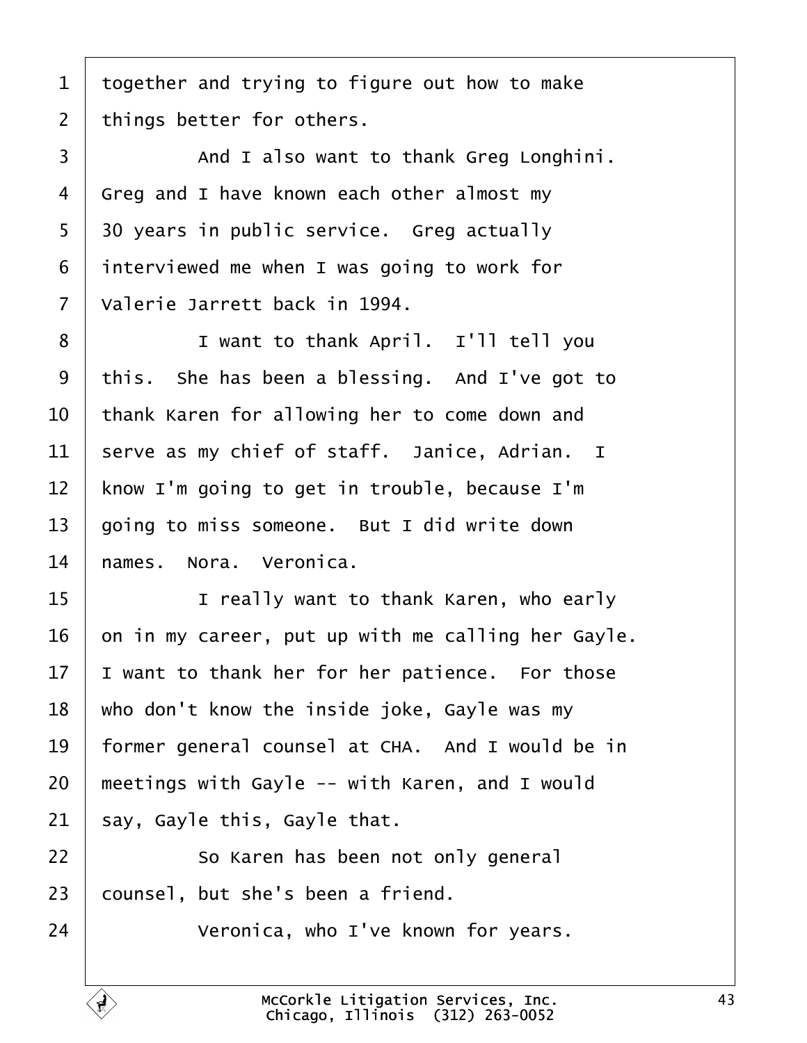1 together and trying to figure out how to make
2 things better for others.
3 And I also want to thank Greg Longhini.
4 Greg and I have known each other almost my
5 30 years in public service. Greg actually
6 interviewed me when I was going to work for
7 Valerie Jarrett back in 1994.
8 I want to thank April. I'll tell you
9 this. She has been a blessing. And I've got to
10 thank Karen for allowing her to come down and
11 serve as my chief of staff. Janice, Adrian. I
12 know I'm going to get in trouble, because I'm
13 going to miss someone. But I did write down
14 names. Nora. Veronica.
15 I really want to thank Karen, who early
16 on in my career, put up with me calling her Gayle.
17 I want to thank her for her patience. For those
18 who don't know the inside joke, Gayle was my
19 former general counsel at CHA. And I would be in
20 meetings with Gayle -- with Karen, and I would
21 say, Gayle this, Gayle that.
22 So Karen has been not only general
23 counsel, but she's been a friend.
24 Veronica, who I've known for years.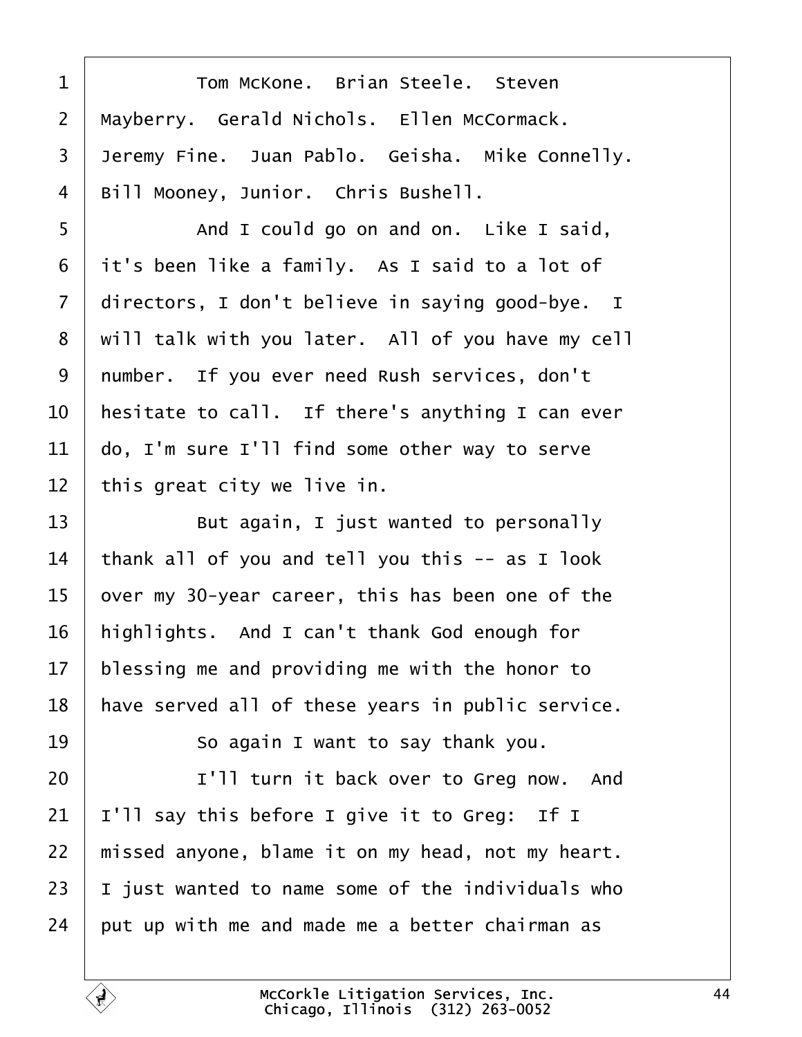Tom McKone. Brian Steele. Steven Mayberry. Gerald Nichols. Ellen McCormack. Jeremy Fine. Juan Pablo. Geisha. Mike Connelly. Bill Mooney, Junior. Chris Bushell.

And I could go on and on. Like I said, it's been like a family. As I said to a lot of directors, I don't believe in saying good-bye. I will talk with you later. All of you have my cell number. If you ever need Rush services, don't hesitate to call. If there's anything I can ever do, I'm sure I'll find some other way to serve this great city we live in.

But again, I just wanted to personally thank all of you and tell you this -- as I look over my 30-year career, this has been one of the highlights. And I can't thank God enough for blessing me and providing me with the honor to have served all of these years in public service.

So again I want to say thank you.

I'll turn it back over to Greg now. And I'll say this before I give it to Greg: If I missed anyone, blame it on my head, not my heart. I just wanted to name some of the individuals who put up with me and made me a better chairman as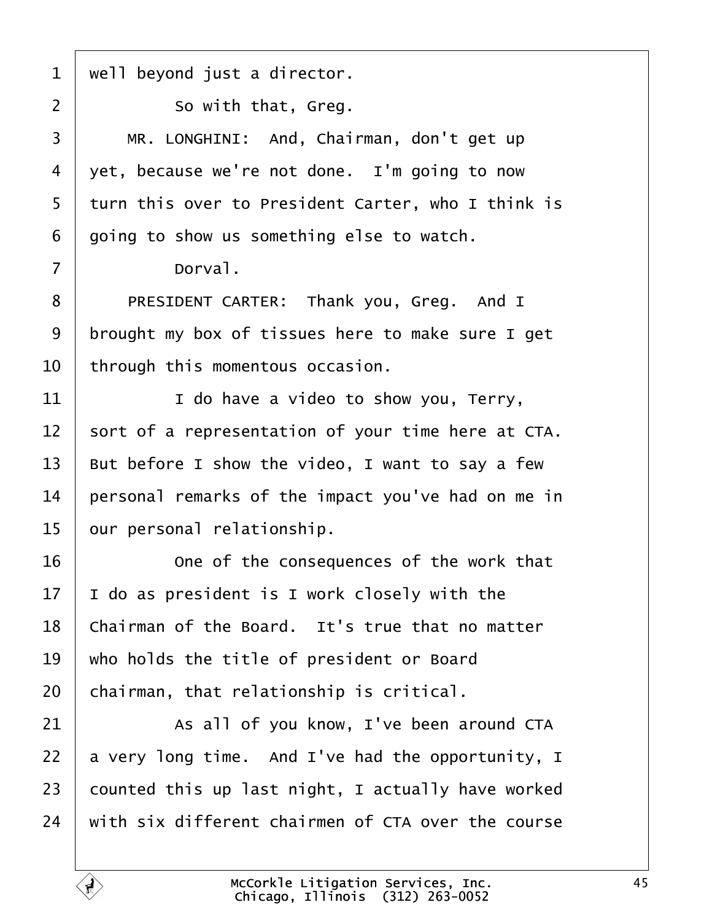1 well beyond just a director.

2 So with that, Greg.

3 MR. LONGHINI: And, Chairman, don't get up

4 yet, because we're not done. I'm going to now

5 turn this over to President Carter, who I think is

6 going to show us something else to watch.

7 Dorval.

8 PRESIDENT CARTER: Thank you, Greg. And I

9 brought my box of tissues here to make sure I get

10 through this momentous occasion.

11 I do have a video to show you, Terry,

12 sort of a representation of your time here at CTA.

13 But before I show the video, I want to say a few

14 personal remarks of the impact you've had on me in

15 our personal relationship.

16 One of the consequences of the work that

17 I do as president is I work closely with the

18 Chairman of the Board. It's true that no matter

19 who holds the title of president or Board

20 chairman, that relationship is critical.

21 As all of you know, I've been around CTA

22 a very long time. And I've had the opportunity, I

23 counted this up last night, I actually have worked

24 with six different chairmen of CTA over the course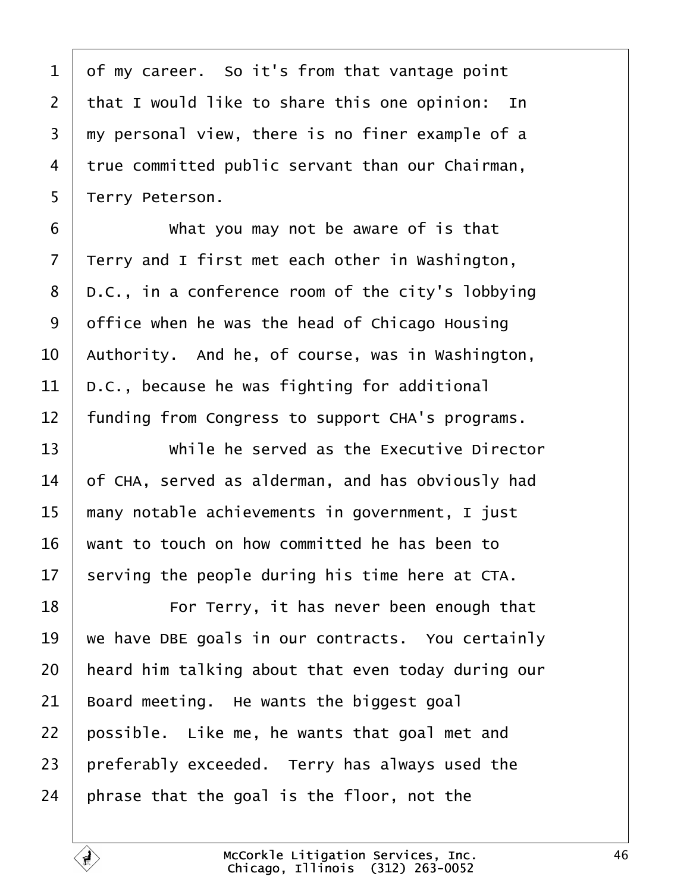of my career. So it's from that vantage point that I would like to share this one opinion: In my personal view, there is no finer example of a true committed public servant than our Chairman, Terry Peterson.

What you may not be aware of is that Terry and I first met each other in Washington, D.C., in a conference room of the city's lobbying office when he was the head of Chicago Housing Authority. And he, of course, was in Washington, D.C., because he was fighting for additional funding from Congress to support CHA's programs.

While he served as the Executive Director of CHA, served as alderman, and has obviously had many notable achievements in government, I just want to touch on how committed he has been to serving the people during his time here at CTA.

For Terry, it has never been enough that we have DBE goals in our contracts. You certainly heard him talking about that even today during our Board meeting. He wants the biggest goal possible. Like me, he wants that goal met and preferably exceeded. Terry has always used the phrase that the goal is the floor, not the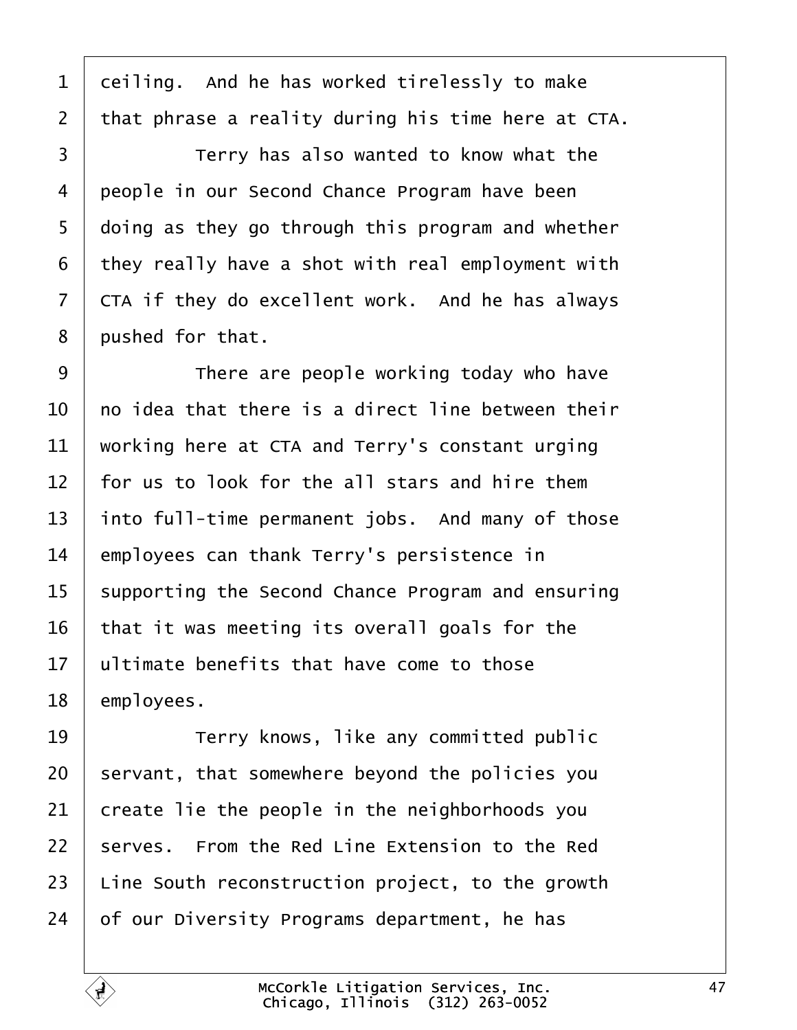ceiling. And he has worked tirelessly to make that phrase a reality during his time here at CTA.

Terry has also wanted to know what the people in our Second Chance Program have been doing as they go through this program and whether they really have a shot with real employment with CTA if they do excellent work. And he has always pushed for that.

There are people working today who have no idea that there is a direct line between their working here at CTA and Terry's constant urging for us to look for the all stars and hire them into full-time permanent jobs. And many of those employees can thank Terry's persistence in supporting the Second Chance Program and ensuring that it was meeting its overall goals for the ultimate benefits that have come to those employees.

Terry knows, like any committed public servant, that somewhere beyond the policies you create lie the people in the neighborhoods you serves. From the Red Line Extension to the Red Line South reconstruction project, to the growth of our Diversity Programs department, he has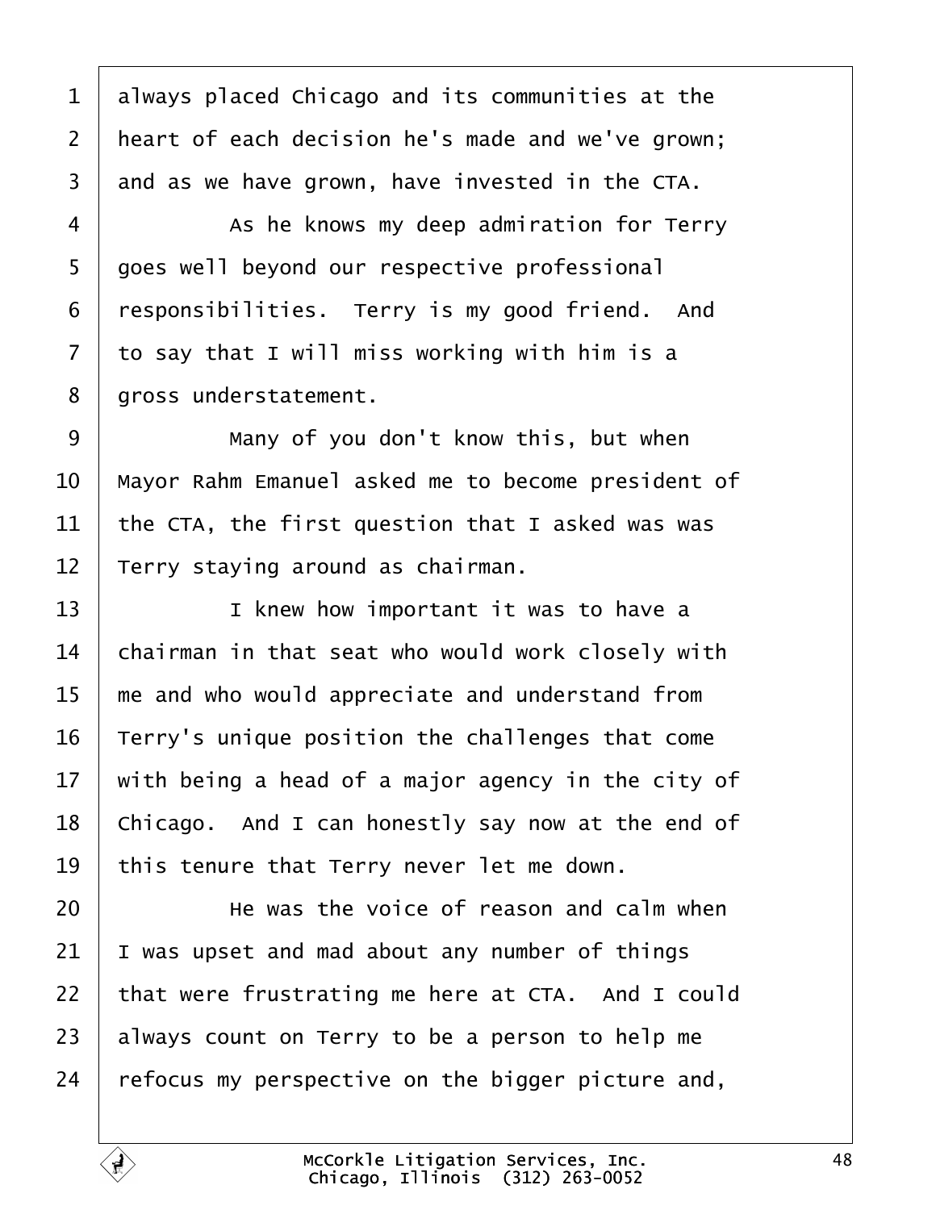always placed Chicago and its communities at the heart of each decision he's made and we've grown; and as we have grown, have invested in the CTA.

As he knows my deep admiration for Terry goes well beyond our respective professional responsibilities. Terry is my good friend. And to say that I will miss working with him is a gross understatement.

Many of you don't know this, but when Mayor Rahm Emanuel asked me to become president of the CTA, the first question that I asked was was Terry staying around as chairman.

I knew how important it was to have a chairman in that seat who would work closely with me and who would appreciate and understand from Terry's unique position the challenges that come with being a head of a major agency in the city of Chicago. And I can honestly say now at the end of this tenure that Terry never let me down.

He was the voice of reason and calm when I was upset and mad about any number of things that were frustrating me here at CTA. And I could always count on Terry to be a person to help me refocus my perspective on the bigger picture and,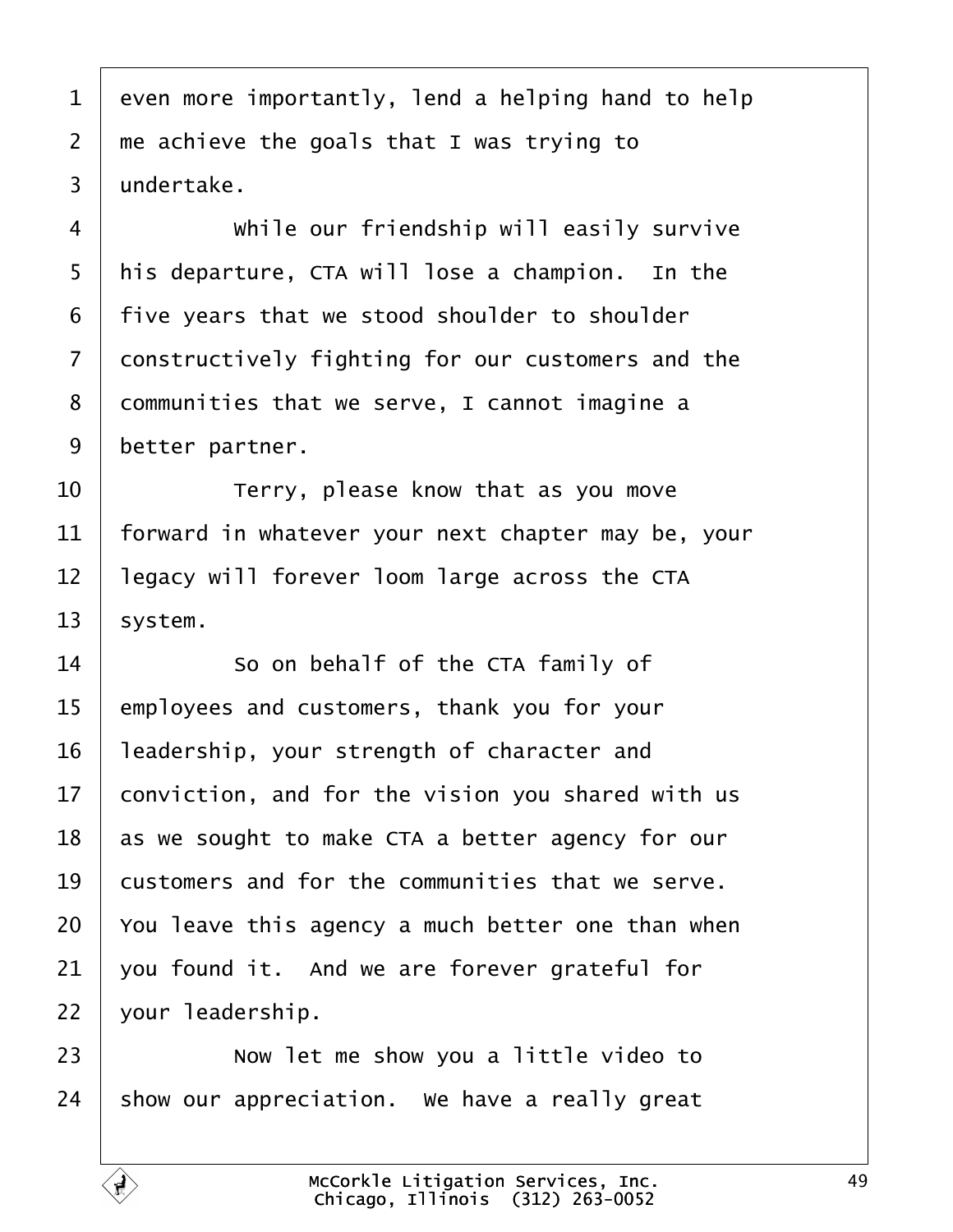even more importantly, lend a helping hand to help me achieve the goals that I was trying to undertake.

While our friendship will easily survive his departure, CTA will lose a champion. In the five years that we stood shoulder to shoulder constructively fighting for our customers and the communities that we serve, I cannot imagine a better partner.

Terry, please know that as you move forward in whatever your next chapter may be, your legacy will forever loom large across the CTA system.

So on behalf of the CTA family of employees and customers, thank you for your leadership, your strength of character and conviction, and for the vision you shared with us as we sought to make CTA a better agency for our customers and for the communities that we serve. You leave this agency a much better one than when you found it. And we are forever grateful for your leadership.

Now let me show you a little video to show our appreciation. We have a really great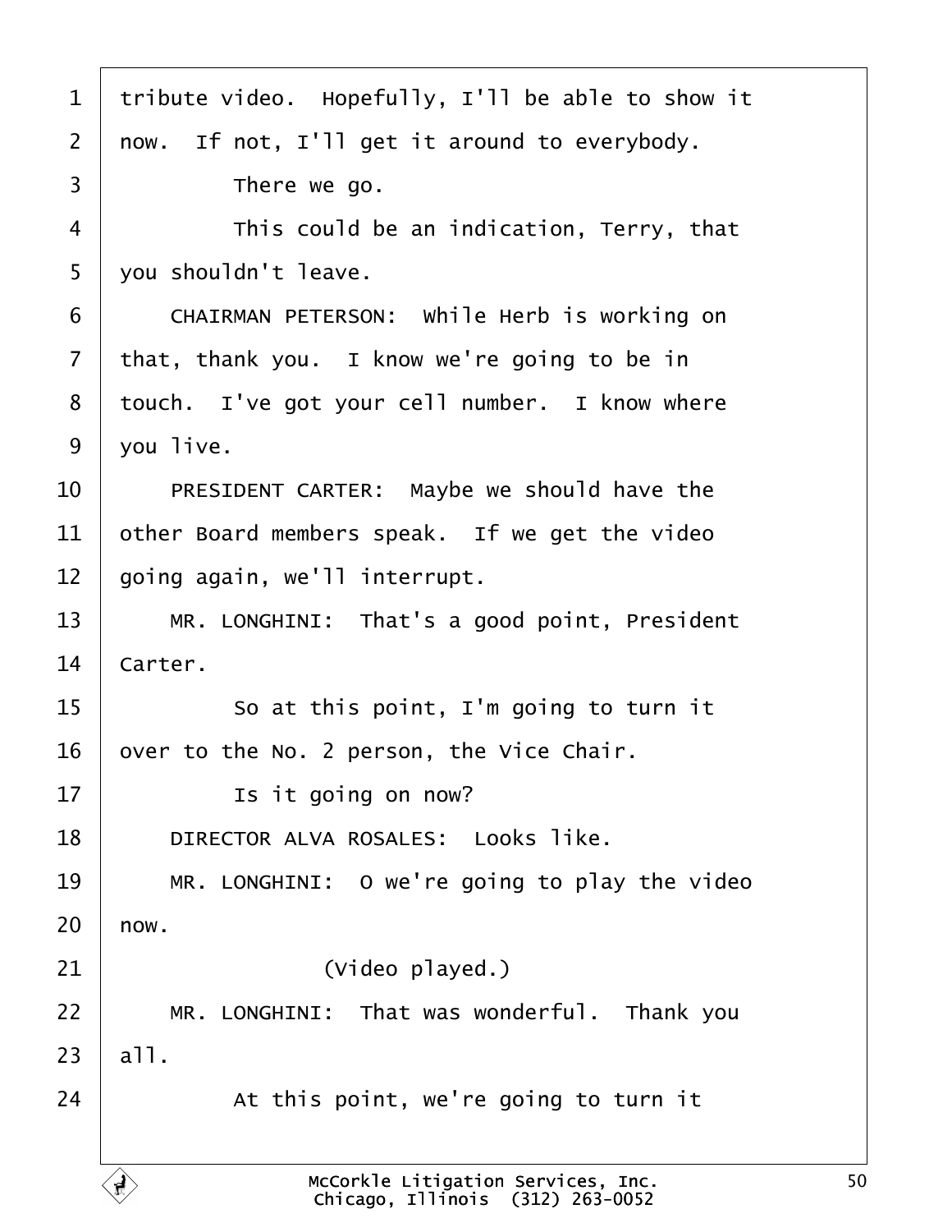1 tribute video. Hopefully, I'll be able to show it
2 now. If not, I'll get it around to everybody.
3 There we go.
4 This could be an indication, Terry, that
5 you shouldn't leave.
6 CHAIRMAN PETERSON: While Herb is working on
7 that, thank you. I know we're going to be in
8 touch. I've got your cell number. I know where
9 you live.
10 PRESIDENT CARTER: Maybe we should have the
11 other Board members speak. If we get the video
12 going again, we'll interrupt.
13 MR. LONGHINI: That's a good point, President
14 Carter.
15 So at this point, I'm going to turn it
16 over to the No. 2 person, the Vice Chair.
17 Is it going on now?
18 DIRECTOR ALVA ROSALES: Looks like.
19 MR. LONGHINI: O we're going to play the video
20 now.
21 (Video played.)
22 MR. LONGHINI: That was wonderful. Thank you
23 all.
24 At this point, we're going to turn it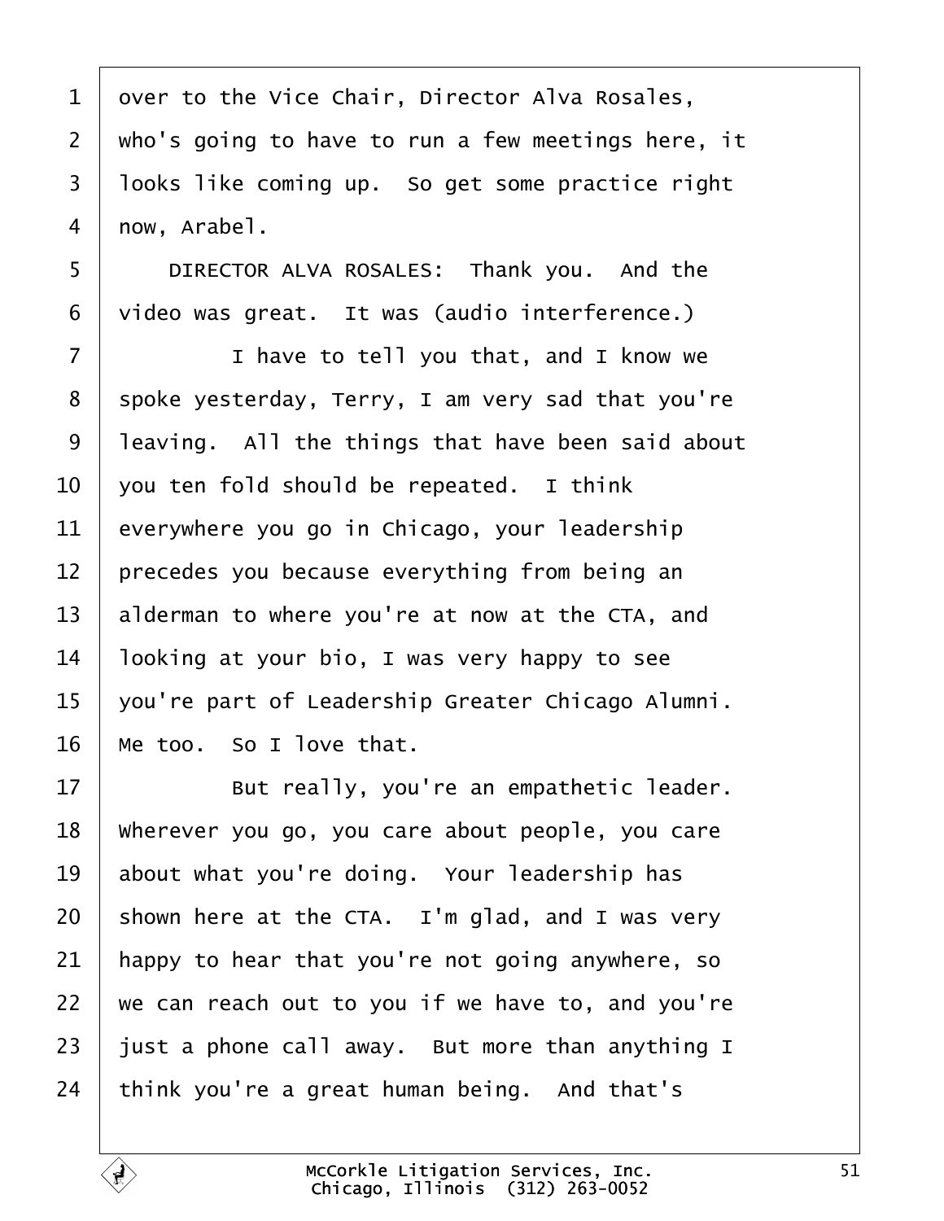1 over to the Vice Chair, Director Alva Rosales,
2 who's going to have to run a few meetings here, it
3 looks like coming up. So get some practice right
4 now, Arabel.
5 DIRECTOR ALVA ROSALES: Thank you. And the
6 video was great. It was (audio interference.)
7 I have to tell you that, and I know we
8 spoke yesterday, Terry, I am very sad that you're
9 leaving. All the things that have been said about
10 you ten fold should be repeated. I think
11 everywhere you go in Chicago, your leadership
12 precedes you because everything from being an
13 alderman to where you're at now at the CTA, and
14 looking at your bio, I was very happy to see
15 you're part of Leadership Greater Chicago Alumni.
16 Me too. So I love that.
17 But really, you're an empathetic leader.
18 Wherever you go, you care about people, you care
19 about what you're doing. Your leadership has
20 shown here at the CTA. I'm glad, and I was very
21 happy to hear that you're not going anywhere, so
22 we can reach out to you if we have to, and you're
23 just a phone call away. But more than anything I
24 think you're a great human being. And that's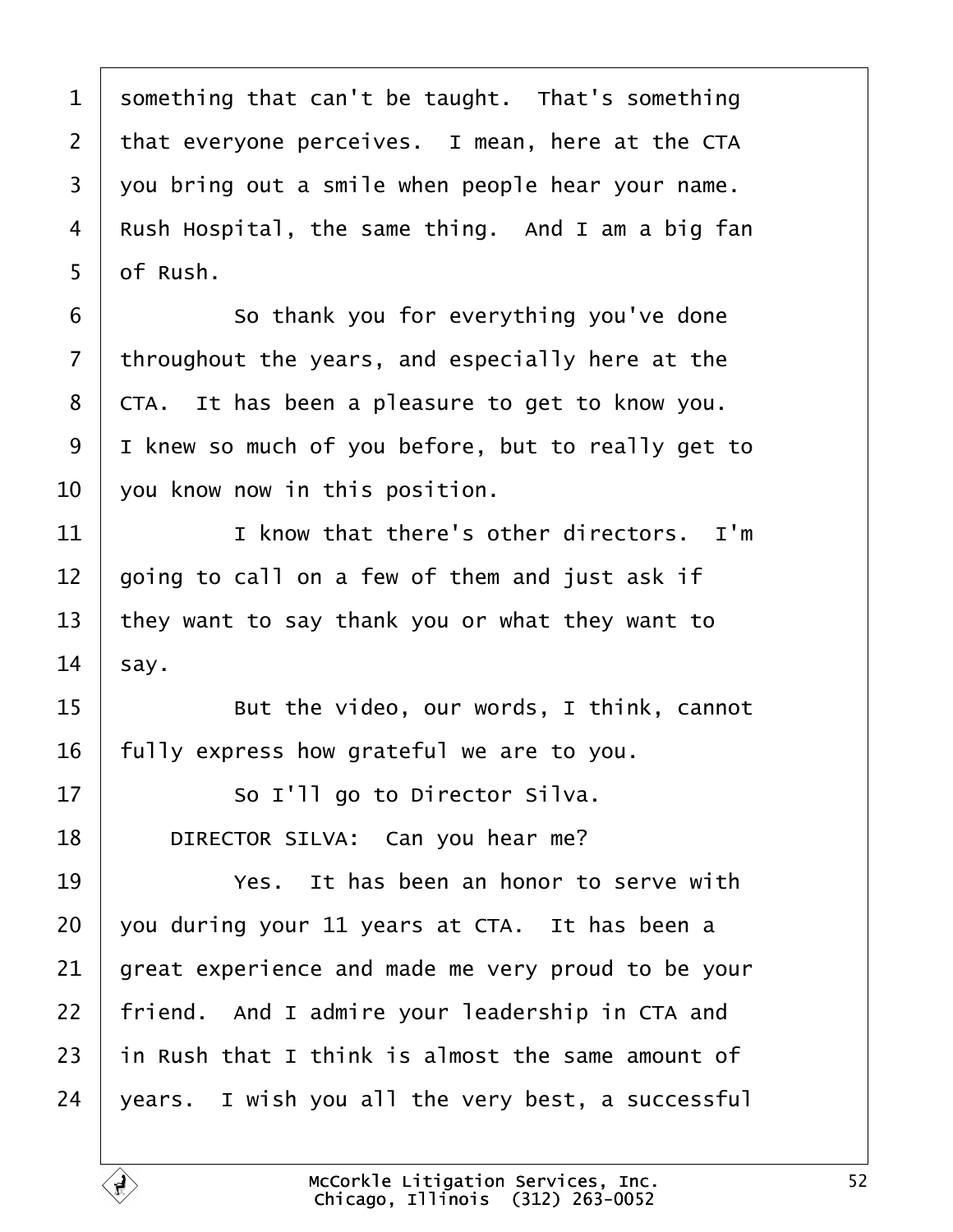something that can't be taught. That's something that everyone perceives. I mean, here at the CTA you bring out a smile when people hear your name. Rush Hospital, the same thing. And I am a big fan of Rush.

So thank you for everything you've done throughout the years, and especially here at the CTA. It has been a pleasure to get to know you. I knew so much of you before, but to really get to you know now in this position.

I know that there's other directors. I'm going to call on a few of them and just ask if they want to say thank you or what they want to say.

But the video, our words, I think, cannot fully express how grateful we are to you.

So I'll go to Director Silva.

DIRECTOR SILVA: Can you hear me?

Yes. It has been an honor to serve with you during your 11 years at CTA. It has been a great experience and made me very proud to be your friend. And I admire your leadership in CTA and in Rush that I think is almost the same amount of years. I wish you all the very best, a successful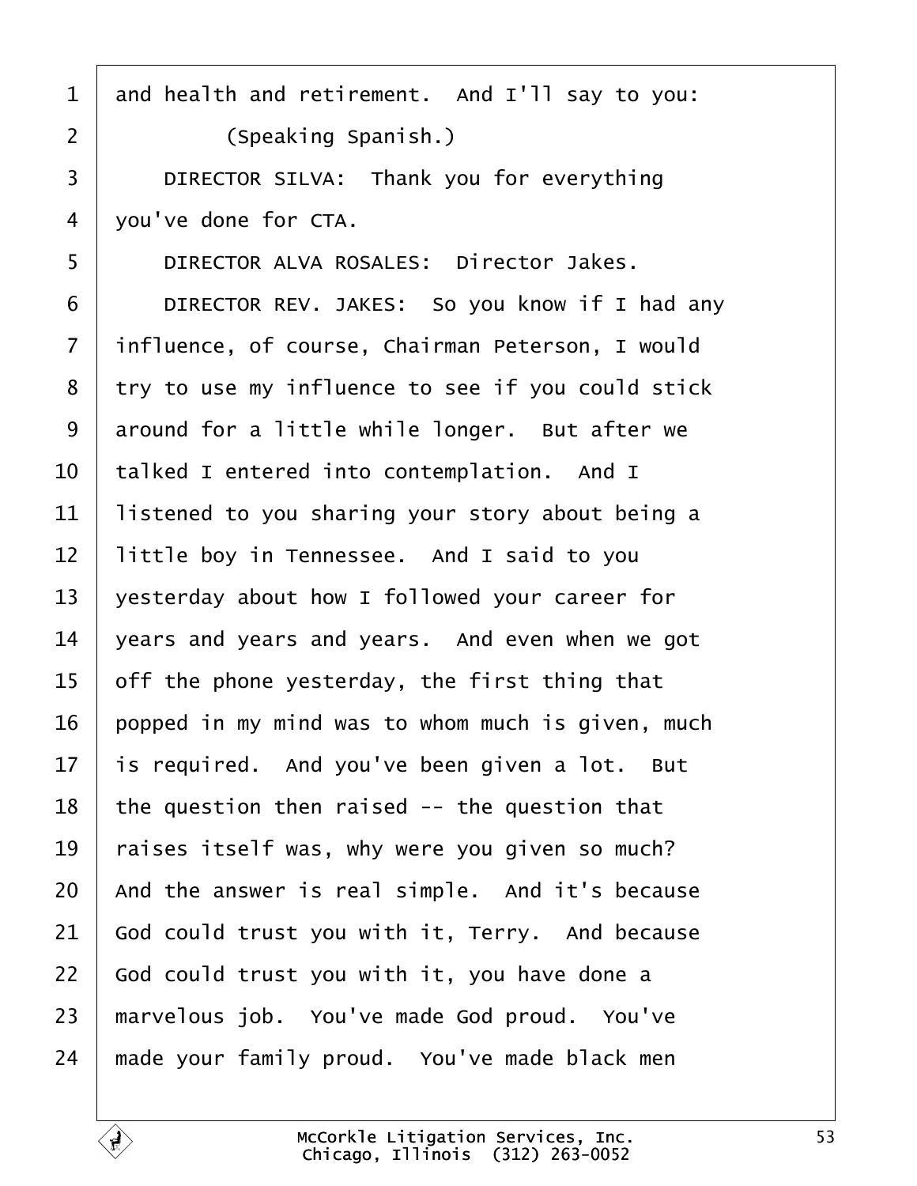1 and health and retirement. And I'll say to you:

2 (Speaking Spanish.)

3 DIRECTOR SILVA: Thank you for everything

4 you've done for CTA.

5 DIRECTOR ALVA ROSALES: Director Jakes.

6 DIRECTOR REV. JAKES: So you know if I had any

7 influence, of course, Chairman Peterson, I would

8 try to use my influence to see if you could stick

9 around for a little while longer. But after we

10 talked I entered into contemplation. And I

11 listened to you sharing your story about being a

12 little boy in Tennessee. And I said to you

13 yesterday about how I followed your career for

14 years and years and years. And even when we got

15 off the phone yesterday, the first thing that

16 popped in my mind was to whom much is given, much

17 is required. And you've been given a lot. But

18 the question then raised -- the question that

19 raises itself was, why were you given so much?

20 And the answer is real simple. And it's because

21 God could trust you with it, Terry. And because

22 God could trust you with it, you have done a

23 marvelous job. You've made God proud. You've

24 made your family proud. You've made black men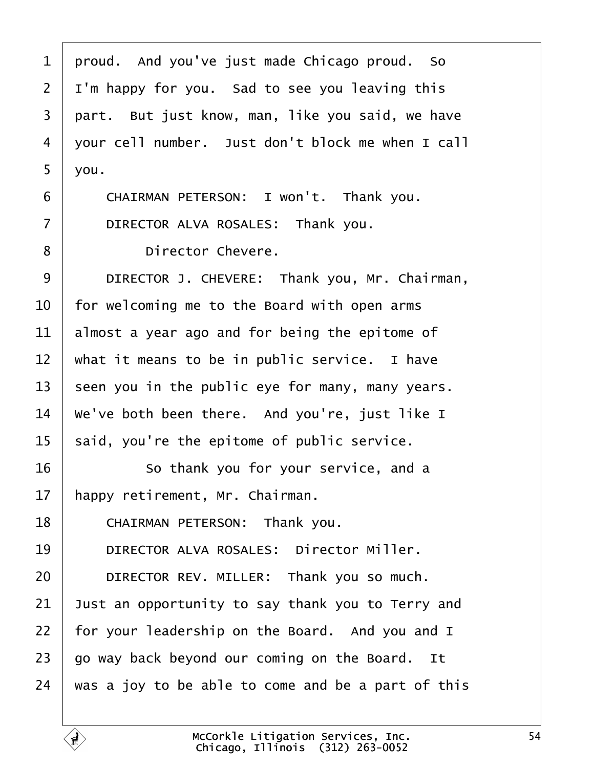1 proud. And you've just made Chicago proud. So
2 I'm happy for you. Sad to see you leaving this
3 part. But just know, man, like you said, we have
4 your cell number. Just don't block me when I call
5 you.
6 CHAIRMAN PETERSON: I won't. Thank you.
7 DIRECTOR ALVA ROSALES: Thank you.
8 Director Chevere.
9 DIRECTOR J. CHEVERE: Thank you, Mr. Chairman,
10 for welcoming me to the Board with open arms
11 almost a year ago and for being the epitome of
12 what it means to be in public service. I have
13 seen you in the public eye for many, many years.
14 We've both been there. And you're, just like I
15 said, you're the epitome of public service.
16 So thank you for your service, and a
17 happy retirement, Mr. Chairman.
18 CHAIRMAN PETERSON: Thank you.
19 DIRECTOR ALVA ROSALES: Director Miller.
20 DIRECTOR REV. MILLER: Thank you so much.
21 Just an opportunity to say thank you to Terry and
22 for your leadership on the Board. And you and I
23 go way back beyond our coming on the Board. It
24 was a joy to be able to come and be a part of this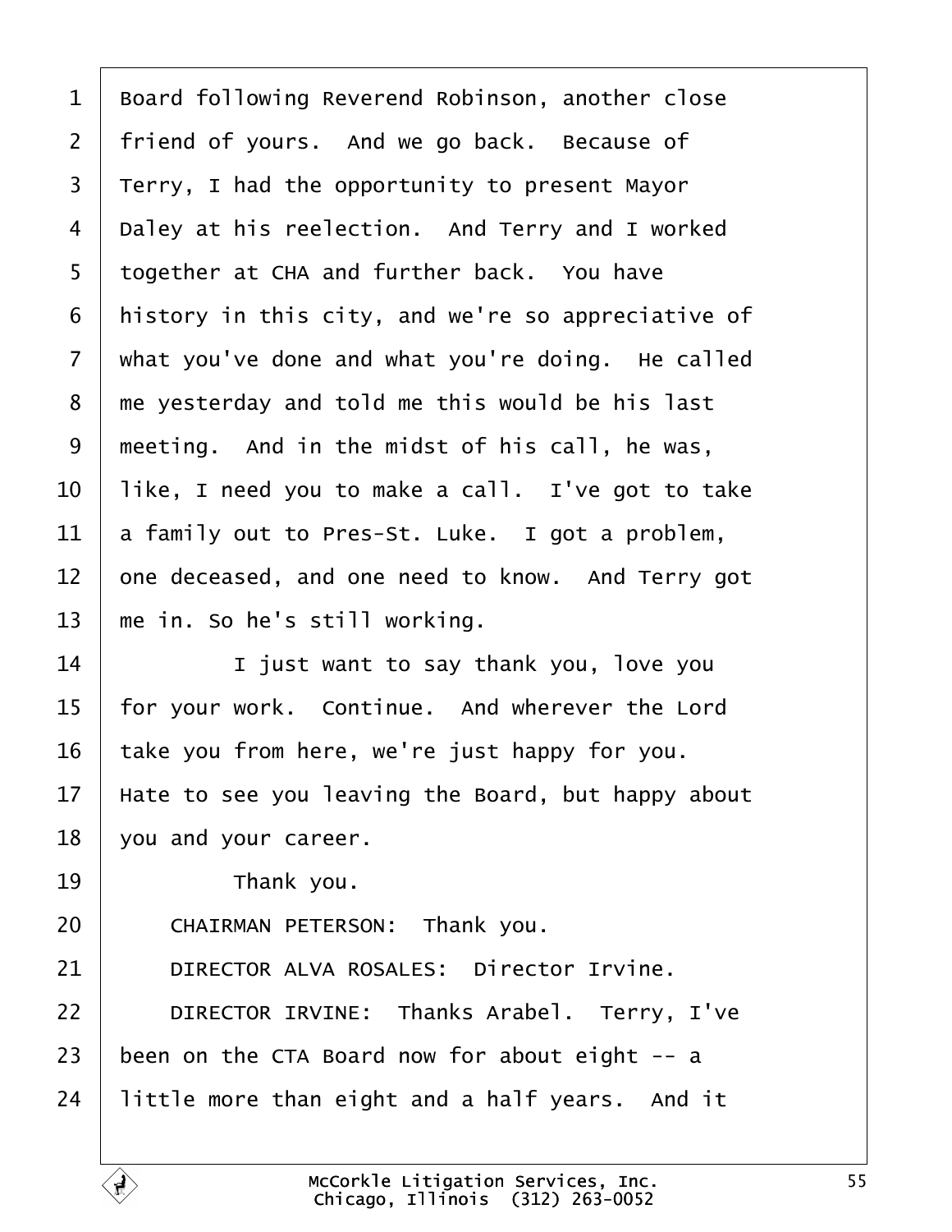1 Board following Reverend Robinson, another close
2 friend of yours. And we go back. Because of
3 Terry, I had the opportunity to present Mayor
4 Daley at his reelection. And Terry and I worked
5 together at CHA and further back. You have
6 history in this city, and we're so appreciative of
7 what you've done and what you're doing. He called
8 me yesterday and told me this would be his last
9 meeting. And in the midst of his call, he was,
10 like, I need you to make a call. I've got to take
11 a family out to Pres-St. Luke. I got a problem,
12 one deceased, and one need to know. And Terry got
13 me in. So he's still working.
14 I just want to say thank you, love you
15 for your work. Continue. And wherever the Lord
16 take you from here, we're just happy for you.
17 Hate to see you leaving the Board, but happy about
18 you and your career.
19 Thank you.
20 CHAIRMAN PETERSON: Thank you.
21 DIRECTOR ALVA ROSALES: Director Irvine.
22 DIRECTOR IRVINE: Thanks Arabel. Terry, I've
23 been on the CTA Board now for about eight -- a
24 little more than eight and a half years. And it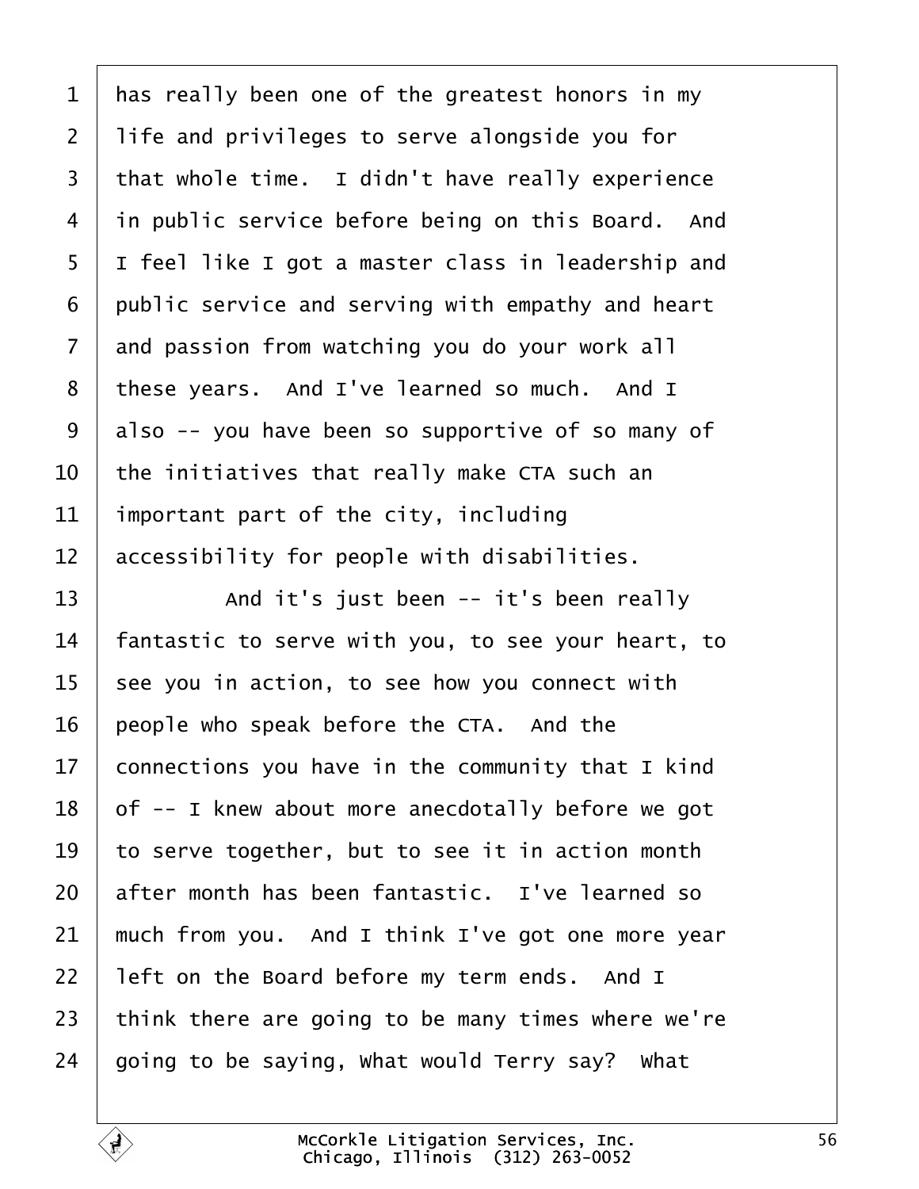has really been one of the greatest honors in my life and privileges to serve alongside you for that whole time. I didn't have really experience in public service before being on this Board. And I feel like I got a master class in leadership and public service and serving with empathy and heart and passion from watching you do your work all these years. And I've learned so much. And I also -- you have been so supportive of so many of the initiatives that really make CTA such an important part of the city, including accessibility for people with disabilities.

And it's just been -- it's been really fantastic to serve with you, to see your heart, to see you in action, to see how you connect with people who speak before the CTA. And the connections you have in the community that I kind of -- I knew about more anecdotally before we got to serve together, but to see it in action month after month has been fantastic. I've learned so much from you. And I think I've got one more year left on the Board before my term ends. And I think there are going to be many times where we're going to be saying, What would Terry say? What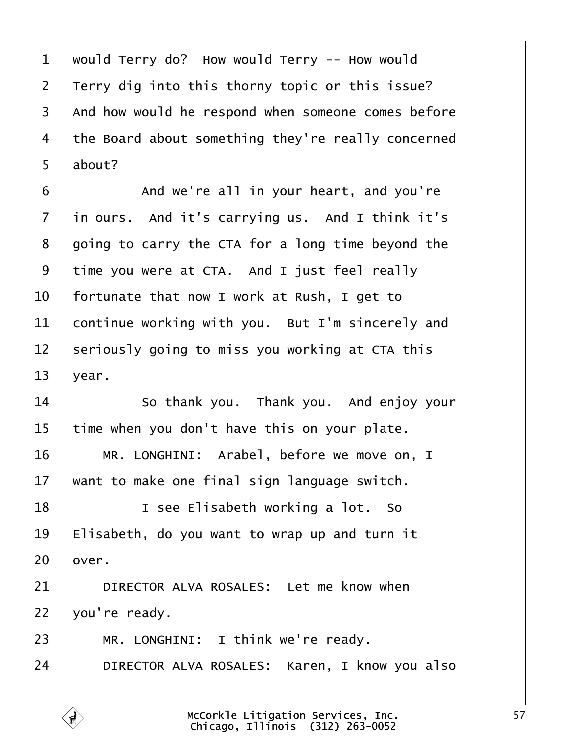1 would Terry do? How would Terry -- How would
2 Terry dig into this thorny topic or this issue?
3 And how would he respond when someone comes before
4 the Board about something they're really concerned
5 about?
6 And we're all in your heart, and you're
7 in ours. And it's carrying us. And I think it's
8 going to carry the CTA for a long time beyond the
9 time you were at CTA. And I just feel really
10 fortunate that now I work at Rush, I get to
11 continue working with you. But I'm sincerely and
12 seriously going to miss you working at CTA this
13 year.
14 So thank you. Thank you. And enjoy your
15 time when you don't have this on your plate.
16 MR. LONGHINI: Arabel, before we move on, I
17 want to make one final sign language switch.
18 I see Elisabeth working a lot. So
19 Elisabeth, do you want to wrap up and turn it
20 over.
21 DIRECTOR ALVA ROSALES: Let me know when
22 you're ready.
23 MR. LONGHINI: I think we're ready.
24 DIRECTOR ALVA ROSALES: Karen, I know you also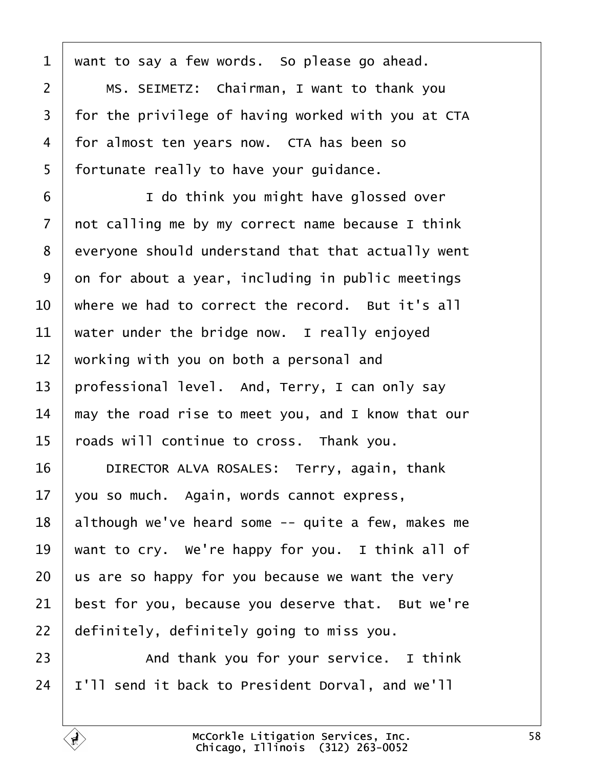1 want to say a few words. So please go ahead.

2 MS. SEIMETZ: Chairman, I want to thank you

3 for the privilege of having worked with you at CTA

4 for almost ten years now. CTA has been so

5 fortunate really to have your guidance.

6 I do think you might have glossed over

7 not calling me by my correct name because I think

8 everyone should understand that that actually went

9 on for about a year, including in public meetings

10 where we had to correct the record. But it's all

11 water under the bridge now. I really enjoyed

12 working with you on both a personal and

13 professional level. And, Terry, I can only say

14 may the road rise to meet you, and I know that our

15 roads will continue to cross. Thank you.

16 DIRECTOR ALVA ROSALES: Terry, again, thank

17 you so much. Again, words cannot express,

18 although we've heard some -- quite a few, makes me

19 want to cry. We're happy for you. I think all of

20 us are so happy for you because we want the very

21 best for you, because you deserve that. But we're

22 definitely, definitely going to miss you.

23 And thank you for your service. I think

24 I'll send it back to President Dorval, and we'll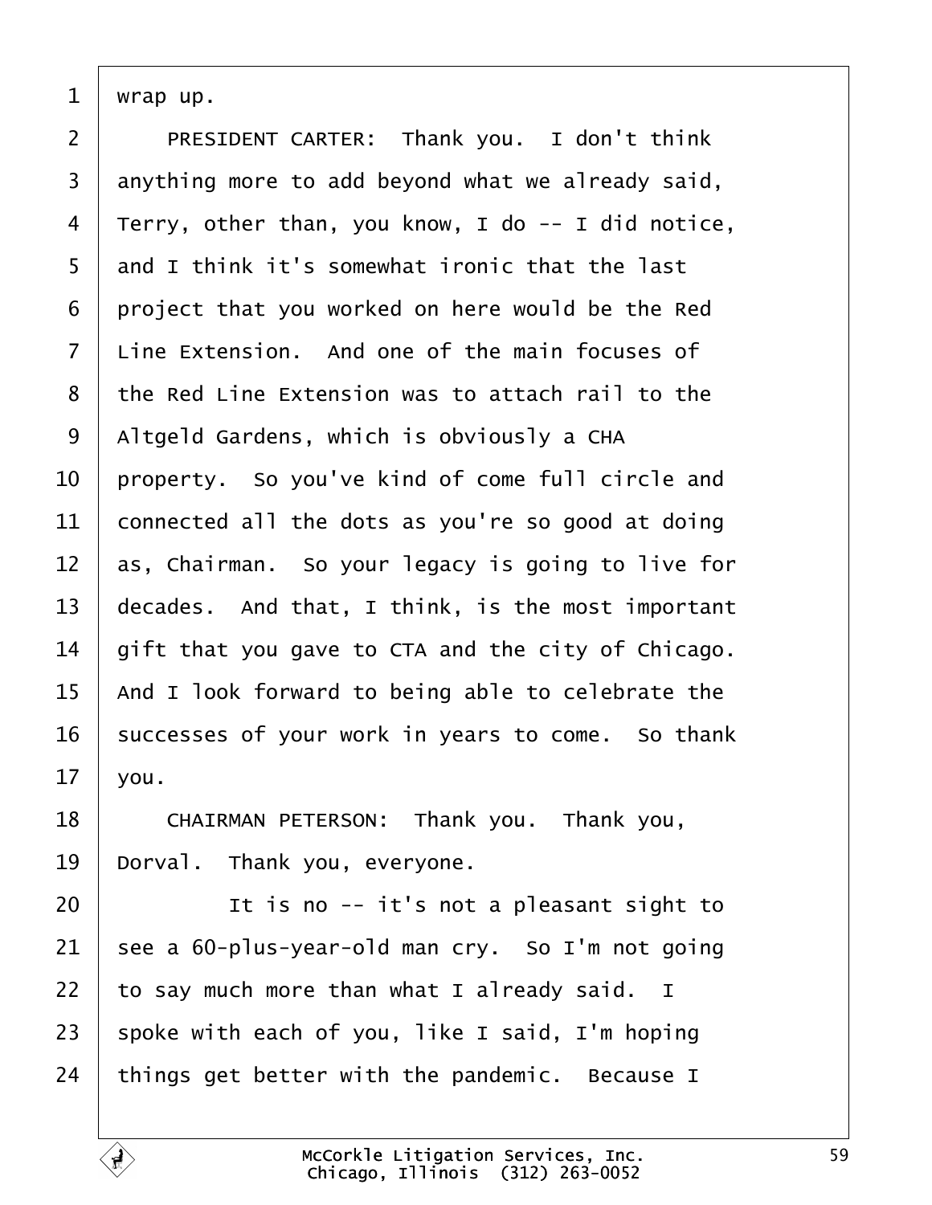wrap up.

PRESIDENT CARTER: Thank you. I don't think anything more to add beyond what we already said, Terry, other than, you know, I do -- I did notice, and I think it's somewhat ironic that the last project that you worked on here would be the Red Line Extension. And one of the main focuses of the Red Line Extension was to attach rail to the Altgeld Gardens, which is obviously a CHA property. So you've kind of come full circle and connected all the dots as you're so good at doing as, Chairman. So your legacy is going to live for decades. And that, I think, is the most important gift that you gave to CTA and the city of Chicago. And I look forward to being able to celebrate the successes of your work in years to come. So thank you.

CHAIRMAN PETERSON: Thank you. Thank you, Dorval. Thank you, everyone.

It is no -- it's not a pleasant sight to see a 60-plus-year-old man cry. So I'm not going to say much more than what I already said. I spoke with each of you, like I said, I'm hoping things get better with the pandemic. Because I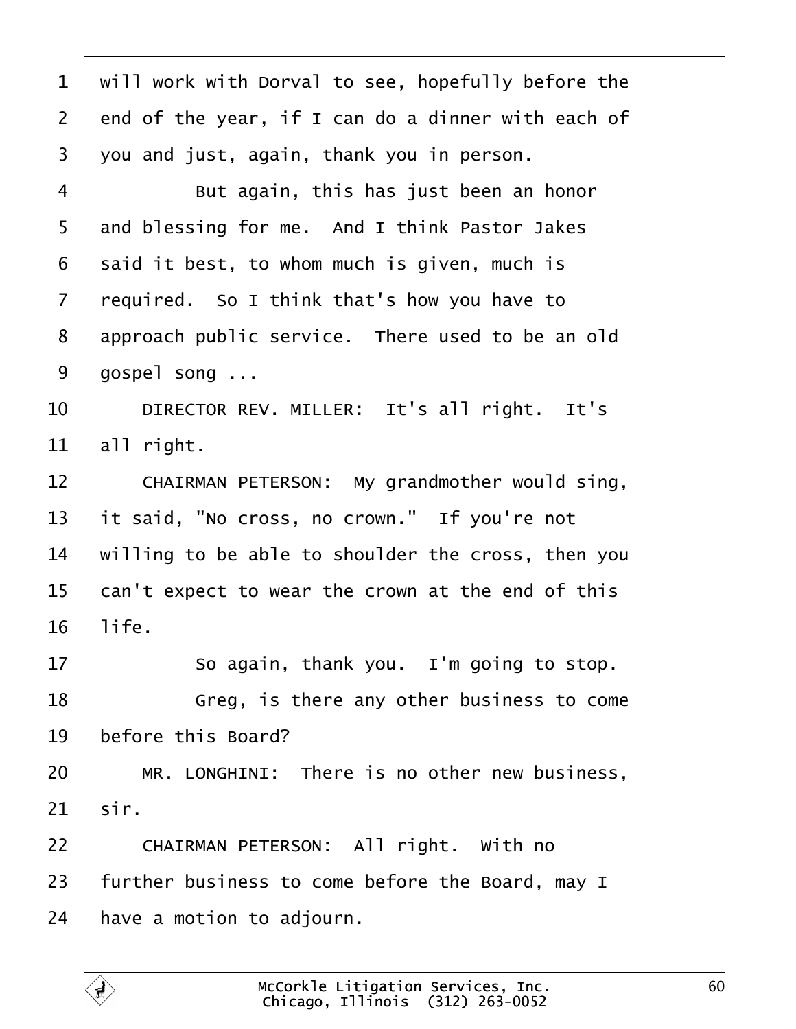will work with Dorval to see, hopefully before the end of the year, if I can do a dinner with each of you and just, again, thank you in person.

But again, this has just been an honor and blessing for me. And I think Pastor Jakes said it best, to whom much is given, much is required. So I think that's how you have to approach public service. There used to be an old gospel song ...

DIRECTOR REV. MILLER: It's all right. It's all right.

CHAIRMAN PETERSON: My grandmother would sing, it said, "No cross, no crown." If you're not willing to be able to shoulder the cross, then you can't expect to wear the crown at the end of this life.

So again, thank you. I'm going to stop.

Greg, is there any other business to come before this Board?

MR. LONGHINI: There is no other new business, sir.

CHAIRMAN PETERSON: All right. With no further business to come before the Board, may I have a motion to adjourn.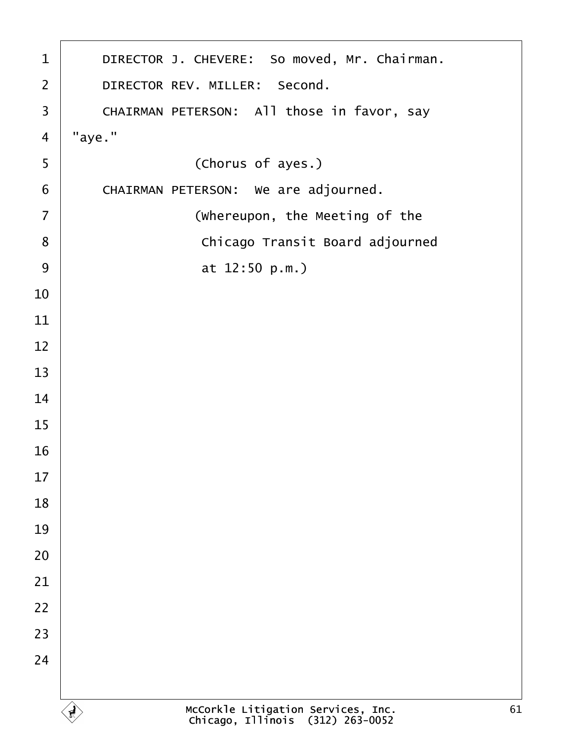DIRECTOR J. CHEVERE: So moved, Mr. Chairman.

DIRECTOR REV. MILLER: Second.

CHAIRMAN PETERSON: All those in favor, say "aye."

(Chorus of ayes.)

CHAIRMAN PETERSON: We are adjourned.

(Whereupon, the Meeting of the Chicago Transit Board adjourned at 12:50 p.m.)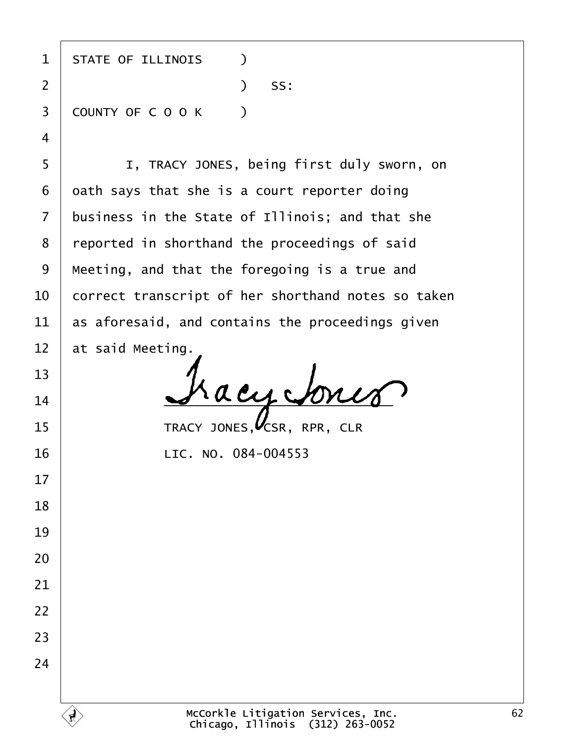STATE OF ILLINOIS )
) SS:
COUNTY OF C O O K )

I, TRACY JONES, being first duly sworn, on oath says that she is a court reporter doing business in the State of Illinois; and that she reported in shorthand the proceedings of said Meeting, and that the foregoing is a true and correct transcript of her shorthand notes so taken as aforesaid, and contains the proceedings given at said Meeting.

Tracy Jones
\_\_\_\_\_\_\_\_\_\_\_\_\_\_\_\_\_\_\_\_\_\_\_\_\_\_\_\_\_\_

TRACY JONES, CSR, RPR, CLR
LIC. NO. 084-004553

McCorkle Litigation Services, Inc.
Chicago, Illinois (312) 263-0052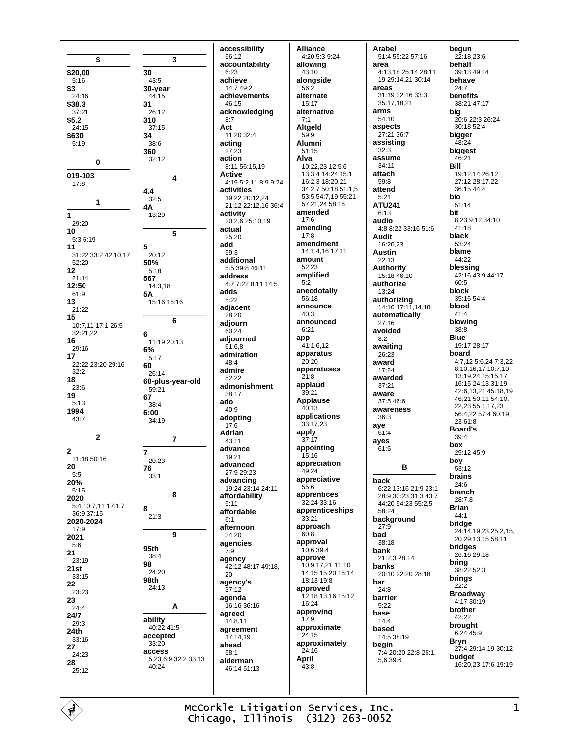## $

**$20,00**
5:16

**$3**
24:16

**$38.3**
37:21

**$5.2**
24:15

**$630**
5:19

## 0

**019-103**
17:8

## 1

**1**
29:20

**10**
5:3 6:19

**11**
31:22 33:2 42:10,17 52:20

**12**
21:14

**12:50**
61:9

**13**
21:22

**15**
10:7,11 17:1 26:5 32:21,22

**16**
29:16

**17**
22:22 23:20 29:16 32:2

**18**
23:6

**19**
5:13

**1994**
43:7

## 2

**2**
11:18 50:16

**20**
5:5

**20%**
5:15

**2020**
5:4 10:7,11 17:1,7 36:9 37:15

**2020-2024**
17:9

**2021**
5:6

**21**
23:19

**21st**
33:15

**22**
23:23

**23**
24:4

**24/7**
29:3

**24th**
33:16

**27**
24:23

**28**
25:12

## 3

**30**
43:5

**30-year**
44:15

**31**
26:12

**310**
37:15

**34**
38:6

**360**
32:12

## 4

**4.4**
32:5

**4A**
13:20

## 5

**5**
20:12

**50%**
5:18

**567**
14:3,18

**5A**
15:16 16:16

## 6

**6**
11:19 20:13

**6%**
5:17

**60**
26:14

**60-plus-year-old**
59:21

**67**
38:4

**6:00**
34:19

## 7

**7**
20:23

**76**
33:1

## 8

**8**
21:3

## 9

**95th**
38:4

**98**
24:20

**98th**
24:13

## A

**ability**
40:22 41:5

**accepted**
33:20

**access**
5:23 6:9 32:2 33:13 40:24

**accessibility**
56:12

**accountability**
6:23

**achieve**
14:7 49:2

**achievements**
46:15

**acknowledging**
8:7

**Act**
11:20 32:4

**acting**
27:23

**action**
8:11 56:15,19

**Active**
4:19 5:2,11 8:9 9:24

**activities**
19:22 20:12,24 21:12 22:12,16 36:4

**activity**
20:2,6 25:10,19

**actual**
25:20

**add**
59:3

**additional**
5:5 39:8 46:11

**address**
4:7 7:22 8:11 14:5

**adds**
5:22

**adjacent**
28:20

**adjourn**
60:24

**adjourned**
61:6,8

**admiration**
48:4

**admire**
52:22

**admonishment**
38:17

**ado**
40:9

**adopting**
17:6

**Adrian**
43:11

**advance**
19:21

**advanced**
27:9 29:23

**advancing**
19:24 23:14 24:11

**affordability**
5:11

**affordable**
6:1

**afternoon**
34:20

**agencies**
7:9

**agency**
42:12 48:17 49:18, 20

**agency's**
37:12

**agenda**
16:16 36:16

**agreed**
14:8,11

**agreement**
17:14,19

**ahead**
58:1

**alderman**
46:14 51:13

**Alliance**
4:20 5:3 9:24

**allowing**
43:10

**alongside**
56:2

**alternate**
15:17

**alternative**
7:1

**Altgeld**
59:9

**Alumni**
51:15

**Alva**
10:22,23 12:5,6 13:3,4 14:24 15:1 16:2,3 18:20,21 34:2,7 50:18 51:1,5 53:5 54:7,19 55:21 57:21,24 58:16

**amended**
17:6

**amending**
17:8

**amendment**
14:1,4,16 17:11

**amount**
52:23

**amplified**
5:2

**anecdotally**
56:18

**announce**
40:3

**announced**
6:21

**app**
41:1,6,12

**apparatus**
20:20

**apparatuses**
21:8

**applaud**
39:21

**Applause**
40:13

**applications**
33:17,23

**apply**
37:17

**appointing**
15:16

**appreciation**
49:24

**appreciative**
55:6

**apprentices**
32:24 33:16

**apprenticeships**
33:21

**approach**
60:8

**approval**
10:6 39:4

**approve**
10:9,17,21 11:10 14:15 15:20 16:14 18:13 19:8

**approved**
12:18 13:16 15:12 16:24

**approving**
17:9

**approximate**
24:15

**approximately**
24:16

**April**
43:8

**Arabel**
51:4 55:22 57:16

**area**
4:13,18 25:14 28:11, 19 29:14,21 30:14

**areas**
31:19 32:16 33:3 35:17,18,21

**arms**
54:10

**aspects**
27:21 36:7

**assisting**
32:3

**assume**
34:11

**attach**
59:8

**attend**
5:21

**ATU241**
6:13

**audio**
4:8 8:22 33:16 51:6

**Audit**
16:20,23

**Austin**
22:13

**Authority**
15:18 46:10

**authorize**
13:24

**authorizing**
14:16 17:11,14,18

**automatically**
27:16

**avoided**
8:2

**awaiting**
26:23

**award**
17:24

**awarded**
37:21

**aware**
37:5 46:6

**awareness**
36:3

**aye**
61:4

**ayes**
61:5

## B

**back**
6:22 13:16 21:9 23:1 28:9 30:23 31:3 43:7 44:20 54:23 55:2,5 58:24

**background**
27:9

**bad**
38:18

**bank**
21:2,3 28:14

**banks**
20:10 22:20 28:18

**bar**
24:8

**barrier**
5:22

**base**
14:4

**based**
14:5 38:19

**begin**
7:4 20:20 22:8 26:1, 5,6 39:6

**begun**
22:18 23:6

**behalf**
39:13 49:14

**behave**
24:7

**benefits**
38:21 47:17

**big**
20:6 22:3 26:24 30:18 52:4

**bigger**
48:24

**biggest**
46:21

**Bill**
19:12,14 26:12 27:12 28:17,22 36:15 44:4

**bio**
51:14

**bit**
8:23 9:12 34:10 41:18

**black**
53:24

**blame**
44:22

**blessing**
42:16 43:9 44:17 60:5

**block**
35:16 54:4

**blood**
41:4

**blowing**
38:8

**Blue**
19:17 28:17

**board**
4:7,12 5:6,24 7:3,22 8:10,16,17 10:7,10 13:19,24 15:15,17 16:15 24:13 31:19 42:6,13,21 45:18,19 46:21 50:11 54:10, 22,23 55:1,17,23 56:4,22 57:4 60:19, 23 61:8

**Board's**
39:4

**box**
29:12 45:9

**boy**
53:12

**brains**
24:6

**branch**
28:7,8

**Brian**
44:1

**bridge**
24:14,19,23 25:2,15, 20 29:13,15 58:11

**bridges**
26:16 29:18

**bring**
38:22 52:3

**brings**
22:2

**Broadway**
4:17 30:19

**brother**
42:22

**brought**
6:24 45:9

**Bryn**
27:4 29:14,19 30:12

**budget**
16:20,23 17:6 19:19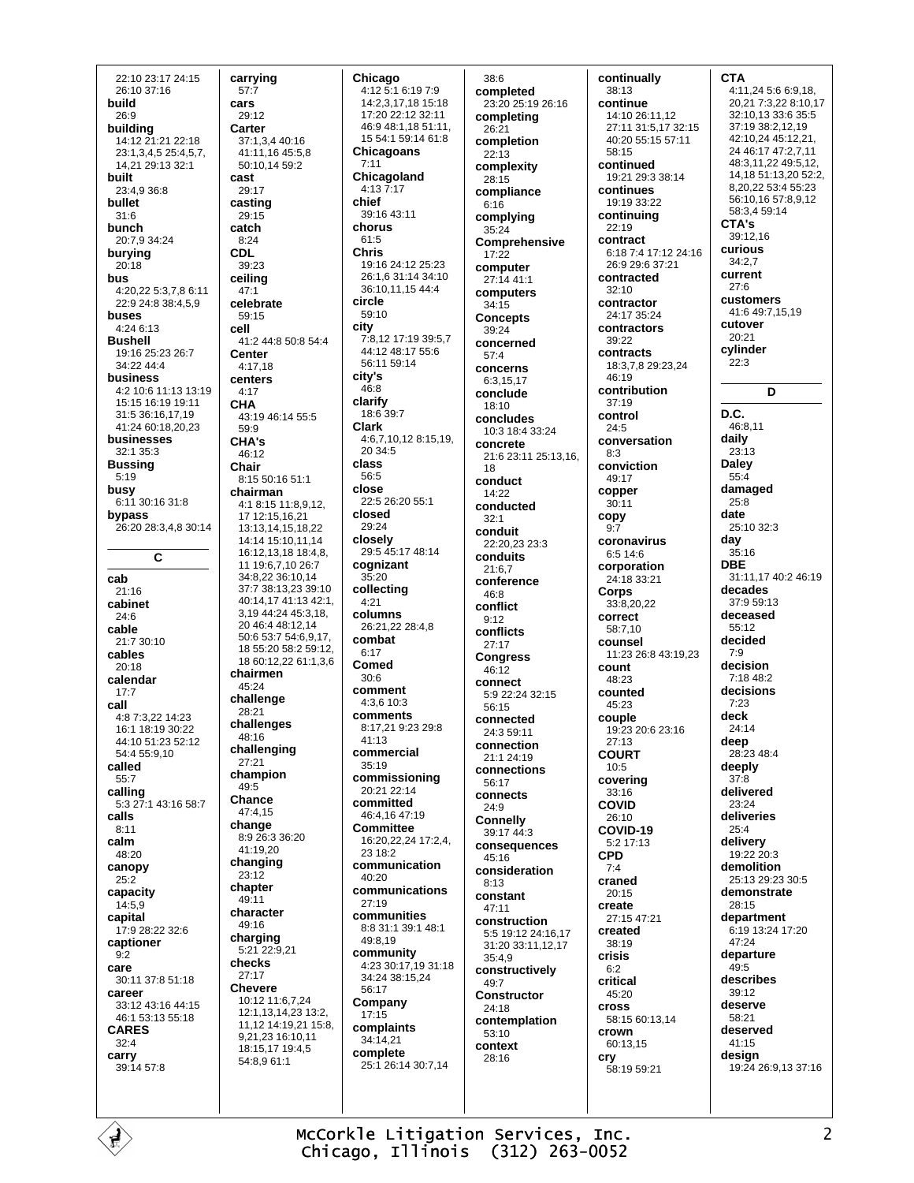22:10 23:17 24:15 26:10 37:16

**build**
26:9

**building**
14:12 21:21 22:18 23:1,3,4,5 25:4,5,7, 14,21 29:13 32:1

**built**
23:4,9 36:8

**bullet**
31:6

**bunch**
20:7,9 34:24

**burying**
20:18

**bus**
4:20,22 5:3,7,8 6:11 22:9 24:8 38:4,5,9

**buses**
4:24 6:13

**Bushell**
19:16 25:23 26:7 34:22 44:4

**business**
4:2 10:6 11:13 13:19 15:15 16:19 19:11 31:5 36:16,17,19 41:24 60:18,20,23

**businesses**
32:1 35:3

**Bussing**
5:19

**busy**
6:11 30:16 31:8

**bypass**
26:20 28:3,4,8 30:14

## C

**cab**
21:16

**cabinet**
24:6

**cable**
21:7 30:10

**cables**
20:18

**calendar**
17:7

**call**
4:8 7:3,22 14:23 16:1 18:19 30:22 44:10 51:23 52:12 54:4 55:9,10

**called**
55:7

**calling**
5:3 27:1 43:16 58:7

**calls**
8:11

**calm**
48:20

**canopy**
25:2

**capacity**
14:5,9

**capital**
17:9 28:22 32:6

**captioner**
9:2

**care**
30:11 37:8 51:18

**career**
33:12 43:16 44:15 46:1 53:13 55:18

**CARES**
32:4

**carry**
39:14 57:8

**carrying**
57:7

**cars**
29:12

**Carter**
37:1,3,4 40:16 41:11,16 45:5,8 50:10,14 59:2

**cast**
29:17

**casting**
29:15

**catch**
8:24

**CDL**
39:23

**ceiling**
47:1

**celebrate**
59:15

**cell**
41:2 44:8 50:8 54:4

**Center**
4:17,18

**centers**
4:17

**CHA**
43:19 46:14 55:5 59:9

**CHA's**
46:12

**Chair**
8:15 50:16 51:1

**chairman**
4:1 8:15 11:8,9,12, 17 12:15,16,21 13:13,14,15,18,22 14:14 15:10,11,14 16:12,13,18 18:4,8, 11 19:6,7,10 26:7 34:8,22 36:10,14 37:7 38:13,23 39:10 40:14,17 41:13 42:1, 3,19 44:24 45:3,18, 20 46:4 48:12,14 50:6 53:7 54:6,9,17, 18 55:20 58:2 59:12, 18 60:12,22 61:1,3,6

**chairmen**
45:24

**challenge**
28:21

**challenges**
48:16

**challenging**
27:21

**champion**
49:5

**Chance**
47:4,15

**change**
8:9 26:3 36:20 41:19,20

**changing**
23:12

**chapter**
49:11

**character**
49:16

**charging**
5:21 22:9,21

**checks**
27:17

**Chevere**
10:12 11:6,7,24 12:1,13,14,23 13:2, 11,12 14:19,21 15:8, 9,21,23 16:10,11 18:15,17 19:4,5 54:8,9 61:1

**Chicago**
4:12 5:1 6:19 7:9 14:2,3,17,18 15:18 17:20 22:12 32:11 46:9 48:1,18 51:11, 15 54:1 59:14 61:8

**Chicagoans**
7:11

**Chicagoland**
4:13 7:17

**chief**
39:16 43:11

**chorus**
61:5

**Chris**
19:16 24:12 25:23 26:1,6 31:14 34:10 36:10,11,15 44:4

**circle**
59:10

**city**
7:8,12 17:19 39:5,7 44:12 48:17 55:6 56:11 59:14

**city's**
46:8

**clarify**
18:6 39:7

**Clark**
4:6,7,10,12 8:15,19, 20 34:5

**class**
56:5

**close**
22:5 26:20 55:1

**closed**
29:24

**closely**
29:5 45:17 48:14

**cognizant**
35:20

**collecting**
4:21

**columns**
26:21,22 28:4,8

**combat**
6:17

**Comed**
30:6

**comment**
4:3,6 10:3

**comments**
8:17,21 9:23 29:8 41:13

**commercial**
35:19

**commissioning**
20:21 22:14

**committed**
46:4,16 47:19

**Committee**
16:20,22,24 17:2,4, 23 18:2

**communication**
40:20

**communications**
27:19

**communities**
8:8 31:1 39:1 48:1 49:8,19

**community**
4:23 30:17,19 31:18 34:24 38:15,24 56:17

**Company**
17:15

**complaints**
34:14,21

**complete**
25:1 26:14 30:7,14

38:6

**completed**
23:20 25:19 26:16

**completing**
26:21

**completion**
22:13

**complexity**
28:15

**compliance**
6:16

**complying**
35:24

**Comprehensive**
17:22

**computer**
27:14 41:1

**computers**
34:15

**Concepts**
39:24

**concerned**
57:4

**concerns**
6:3,15,17

**conclude**
18:10

**concludes**
10:3 18:4 33:24

**concrete**
21:6 23:11 25:13,16, 18

**conduct**
14:22

**conducted**
32:1

**conduit**
22:20,23 23:3

**conduits**
21:6,7

**conference**
46:8

**conflict**
9:12

**conflicts**
27:17

**Congress**
46:12

**connect**
5:9 22:24 32:15 56:15

**connected**
24:3 59:11

**connection**
21:1 24:19

**connections**
56:17

**connects**
24:9

**Connelly**
39:17 44:3

**consequences**
45:16

**consideration**
8:13

**constant**
47:11

**construction**
5:5 19:12 24:16,17 31:20 33:11,12,17 35:4,9

**constructively**
49:7

**Constructor**
24:18

**contemplation**
53:10

**context**
28:16

**continually**
38:13

**continue**
14:10 26:11,12 27:11 31:5,17 32:15 40:20 55:15 57:11 58:15

**continued**
19:21 29:3 38:14

**continues**
19:19 33:22

**continuing**
22:19

**contract**
6:18 7:4 17:12 24:16 26:9 29:6 37:21

**contracted**
32:10

**contractor**
24:17 35:24

**contractors**
39:22

**contracts**
18:3,7,8 29:23,24 46:19

**contribution**
37:19

**control**
24:5

**conversation**
8:3

**conviction**
49:17

**copper**
30:11

**copy**
9:7

**coronavirus**
6:5 14:6

**corporation**
24:18 33:21

**Corps**
33:8,20,22

**correct**
58:7,10

**counsel**
11:23 26:8 43:19,23

**count**
48:23

**counted**
45:23

**couple**
19:23 20:6 23:16 27:13

**COURT**
10:5

**covering**
33:16

**COVID**
26:10

**COVID-19**
5:2 17:13

**CPD**
7:4

**craned**
20:15

**create**
27:15 47:21

**created**
38:19

**crisis**
6:2

**critical**
45:20

**cross**
58:15 60:13,14

**crown**
60:13,15

**cry**
58:19 59:21

**CTA**
4:11,24 5:6 6:9,18, 20,21 7:3,22 8:10,17 32:10,13 33:6 35:5 37:19 38:2,12,19 42:10,24 45:12,21, 24 46:17 47:2,7,11 48:3,11,22 49:5,12, 14,18 51:13,20 52:2, 8,20,22 53:4 55:23 56:10,16 57:8,9,12 58:3,4 59:14

**CTA's**
39:12,16

**curious**
34:2,7

**current**
27:6

**customers**
41:6 49:7,15,19

**cutover**
20:21

**cylinder**
22:3

## D

**D.C.**
46:8,11

**daily**
23:13

**Daley**
55:4

**damaged**
25:8

**date**
25:10 32:3

**day**
35:16

**DBE**
31:11,17 40:2 46:19

**decades**
37:9 59:13

**deceased**
55:12

**decided**
7:9

**decision**
7:18 48:2

**decisions**
7:23

**deck**
24:14

**deep**
28:23 48:4

**deeply**
37:8

**delivered**
23:24

**deliveries**
25:4

**delivery**
19:22 20:3

**demolition**
25:13 29:23 30:5

**demonstrate**
28:15

**department**
6:19 13:24 17:20 47:24

**departure**
49:5

**describes**
39:12

**deserve**
58:21

**deserved**
41:15

**design**
19:24 26:9,13 37:16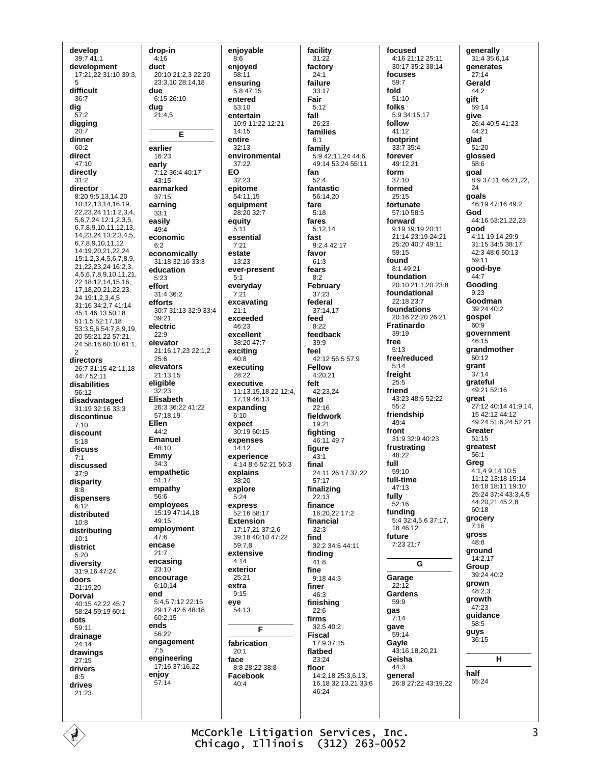**develop**
39:7 41:1

**development**
17:21,22 31:10 39:3, 5

**difficult**
36:7

**dig**
57:2

**digging**
20:7

**dinner**
60:2

**direct**
47:10

**directly**
31:2

**director**
8:20 9:5,13,14,20 10:12,13,14,16,19, 22,23,24 11:1,2,3,4, 5,6,7,24 12:1,2,3,5, 6,7,8,9,10,11,12,13, 14,23,24 13:2,3,4,5, 6,7,8,9,10,11,12 14:19,20,21,22,24 15:1,2,3,4,5,6,7,8,9, 21,22,23,24 16:2,3, 4,5,6,7,8,9,10,11,21, 22 18:12,14,15,16, 17,18,20,21,22,23, 24 19:1,2,3,4,5 31:16 34:2,7 41:14 45:1 46:13 50:18 51:1,5 52:17,18 53:3,5,6 54:7,8,9,19, 20 55:21,22 57:21, 24 58:16 60:10 61:1, 2

**directors**
26:7 31:15 42:11,18 44:7 52:11

**disabilities**
56:12

**disadvantaged**
31:19 32:16 33:3

**discontinue**
7:10

**discount**
5:18

**discuss**
7:1

**discussed**
37:9

**disparity**
8:8

**dispensers**
6:12

**distributed**
10:8

**distributing**
10:1

**district**
5:20

**diversity**
31:9,16 47:24

**doors**
21:19,20

**Dorval**
40:15 42:22 45:7 58:24 59:19 60:1

**dots**
59:11

**drainage**
24:14

**drawings**
27:15

**drivers**
8:5

**drives**
21:23

**drop-in**
4:16

**duct**
20:10 21:2,3 22:20 23:3,10 28:14,18

**due**
6:15 26:10

**dug**
21:4,5

**E**

**earlier**
16:23

**early**
7:12 36:4 40:17 43:15

**earmarked**
37:15

**earning**
33:1

**easily**
49:4

**economic**
6:2

**economically**
31:18 32:16 33:3

**education**
5:23

**effort**
31:4 36:2

**efforts**
30:7 31:13 32:9 33:4 39:21

**electric**
22:9

**elevator**
21:16,17,23 22:1,2 25:6

**elevators**
21:13,15

**eligible**
32:23

**Elisabeth**
26:3 36:22 41:22 57:18,19

**Ellen**
44:2

**Emanuel**
48:10

**Emmy**
34:3

**empathetic**
51:17

**empathy**
56:6

**employees**
15:19 47:14,18 49:15

**employment**
47:6

**encase**
21:7

**encasing**
23:10

**encourage**
6:10,14

**end**
5:4,5 7:12 22:15 29:17 42:6 48:18 60:2,15

**ends**
56:22

**engagement**
7:5

**engineering**
17:16 37:16,22

**enjoy**
57:14

**enjoyable**
8:6

**enjoyed**
58:11

**ensuring**
5:8 47:15

**entered**
53:10

**entertain**
10:9 11:22 12:21 14:15

**entire**
32:13

**environmental**
37:22

**EO**
32:23

**epitome**
54:11,15

**equipment**
28:20 32:7

**equity**
5:11

**essential**
7:21

**estate**
13:23

**ever-present**
5:1

**everyday**
7:21

**excavating**
21:1

**exceeded**
46:23

**excellent**
38:20 47:7

**exciting**
40:8

**executing**
28:22

**executive**
11:13,15,18,22 12:4, 17,19 46:13

**expanding**
6:10

**expect**
30:19 60:15

**expenses**
14:12

**experience**
4:14 8:6 52:21 56:3

**explains**
38:20

**explore**
5:24

**express**
52:16 58:17

**Extension**
17:17,21 37:2,6 39:18 40:10 47:22 59:7,8

**extensive**
4:14

**exterior**
25:21

**extra**
9:15

**eye**
54:13

**F**

**fabrication**
20:1

**face**
8:8 28:22 38:8

**Facebook**
40:4

**facility**
31:22

**factory**
24:1

**failure**
33:17

**Fair**
5:12

**fall**
26:23

**families**
6:1

**family**
5:9 42:11,24 44:6 49:14 53:24 55:11

**fan**
52:4

**fantastic**
56:14,20

**fare**
5:18

**fares**
5:12,14

**fast**
9:2,4 42:17

**favor**
61:3

**fears**
8:2

**February**
37:23

**federal**
37:14,17

**feed**
8:22

**feedback**
39:9

**feel**
42:12 56:5 57:9

**Fellow**
4:20,21

**felt**
42:23,24

**field**
22:16

**fieldwork**
19:21

**fighting**
46:11 49:7

**figure**
43:1

**final**
24:11 26:17 37:22 57:17

**finalizing**
22:13

**finance**
16:20,22 17:2

**financial**
32:3

**find**
32:2 34:6 44:11

**finding**
41:8

**fine**
9:18 44:3

**finer**
46:3

**finishing**
22:6

**firms**
32:5 40:2

**Fiscal**
17:9 37:15

**flatbed**
23:24

**floor**
14:2,18 25:3,6,13, 16,18 32:13,21 33:6 46:24

**focused**
4:16 21:12 25:11 30:17 35:2 38:14

**focuses**
59:7

**fold**
51:10

**folks**
5:9 34:15,17

**follow**
41:12

**footprint**
33:7 35:4

**forever**
49:12,21

**form**
37:10

**formed**
25:15

**fortunate**
57:10 58:5

**forward**
9:19 19:19 20:11 21:14 23:19 24:21 25:20 40:7 49:11 59:15

**found**
8:1 49:21

**foundation**
20:10 21:1,20 23:8

**foundational**
22:18 23:7

**foundations**
20:16 22:20 26:21

**Fratinardo**
39:19

**free**
5:13

**free/reduced**
5:14

**freight**
25:5

**friend**
43:23 48:6 52:22 55:2

**friendship**
49:4

**front**
31:9 32:9 40:23

**frustrating**
48:22

**full**
59:10

**full-time**
47:13

**fully**
52:16

**funding**
5:4 32:4,5,6 37:17, 18 46:12

**future**
7:23 21:7

**G**

**Garage**
22:12

**Gardens**
59:9

**gas**
7:14

**gave**
59:14

**Gayle**
43:16,18,20,21

**Geisha**
44:3

**general**
26:8 27:22 43:19,22

**generally**
31:4 35:6,14

**generates**
27:14

**Gerald**
44:2

**gift**
59:14

**give**
26:4 40:5 41:23 44:21

**glad**
51:20

**glossed**
58:6

**goal**
8:9 37:11 46:21,22, 24

**goals**
46:19 47:16 49:2

**God**
44:16 53:21,22,23

**good**
4:11 19:14 29:9 31:15 34:5 38:17 42:3 48:6 50:13 59:11

**good-bye**
44:7

**Gooding**
9:23

**Goodman**
39:24 40:2

**gospel**
60:9

**government**
46:15

**grandmother**
60:12

**grant**
37:14

**grateful**
49:21 52:16

**great**
27:12 40:14 41:9,14, 15 42:12 44:12 49:24 51:6,24 52:21

**Greater**
51:15

**greatest**
56:1

**Greg**
4:1,4 9:14 10:5 11:12 13:18 15:14 16:18 18:11 19:10 25:24 37:4 43:3,4,5 44:20,21 45:2,8 60:18

**grocery**
7:16

**gross**
48:8

**ground**
14:2,17

**Group**
39:24 40:2

**grown**
48:2,3

**growth**
47:23

**guidance**
58:5

**guys**
36:15

**H**

**half**
55:24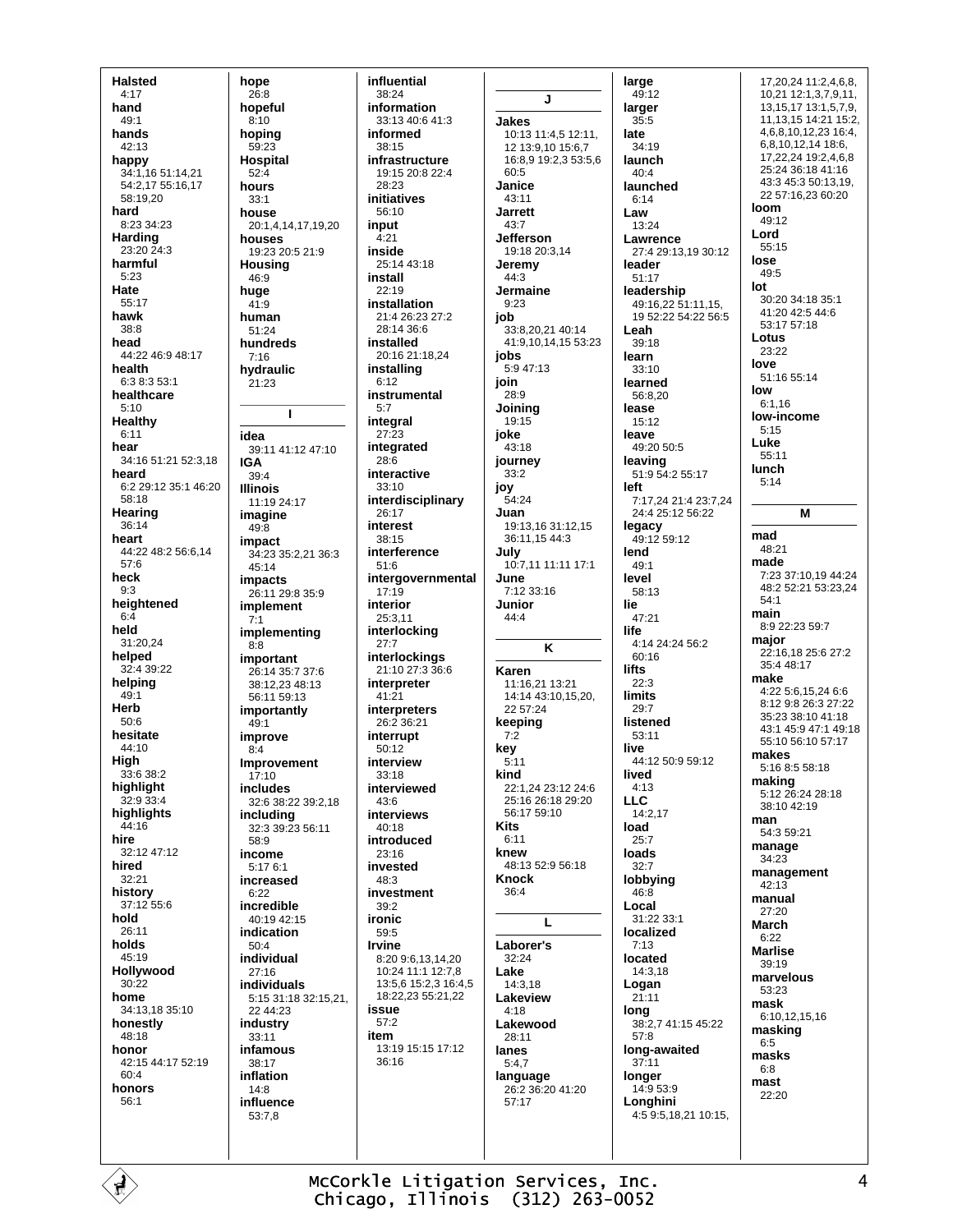**Halsted**
4:17
**hand**
49:1
**hands**
42:13
**happy**
34:1,16 51:14,21 54:2,17 55:16,17 58:19,20
**hard**
8:23 34:23
**Harding**
23:20 24:3
**harmful**
5:23
**Hate**
55:17
**hawk**
38:8
**head**
44:22 46:9 48:17
**health**
6:3 8:3 53:1
**healthcare**
5:10
**Healthy**
6:11
**hear**
34:16 51:21 52:3,18
**heard**
6:2 29:12 35:1 46:20 58:18
**Hearing**
36:14
**heart**
44:22 48:2 56:6,14 57:6
**heck**
9:3
**heightened**
6:4
**held**
31:20,24
**helped**
32:4 39:22
**helping**
49:1
**Herb**
50:6
**hesitate**
44:10
**High**
33:6 38:2
**highlight**
32:9 33:4
**highlights**
44:16
**hire**
32:12 47:12
**hired**
32:21
**history**
37:12 55:6
**hold**
26:11
**holds**
45:19
**Hollywood**
30:22
**home**
34:13,18 35:10
**honestly**
48:18
**honor**
42:15 44:17 52:19 60:4
**honors**
56:1

**hope**
26:8
**hopeful**
8:10
**hoping**
59:23
**Hospital**
52:4
**hours**
33:1
**house**
20:1,4,14,17,19,20
**houses**
19:23 20:5 21:9
**Housing**
46:9
**huge**
41:9
**human**
51:24
**hundreds**
7:16
**hydraulic**
21:23

## I

**idea**
39:11 41:12 47:10
**IGA**
39:4
**Illinois**
11:19 24:17
**imagine**
49:8
**impact**
34:23 35:2,21 36:3 45:14
**impacts**
26:11 29:8 35:9
**implement**
7:1
**implementing**
8:8
**important**
26:14 35:7 37:6 38:12,23 48:13 56:11 59:13
**importantly**
49:1
**improve**
8:4
**Improvement**
17:10
**includes**
32:6 38:22 39:2,18
**including**
32:3 39:23 56:11 58:9
**income**
5:17 6:1
**increased**
6:22
**incredible**
40:19 42:15
**indication**
50:4
**individual**
27:16
**individuals**
5:15 31:18 32:15,21, 22 44:23
**industry**
33:11
**infamous**
38:17
**inflation**
14:8
**influence**
53:7,8

**influential**
38:24
**information**
33:13 40:6 41:3
**informed**
38:15
**infrastructure**
19:15 20:8 22:4 28:23
**initiatives**
56:10
**input**
4:21
**inside**
25:14 43:18
**install**
22:19
**installation**
21:4 26:23 27:2 28:14 36:6
**installed**
20:16 21:18,24
**installing**
6:12
**instrumental**
5:7
**integral**
27:23
**integrated**
28:6
**interactive**
33:10
**interdisciplinary**
26:17
**interest**
38:15
**interference**
51:6
**intergovernmental**
17:19
**interior**
25:3,11
**interlocking**
27:7
**interlockings**
21:10 27:3 36:6
**interpreter**
41:21
**interpreters**
26:2 36:21
**interrupt**
50:12
**interview**
33:18
**interviewed**
43:6
**interviews**
40:18
**introduced**
23:16
**invested**
48:3
**investment**
39:2
**ironic**
59:5
**Irvine**
8:20 9:6,13,14,20 10:24 11:1 12:7,8 13:5,6 15:2,3 16:4,5 18:22,23 55:21,22
**issue**
57:2
**item**
13:19 15:15 17:12 36:16

## J

**Jakes**
10:13 11:4,5 12:11, 12 13:9,10 15:6,7 16:8,9 19:2,3 53:5,6 60:5
**Janice**
43:11
**Jarrett**
43:7
**Jefferson**
19:18 20:3,14
**Jeremy**
44:3
**Jermaine**
9:23
**job**
33:8,20,21 40:14 41:9,10,14,15 53:23
**jobs**
5:9 47:13
**join**
28:9
**Joining**
19:15
**joke**
43:18
**journey**
33:2
**joy**
54:24
**Juan**
19:13,16 31:12,15 36:11,15 44:3
**July**
10:7,11 11:11 17:1
**June**
7:12 33:16
**Junior**
44:4

## K

**Karen**
11:16,21 13:21 14:14 43:10,15,20, 22 57:24
**keeping**
7:2
**key**
5:11
**kind**
22:1,24 23:12 24:6 25:16 26:18 29:20 56:17 59:10
**Kits**
6:11
**knew**
48:13 52:9 56:18
**Knock**
36:4

## L

**Laborer's**
32:24
**Lake**
14:3,18
**Lakeview**
4:18
**Lakewood**
28:11
**lanes**
5:4,7
**language**
26:2 36:20 41:20 57:17

**large**
49:12
**larger**
35:5
**late**
34:19
**launch**
40:4
**launched**
6:14
**Law**
13:24
**Lawrence**
27:4 29:13,19 30:12
**leader**
51:17
**leadership**
49:16,22 51:11,15, 19 52:22 54:22 56:5
**Leah**
39:18
**learn**
33:10
**learned**
56:8,20
**lease**
15:12
**leave**
49:20 50:5
**leaving**
51:9 54:2 55:17
**left**
7:17,24 21:4 23:7,24 24:4 25:12 56:22
**legacy**
49:12 59:12
**lend**
49:1
**level**
58:13
**lie**
47:21
**life**
4:14 24:24 56:2 60:16
**lifts**
22:3
**limits**
29:7
**listened**
53:11
**live**
44:12 50:9 59:12
**lived**
4:13
**LLC**
14:2,17
**load**
25:7
**loads**
32:7
**lobbying**
46:8
**Local**
31:22 33:1
**localized**
7:13
**located**
14:3,18
**Logan**
21:11
**long**
38:2,7 41:15 45:22 57:8
**long-awaited**
37:11
**longer**
14:9 53:9
**Longhini**
4:5 9:5,18,21 10:15, 17,20,24 11:2,4,6,8, 10,21 12:1,3,7,9,11, 13,15,17 13:1,5,7,9, 11,13,15 14:21 15:2, 4,6,8,10,12,23 16:4, 6,8,10,12,14 18:6, 17,22,24 19:2,4,6,8 25:24 36:18 41:16 43:3 45:3 50:13,19, 22 57:16,23 60:20
**loom**
49:12
**Lord**
55:15
**lose**
49:5
**lot**
30:20 34:18 35:1 41:20 42:5 44:6 53:17 57:18
**Lotus**
23:22
**love**
51:16 55:14
**low**
6:1,16
**low-income**
5:15
**Luke**
55:11
**lunch**
5:14

## M

**mad**
48:21
**made**
7:23 37:10,19 44:24 48:2 52:21 53:23,24 54:1
**main**
8:9 22:23 59:7
**major**
22:16,18 25:6 27:2 35:4 48:17
**make**
4:22 5:6,15,24 6:6 8:12 9:8 26:3 27:22 35:23 38:10 41:18 43:1 45:9 47:1 49:18 55:10 56:10 57:17
**makes**
5:16 8:5 58:18
**making**
5:12 26:24 28:18 38:10 42:19
**man**
54:3 59:21
**manage**
34:23
**management**
42:13
**manual**
27:20
**March**
6:22
**Marlise**
39:19
**marvelous**
53:23
**mask**
6:10,12,15,16
**masking**
6:5
**masks**
6:8
**mast**
22:20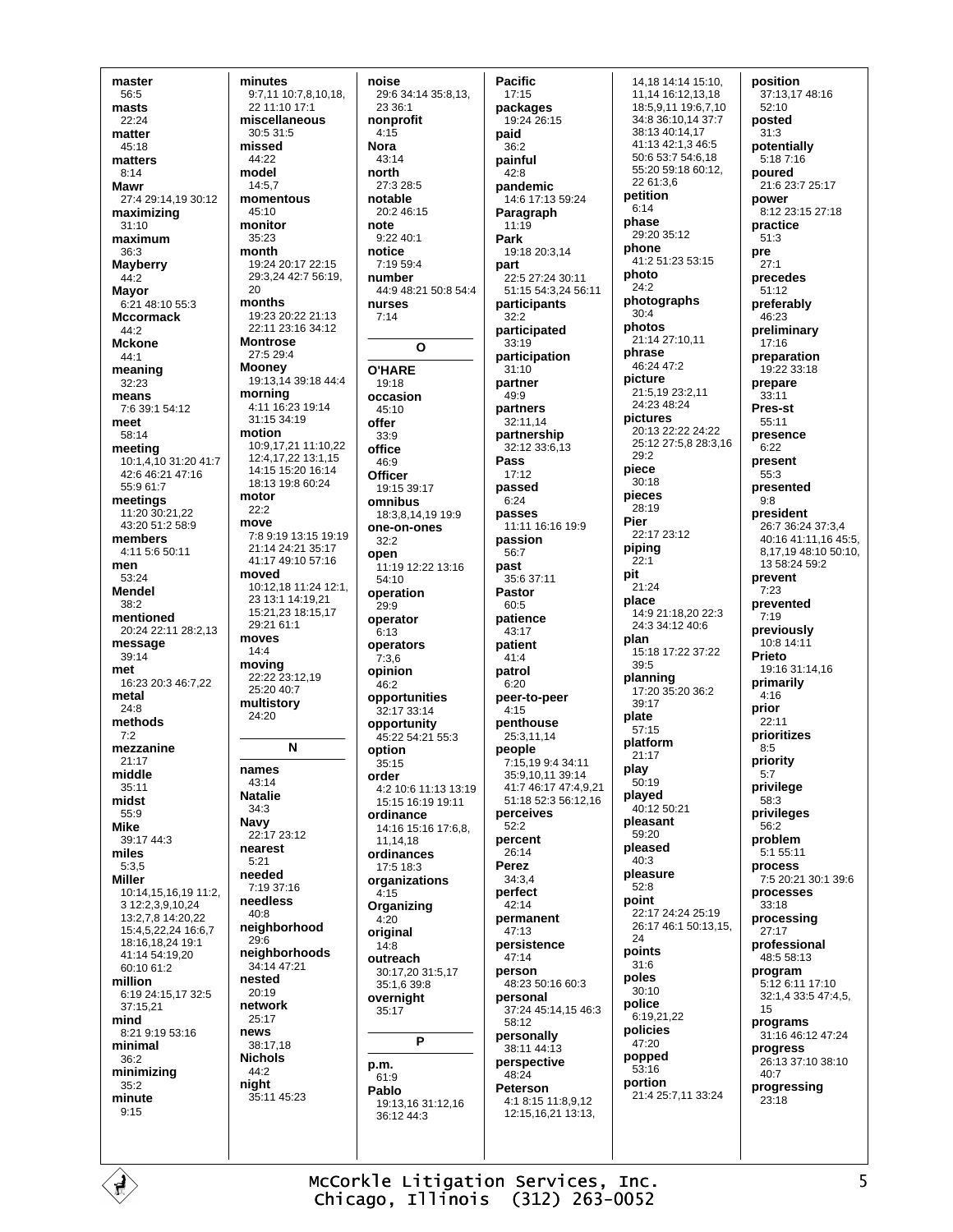**master**
56:5
**masts**
22:24
**matter**
45:18
**matters**
8:14
**Mawr**
27:4 29:14,19 30:12
**maximizing**
31:10
**maximum**
36:3
**Mayberry**
44:2
**Mayor**
6:21 48:10 55:3
**Mccormack**
44:2
**Mckone**
44:1
**meaning**
32:23
**means**
7:6 39:1 54:12
**meet**
58:14
**meeting**
10:1,4,10 31:20 41:7 42:6 46:21 47:16 55:9 61:7
**meetings**
11:20 30:21,22 43:20 51:2 58:9
**members**
4:11 5:6 50:11
**men**
53:24
**Mendel**
38:2
**mentioned**
20:24 22:11 28:2,13
**message**
39:14
**met**
16:23 20:3 46:7,22
**metal**
24:8
**methods**
7:2
**mezzanine**
21:17
**middle**
35:11
**midst**
55:9
**Mike**
39:17 44:3
**miles**
5:3,5
**Miller**
10:14,15,16,19 11:2,3 12:2,3,9,10,24 13:2,7,8 14:20,22 15:4,5,22,24 16:6,7 18:16,18,24 19:1 41:14 54:19,20 60:10 61:2
**million**
6:19 24:15,17 32:5 37:15,21
**mind**
8:21 9:19 53:16
**minimal**
36:2
**minimizing**
35:2
**minute**
9:15
**minutes**
9:7,11 10:7,8,10,18,22 11:10 17:1
**miscellaneous**
30:5 31:5
**missed**
44:22
**model**
14:5,7
**momentous**
45:10
**monitor**
35:23
**month**
19:24 20:17 22:15 29:3,24 42:7 56:19,20
**months**
19:23 20:22 21:13 22:11 23:16 34:12
**Montrose**
27:5 29:4
**Mooney**
19:13,14 39:18 44:4
**morning**
4:11 16:23 19:14 31:15 34:19
**motion**
10:9,17,21 11:10,22 12:4,17,22 13:1,15 14:15 15:20 16:14 18:13 19:8 60:24
**motor**
22:2
**move**
7:8 9:19 13:15 19:19 21:14 24:21 35:17 41:17 49:10 57:16
**moved**
10:12,18 11:24 12:1,23 13:1 14:19,21 15:21,23 18:15,17 29:21 61:1
**moves**
14:4
**moving**
22:22 23:12,19 25:20 40:7
**multistory**
24:20

**N**

**names**
43:14
**Natalie**
34:3
**Navy**
22:17 23:12
**nearest**
5:21
**needed**
7:19 37:16
**needless**
40:8
**neighborhood**
29:6
**neighborhoods**
34:14 47:21
**nested**
20:19
**network**
25:17
**news**
38:17,18
**Nichols**
44:2
**night**
35:11 45:23
**noise**
29:6 34:14 35:8,13,23 36:1
**nonprofit**
4:15
**Nora**
43:14
**north**
27:3 28:5
**notable**
20:2 46:15
**note**
9:22 40:1
**notice**
7:19 59:4
**number**
44:9 48:21 50:8 54:4
**nurses**
7:14

**O**

**O'HARE**
19:18
**occasion**
45:10
**offer**
33:9
**office**
46:9
**Officer**
19:15 39:17
**omnibus**
18:3,8,14,19 19:9
**one-on-ones**
32:2
**open**
11:19 12:22 13:16 54:10
**operation**
29:9
**operator**
6:13
**operators**
7:3,6
**opinion**
46:2
**opportunities**
32:17 33:14
**opportunity**
45:22 54:21 55:3
**option**
35:15
**order**
4:2 10:6 11:13 13:19 15:15 16:19 19:11
**ordinance**
14:16 15:16 17:6,8,11,14,18
**ordinances**
17:5 18:3
**organizations**
4:15
**Organizing**
4:20
**original**
14:8
**outreach**
30:17,20 31:5,17 35:1,6 39:8
**overnight**
35:17

**P**

**p.m.**
61:9
**Pablo**
19:13,16 31:12,16 36:12 44:3
**Pacific**
17:15
**packages**
19:24 26:15
**paid**
36:2
**painful**
42:8
**pandemic**
14:6 17:13 59:24
**Paragraph**
11:19
**Park**
19:18 20:3,14
**part**
22:5 27:24 30:11 51:15 54:3,24 56:11
**participants**
32:2
**participated**
33:19
**participation**
31:10
**partner**
49:9
**partners**
32:11,14
**partnership**
32:12 33:6,13
**Pass**
17:12
**passed**
6:24
**passes**
11:11 16:16 19:9
**passion**
56:7
**past**
35:6 37:11
**Pastor**
60:5
**patience**
43:17
**patient**
41:4
**patrol**
6:20
**peer-to-peer**
4:15
**penthouse**
25:3,11,14
**people**
7:15,19 9:4 34:11 35:9,10,11 39:14 41:7 46:17 47:4,9,21 51:18 52:3 56:12,16
**perceives**
52:2
**percent**
26:14
**Perez**
34:3,4
**perfect**
42:14
**permanent**
47:13
**persistence**
47:14
**person**
48:23 50:16 60:3
**personal**
37:24 45:14,15 46:3 58:12
**personally**
38:11 44:13
**perspective**
48:24
**Peterson**
4:1 8:15 11:8,9,12 12:15,16,21 13:13,14,18 14:14 15:10,11,14 16:12,13,18 18:5,9,11 19:6,7,10 34:8 36:10,14 37:7 38:13 40:14,17 41:13 42:1,3 46:5 50:6 53:7 54:6,18 55:20 59:18 60:12,22 61:3,6
**petition**
6:14
**phase**
29:20 35:12
**phone**
41:2 51:23 53:15
**photo**
24:2
**photographs**
30:4
**photos**
21:14 27:10,11
**phrase**
46:24 47:2
**picture**
21:5,19 23:2,11 24:23 48:24
**pictures**
20:13 22:22 24:22 25:12 27:5,8 28:3,16 29:2
**piece**
30:18
**pieces**
28:19
**Pier**
22:17 23:12
**piping**
22:1
**pit**
21:24
**place**
14:9 21:18,20 22:3 24:3 34:12 40:6
**plan**
15:18 17:22 37:22 39:5
**planning**
17:20 35:20 36:2 39:17
**plate**
57:15
**platform**
21:17
**play**
50:19
**played**
40:12 50:21
**pleasant**
59:20
**pleased**
40:3
**pleasure**
52:8
**point**
22:17 24:24 25:19 26:17 46:1 50:13,15,24
**points**
31:6
**poles**
30:10
**police**
6:19,21,22
**policies**
47:20
**popped**
53:16
**portion**
21:4 25:7,11 33:24
**position**
37:13,17 48:16 52:10
**posted**
31:3
**potentially**
5:18 7:16
**poured**
21:6 23:7 25:17
**power**
8:12 23:15 27:18
**practice**
51:3
**pre**
27:1
**precedes**
51:12
**preferably**
46:23
**preliminary**
17:16
**preparation**
19:22 33:18
**prepare**
33:11
**Pres-st**
55:11
**presence**
6:22
**present**
55:3
**presented**
9:8
**president**
26:7 36:24 37:3,4 40:16 41:11,16 45:5,8,17,19 48:10 50:10,13 58:24 59:2
**prevent**
7:23
**prevented**
7:19
**previously**
10:8 14:11
**Prieto**
19:16 31:14,16
**primarily**
4:16
**prior**
22:11
**prioritizes**
8:5
**priority**
5:7
**privilege**
58:3
**privileges**
56:2
**problem**
5:1 55:11
**process**
7:5 20:21 30:1 39:6
**processes**
33:18
**processing**
27:17
**professional**
48:5 58:13
**program**
5:12 6:11 17:10 32:1,4 33:5 47:4,5,15
**programs**
31:16 46:12 47:24
**progress**
26:13 37:10 38:10 40:7
**progressing**
23:18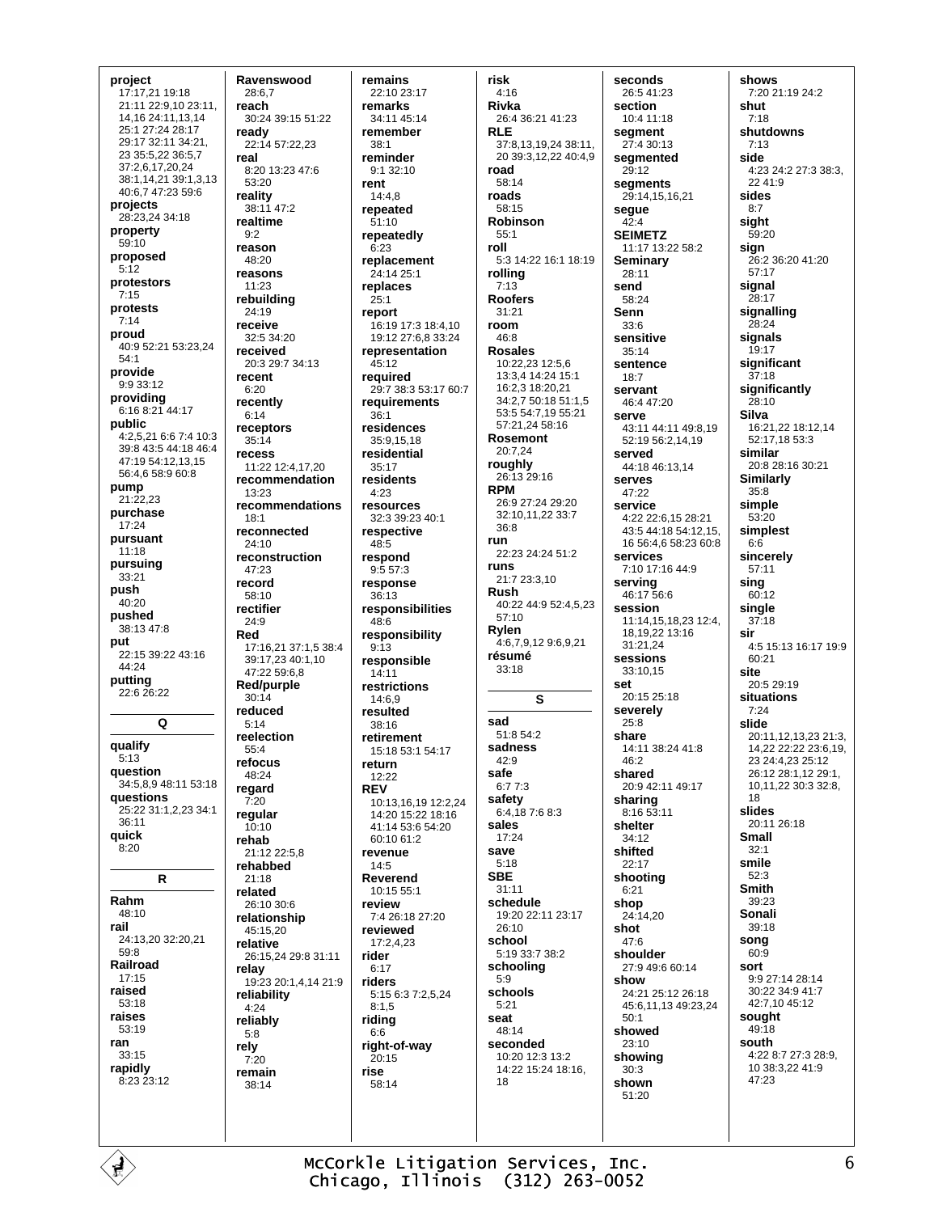**project**
17:17,21 19:18 21:11 22:9,10 23:11, 14,16 24:11,13,14 25:1 27:24 28:17 29:17 32:11 34:21, 23 35:5,22 36:5,7 37:2,6,17,20,24 38:1,14,21 39:1,3,13 40:6,7 47:23 59:6

**projects**
28:23,24 34:18

**property**
59:10

**proposed**
5:12

**protestors**
7:15

**protests**
7:14

**proud**
40:9 52:21 53:23,24 54:1

**provide**
9:9 33:12

**providing**
6:16 8:21 44:17

**public**
4:2,5,21 6:6 7:4 10:3 39:8 43:5 44:18 46:4 47:19 54:12,13,15 56:4,6 58:9 60:8

**pump**
21:22,23

**purchase**
17:24

**pursuant**
11:18

**pursuing**
33:21

**push**
40:20

**pushed**
38:13 47:8

**put**
22:15 39:22 43:16 44:24

**putting**
22:6 26:22

## Q

**qualify**
5:13

**question**
34:5,8,9 48:11 53:18

**questions**
25:22 31:1,2,23 34:1 36:11

**quick**
8:20

## R

**Rahm**
48:10

**rail**
24:13,20 32:20,21 59:8

**Railroad**
17:15

**raised**
53:18

**raises**
53:19

**ran**
33:15

**rapidly**
8:23 23:12

**Ravenswood**
28:6,7

**reach**
30:24 39:15 51:22

**ready**
22:14 57:22,23

**real**
8:20 13:23 47:6 53:20

**reality**
38:11 47:2

**realtime**
9:2

**reason**
48:20

**reasons**
11:23

**rebuilding**
24:19

**receive**
32:5 34:20

**received**
20:3 29:7 34:13

**recent**
6:20

**recently**
6:14

**receptors**
35:14

**recess**
11:22 12:4,17,20

**recommendation**
13:23

**recommendations**
18:1

**reconnected**
24:10

**reconstruction**
47:23

**record**
58:10

**rectifier**
24:9

**Red**
17:16,21 37:1,5 38:4 39:17,23 40:1,10 47:22 59:6,8

**Red/purple**
30:14

**reduced**
5:14

**reelection**
55:4

**refocus**
48:24

**regard**
7:20

**regular**
10:10

**rehab**
21:12 22:5,8

**rehabbed**
21:18

**related**
26:10 30:6

**relationship**
45:15,20

**relative**
26:15,24 29:8 31:11

**relay**
19:23 20:1,4,14 21:9

**reliability**
4:24

**reliably**
5:8

**rely**
7:20

**remain**
38:14

**remains**
22:10 23:17

**remarks**
34:11 45:14

**remember**
38:1

**reminder**
9:1 32:10

**rent**
14:4,8

**repeated**
51:10

**repeatedly**
6:23

**replacement**
24:14 25:1

**replaces**
25:1

**report**
16:19 17:3 18:4,10 19:12 27:6,8 33:24

**representation**
45:12

**required**
29:7 38:3 53:17 60:7

**requirements**
36:1

**residences**
35:9,15,18

**residential**
35:17

**residents**
4:23

**resources**
32:3 39:23 40:1

**respective**
48:5

**respond**
9:5 57:3

**response**
36:13

**responsibilities**
48:6

**responsibility**
9:13

**responsible**
14:11

**restrictions**
14:6,9

**resulted**
38:16

**retirement**
15:18 53:1 54:17

**return**
12:22

**REV**
10:13,16,19 12:2,24 14:20 15:22 18:16 41:14 53:6 54:20 60:10 61:2

**revenue**
14:5

**Reverend**
10:15 55:1

**review**
7:4 26:18 27:20

**reviewed**
17:2,4,23

**rider**
6:17

**riders**
5:15 6:3 7:2,5,24 8:1,5

**riding**
6:6

**right-of-way**
20:15

**rise**
58:14

**risk**
4:16

**Rivka**
26:4 36:21 41:23

**RLE**
37:8,13,19,24 38:11, 20 39:3,12,22 40:4,9

**road**
58:14

**roads**
58:15

**Robinson**
55:1

**roll**
5:3 14:22 16:1 18:19

**rolling**
7:13

**Roofers**
31:21

**room**
46:8

**Rosales**
10:22,23 12:5,6 13:3,4 14:24 15:1 16:2,3 18:20,21 34:2,7 50:18 51:1,5 53:5 54:7,19 55:21 57:21,24 58:16

**Rosemont**
20:7,24

**roughly**
26:13 29:16

**RPM**
26:9 27:24 29:20 32:10,11,22 33:7 36:8

**run**
22:23 24:24 51:2

**runs**
21:7 23:3,10

**Rush**
40:22 44:9 52:4,5,23 57:10

**Rylen**
4:6,7,9,12 9:6,9,21

**résumé**
33:18

## S

**sad**
51:8 54:2

**sadness**
42:9

**safe**
6:7 7:3

**safety**
6:4,18 7:6 8:3

**sales**
17:24

**save**
5:18

**SBE**
31:11

**schedule**
19:20 22:11 23:17 26:10

**school**
5:19 33:7 38:2

**schooling**
5:9

**schools**
5:21

**seat**
48:14

**seconded**
10:20 12:3 13:2 14:22 15:24 18:16, 18

**seconds**
26:5 41:23

**section**
10:4 11:18

**segment**
27:4 30:13

**segmented**
29:12

**segments**
29:14,15,16,21

**segue**
42:4

**SEIMETZ**
11:17 13:22 58:2

**Seminary**
28:11

**send**
58:24

**Senn**
33:6

**sensitive**
35:14

**sentence**
18:7

**servant**
46:4 47:20

**serve**
43:11 44:11 49:8,19 52:19 56:2,14,19

**served**
44:18 46:13,14

**serves**
47:22

**service**
4:22 22:6,15 28:21 43:5 44:18 54:12,15, 16 56:4,6 58:23 60:8

**services**
7:10 17:16 44:9

**serving**
46:17 56:6

**session**
11:14,15,18,23 12:4, 18,19,22 13:16 31:21,24

**sessions**
33:10,15

**set**
20:15 25:18

**severely**
25:8

**share**
14:11 38:24 41:8 46:2

**shared**
20:9 42:11 49:17

**sharing**
8:16 53:11

**shelter**
34:12

**shifted**
22:17

**shooting**
6:21

**shop**
24:14,20

**shot**
47:6

**shoulder**
27:9 49:6 60:14

**show**
24:21 25:12 26:18 45:6,11,13 49:23,24 50:1

**showed**
23:10

**showing**
30:3

**shown**
51:20

**shows**
7:20 21:19 24:2

**shut**
7:18

**shutdowns**
7:13

**side**
4:23 24:2 27:3 38:3, 22 41:9

**sides**
8:7

**sight**
59:20

**sign**
26:2 36:20 41:20 57:17

**signal**
28:17

**signalling**
28:24

**signals**
19:17

**significant**
37:18

**significantly**
28:10

**Silva**
16:21,22 18:12,14 52:17,18 53:3

**similar**
20:8 28:16 30:21

**Similarly**
35:8

**simple**
53:20

**simplest**
6:6

**sincerely**
57:11

**sing**
60:12

**single**
37:18

**sir**
4:5 15:13 16:17 19:9 60:21

**site**
20:5 29:19

**situations**
7:24

**slide**
20:11,12,13,23 21:3, 14,22 22:22 23:6,19, 23 24:4,23 25:12 26:12 28:1,12 29:1, 10,11,22 30:3 32:8, 18

**slides**
20:11 26:18

**Small**
32:1

**smile**
52:3

**Smith**
39:23

**Sonali**
39:18

**song**
60:9

**sort**
9:9 27:14 28:14 30:22 34:9 41:7 42:7,10 45:12

**sought**
49:18

**south**
4:22 8:7 27:3 28:9, 10 38:3,22 41:9 47:23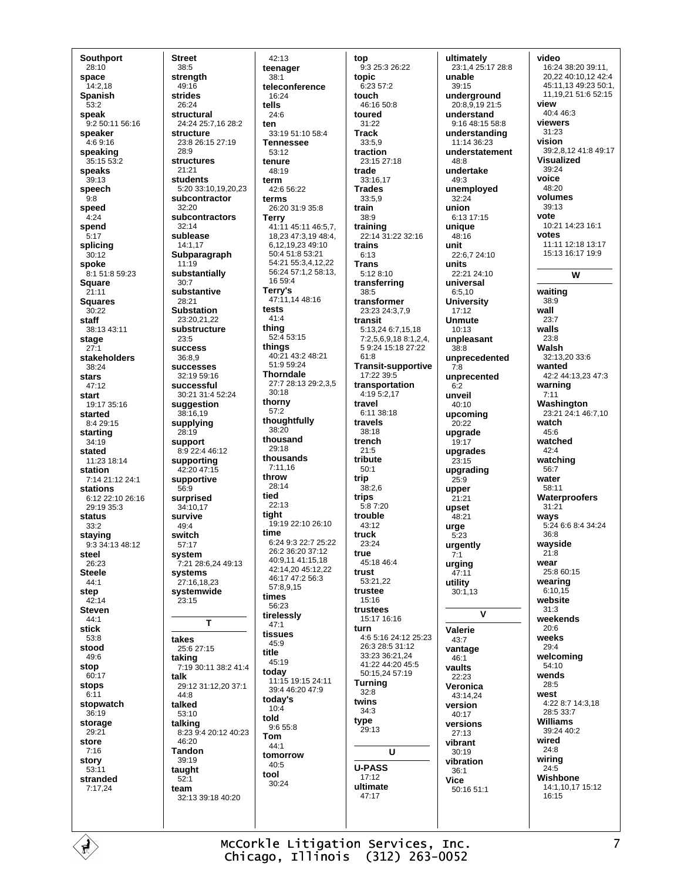**Southport**
28:10
**space**
14:2,18
**Spanish**
53:2
**speak**
9:2 50:11 56:16
**speaker**
4:6 9:16
**speaking**
35:15 53:2
**speaks**
39:13
**speech**
9:8
**speed**
4:24
**spend**
5:17
**splicing**
30:12
**spoke**
8:1 51:8 59:23
**Square**
21:11
**Squares**
30:22
**staff**
38:13 43:11
**stage**
27:1
**stakeholders**
38:24
**stars**
47:12
**start**
19:17 35:16
**started**
8:4 29:15
**starting**
34:19
**stated**
11:23 18:14
**station**
7:14 21:12 24:1
**stations**
6:12 22:10 26:16 29:19 35:3
**status**
33:2
**staying**
9:3 34:13 48:12
**steel**
26:23
**Steele**
44:1
**step**
42:14
**Steven**
44:1
**stick**
53:8
**stood**
49:6
**stop**
60:17
**stops**
6:11
**stopwatch**
36:19
**storage**
29:21
**store**
7:16
**story**
53:11
**stranded**
7:17,24

**Street**
38:5
**strength**
49:16
**strides**
26:24
**structural**
24:24 25:7,16 28:2
**structure**
23:8 26:15 27:19 28:9
**structures**
21:21
**students**
5:20 33:10,19,20,23
**subcontractor**
32:20
**subcontractors**
32:14
**sublease**
14:1,17
**Subparagraph**
11:19
**substantially**
30:7
**substantive**
28:21
**Substation**
23:20,21,22
**substructure**
23:5
**success**
36:8,9
**successes**
32:19 59:16
**successful**
30:21 31:4 52:24
**suggestion**
38:16,19
**supplying**
28:19
**support**
8:9 22:4 46:12
**supporting**
42:20 47:15
**supportive**
56:9
**surprised**
34:10,17
**survive**
49:4
**switch**
57:17
**system**
7:21 28:6,24 49:13
**systems**
27:16,18,23
**systemwide**
23:15

**T**

**takes**
25:6 27:15
**taking**
7:19 30:11 38:2 41:4
**talk**
29:12 31:12,20 37:1 44:8
**talked**
53:10
**talking**
8:23 9:4 20:12 40:23 46:20
**Tandon**
39:19
**taught**
52:1
**team**
32:13 39:18 40:20
42:13
**teenager**
38:1
**teleconference**
16:24
**tells**
24:6
**ten**
33:19 51:10 58:4
**Tennessee**
53:12
**tenure**
48:19
**term**
42:6 56:22
**terms**
26:20 31:9 35:8
**Terry**
41:11 45:11 46:5,7, 18,23 47:3,19 48:4, 6,12,19,23 49:10 50:4 51:8 53:21 54:21 55:3,4,12,22 56:24 57:1,2 58:13, 16 59:4
**Terry's**
47:11,14 48:16
**tests**
41:4
**thing**
52:4 53:15
**things**
40:21 43:2 48:21 51:9 59:24
**Thorndale**
27:7 28:13 29:2,3,5 30:18
**thorny**
57:2
**thoughtfully**
38:20
**thousand**
29:18
**thousands**
7:11,16
**throw**
28:14
**tied**
22:13
**tight**
19:19 22:10 26:10
**time**
6:24 9:3 22:7 25:22 26:2 36:20 37:12 40:9,11 41:15,18 42:14,20 45:12,22 46:17 47:2 56:3 57:8,9,15
**times**
56:23
**tirelessly**
47:1
**tissues**
45:9
**title**
45:19
**today**
11:15 19:15 24:11 39:4 46:20 47:9
**today's**
10:4
**told**
9:6 55:8
**Tom**
44:1
**tomorrow**
40:5
**tool**
30:24

**top**
9:3 25:3 26:22
**topic**
6:23 57:2
**touch**
46:16 50:8
**toured**
31:22
**Track**
33:5,9
**traction**
23:15 27:18
**trade**
33:16,17
**Trades**
33:5,9
**train**
38:9
**training**
22:14 31:22 32:16
**trains**
6:13
**Trans**
5:12 8:10
**transferring**
38:5
**transformer**
23:23 24:3,7,9
**transit**
5:13,24 6:7,15,18 7:2,5,6,9,18 8:1,2,4, 5 9:24 15:18 27:22 61:8
**Transit-supportive**
17:22 39:5
**transportation**
4:19 5:2,17
**travel**
6:11 38:18
**travels**
38:18
**trench**
21:5
**tribute**
50:1
**trip**
38:2,6
**trips**
5:8 7:20
**trouble**
43:12
**truck**
23:24
**true**
45:18 46:4
**trust**
53:21,22
**trustee**
15:16
**trustees**
15:17 16:16
**turn**
4:6 5:16 24:12 25:23 26:3 28:5 31:12 33:23 36:21,24 41:22 44:20 45:5 50:15,24 57:19
**Turning**
32:8
**twins**
34:3
**type**
29:13

**U**

**U-PASS**
17:12
**ultimate**
47:17

**ultimately**
23:1,4 25:17 28:8
**unable**
39:15
**underground**
20:8,9,19 21:5
**understand**
9:16 48:15 58:8
**understanding**
11:14 36:23
**understatement**
48:8
**undertake**
49:3
**unemployed**
32:24
**union**
6:13 17:15
**unique**
48:16
**unit**
22:6,7 24:10
**units**
22:21 24:10
**universal**
6:5,10
**University**
17:12
**Unmute**
10:13
**unpleasant**
38:8
**unprecedented**
7:8
**unprecented**
6:2
**unveil**
40:10
**upcoming**
20:22
**upgrade**
19:17
**upgrades**
23:15
**upgrading**
25:9
**upper**
21:21
**upset**
48:21
**urge**
5:23
**urgently**
7:1
**urging**
47:11
**utility**
30:1,13

**V**

**Valerie**
43:7
**vantage**
46:1
**vaults**
22:23
**Veronica**
43:14,24
**version**
40:17
**versions**
27:13
**vibrant**
30:19
**vibration**
36:1
**Vice**
50:16 51:1

**video**
16:24 38:20 39:11, 20,22 40:10,12 42:4 45:11,13 49:23 50:1, 11,19,21 51:6 52:15
**view**
40:4 46:3
**viewers**
31:23
**vision**
39:2,8,12 41:8 49:17
**Visualized**
39:24
**voice**
48:20
**volumes**
39:13
**vote**
10:21 14:23 16:1
**votes**
11:11 12:18 13:17 15:13 16:17 19:9

**W**

**waiting**
38:9
**wall**
23:7
**walls**
23:8
**Walsh**
32:13,20 33:6
**wanted**
42:2 44:13,23 47:3
**warning**
7:11
**Washington**
23:21 24:1 46:7,10
**watch**
45:6
**watched**
42:4
**watching**
56:7
**water**
58:11
**Waterproofers**
31:21
**ways**
5:24 6:6 8:4 34:24 36:8
**wayside**
21:8
**wear**
25:8 60:15
**wearing**
6:10,15
**website**
31:3
**weekends**
20:6
**weeks**
29:4
**welcoming**
54:10
**wends**
28:5
**west**
4:22 8:7 14:3,18 28:5 33:7
**Williams**
39:24 40:2
**wired**
24:8
**wiring**
24:5
**Wishbone**
14:1,10,17 15:12 16:15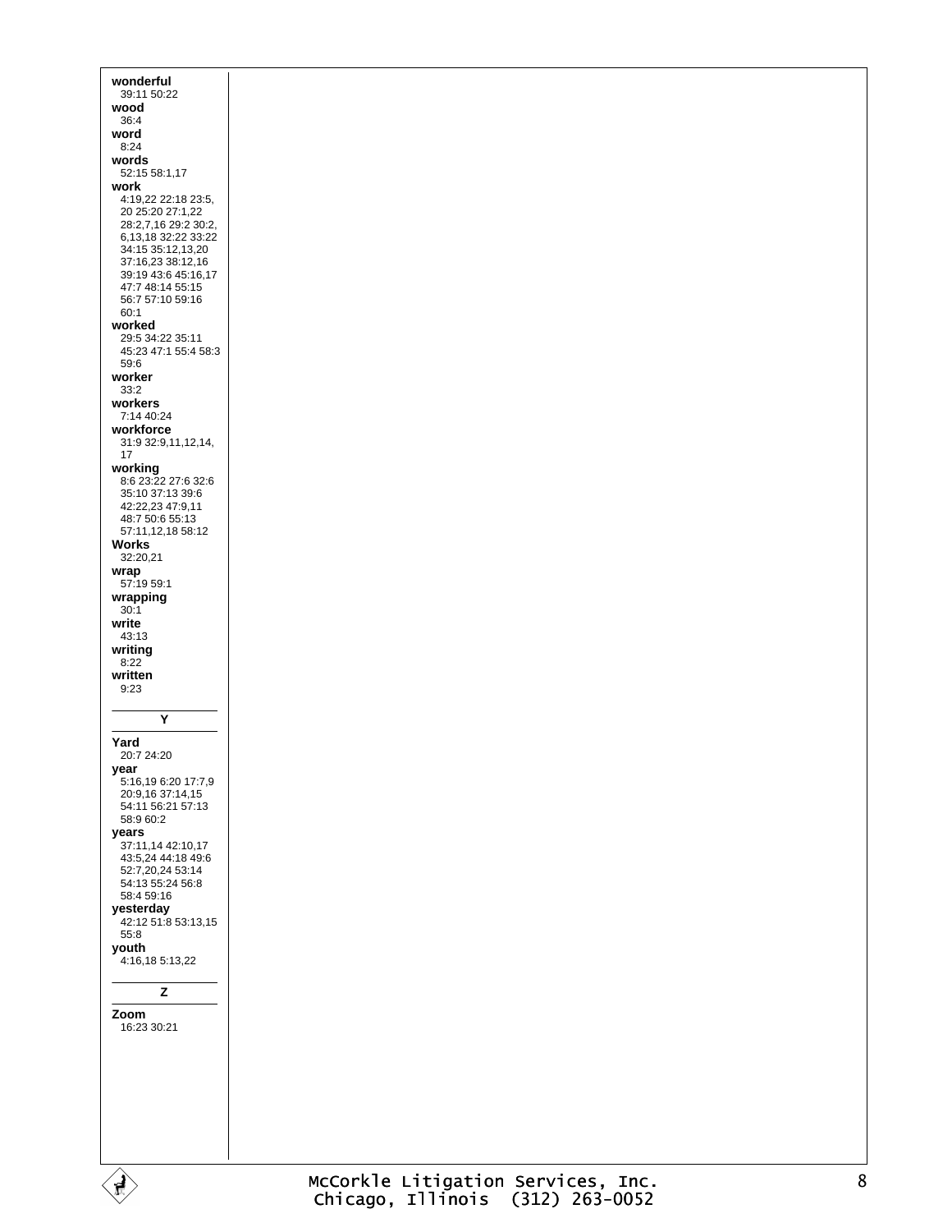**wonderful**
39:11 50:22

**wood**
36:4

**word**
8:24

**words**
52:15 58:1,17

**work**
4:19,22 22:18 23:5, 20 25:20 27:1,22 28:2,7,16 29:2 30:2, 6,13,18 32:22 33:22 34:15 35:12,13,20 37:16,23 38:12,16 39:19 43:6 45:16,17 47:7 48:14 55:15 56:7 57:10 59:16 60:1

**worked**
29:5 34:22 35:11 45:23 47:1 55:4 58:3 59:6

**worker**
33:2

**workers**
7:14 40:24

**workforce**
31:9 32:9,11,12,14, 17

**working**
8:6 23:22 27:6 32:6 35:10 37:13 39:6 42:22,23 47:9,11 48:7 50:6 55:13 57:11,12,18 58:12

**Works**
32:20,21

**wrap**
57:19 59:1

**wrapping**
30:1

**write**
43:13

**writing**
8:22

**written**
9:23

## Y

**Yard**
20:7 24:20

**year**
5:16,19 6:20 17:7,9 20:9,16 37:14,15 54:11 56:21 57:13 58:9 60:2

**years**
37:11,14 42:10,17 43:5,24 44:18 49:6 52:7,20,24 53:14 54:13 55:24 56:8 58:4 59:16

**yesterday**
42:12 51:8 53:13,15 55:8

**youth**
4:16,18 5:13,22

## Z

**Zoom**
16:23 30:21

McCorkle Litigation Services, Inc.
Chicago, Illinois (312) 263-0052